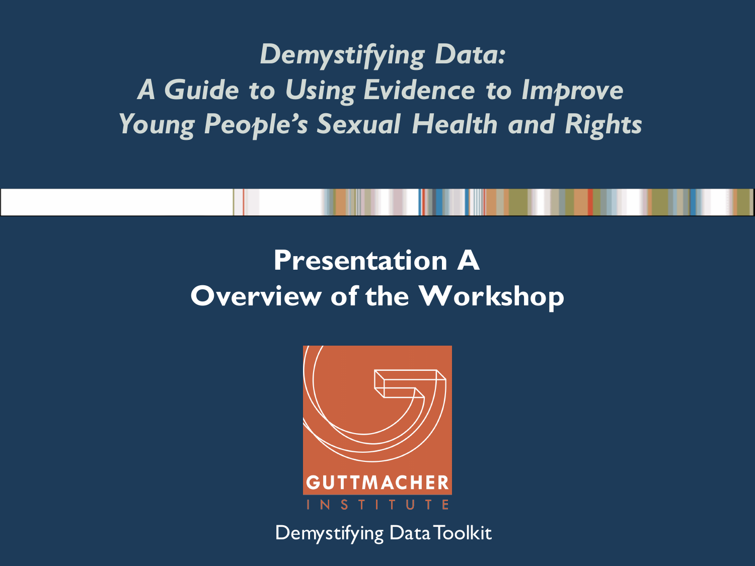# *Demystifying Data: A Guide to Using Evidence to Improve Young People's Sexual Health and Rights*

## Presentation A
## Overview of the Workshop

GUTTMACHER INSTITUTE

Demystifying Data Toolkit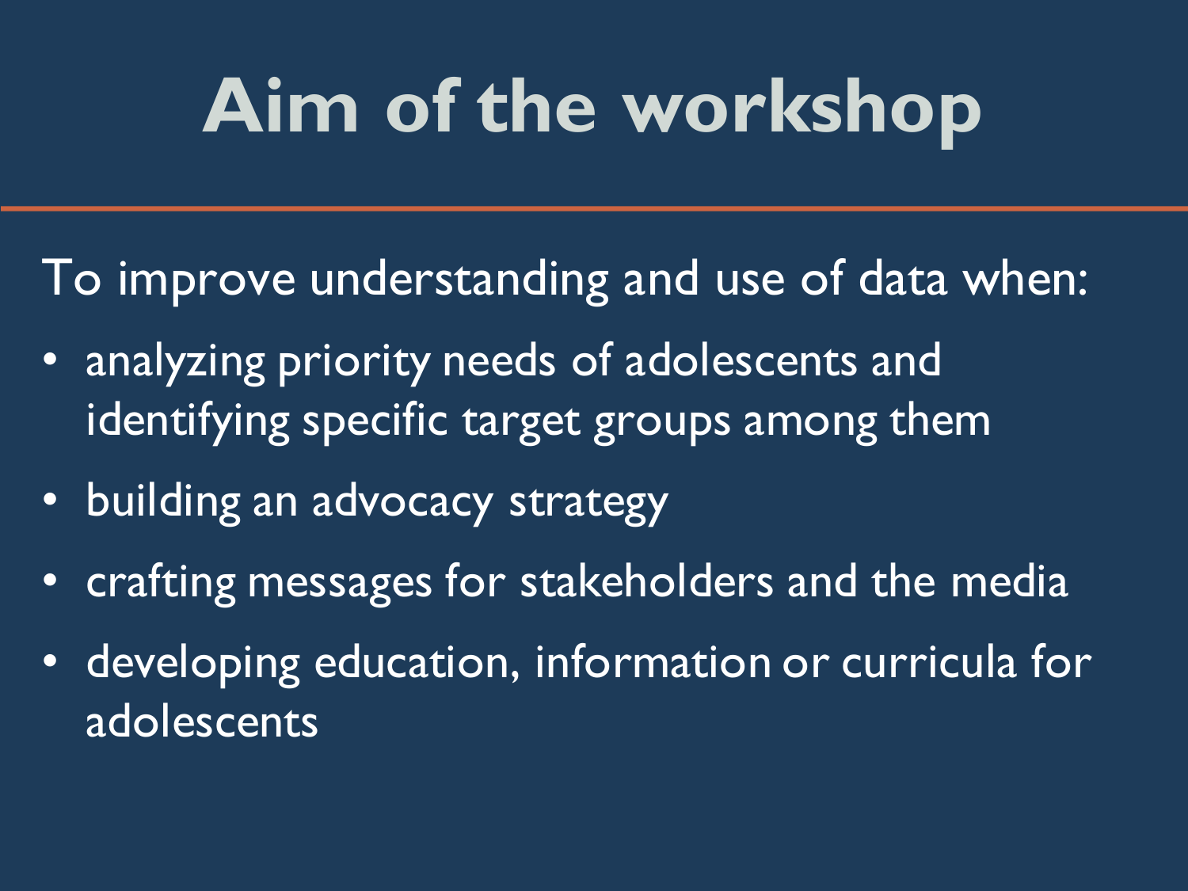# Aim of the workshop

To improve understanding and use of data when:

- analyzing priority needs of adolescents and identifying specific target groups among them
- building an advocacy strategy
- crafting messages for stakeholders and the media
- developing education, information or curricula for adolescents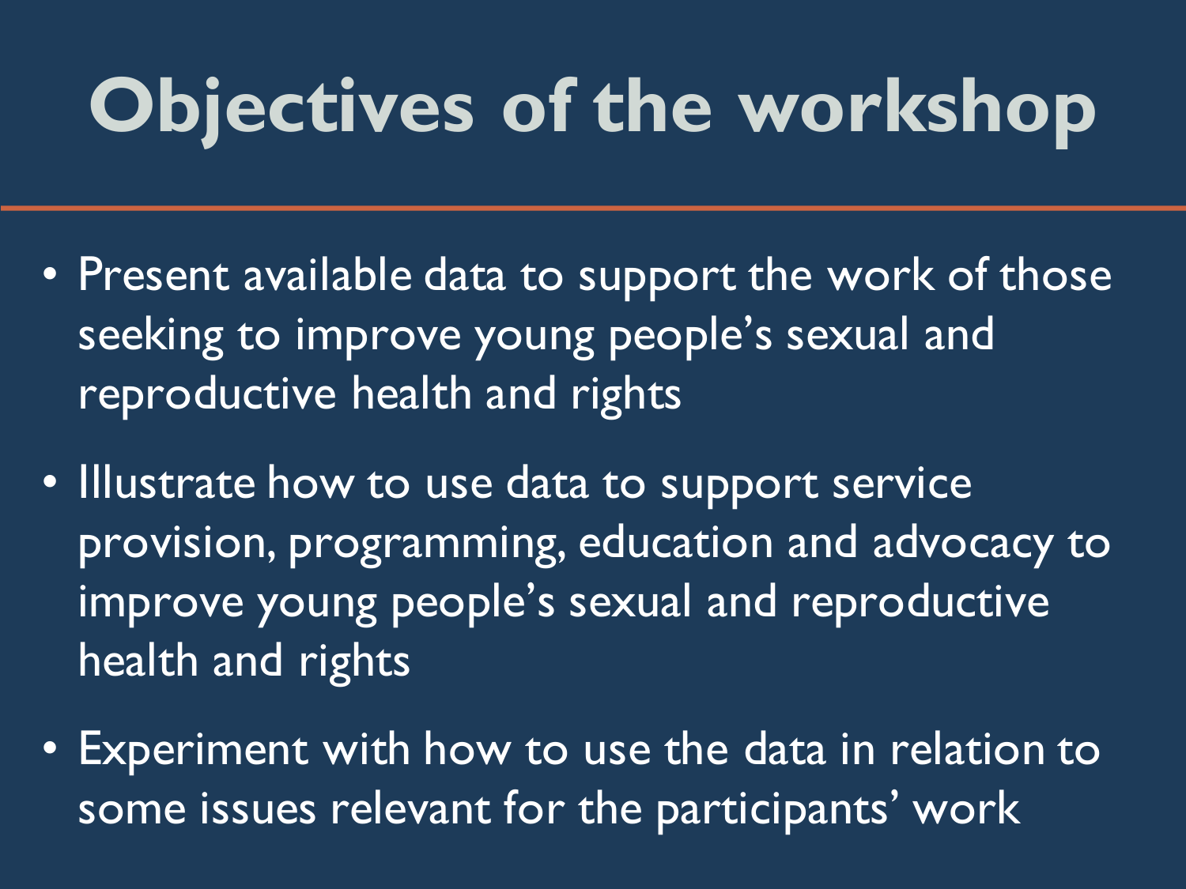# Objectives of the workshop

- Present available data to support the work of those seeking to improve young people's sexual and reproductive health and rights
- Illustrate how to use data to support service provision, programming, education and advocacy to improve young people's sexual and reproductive health and rights
- Experiment with how to use the data in relation to some issues relevant for the participants' work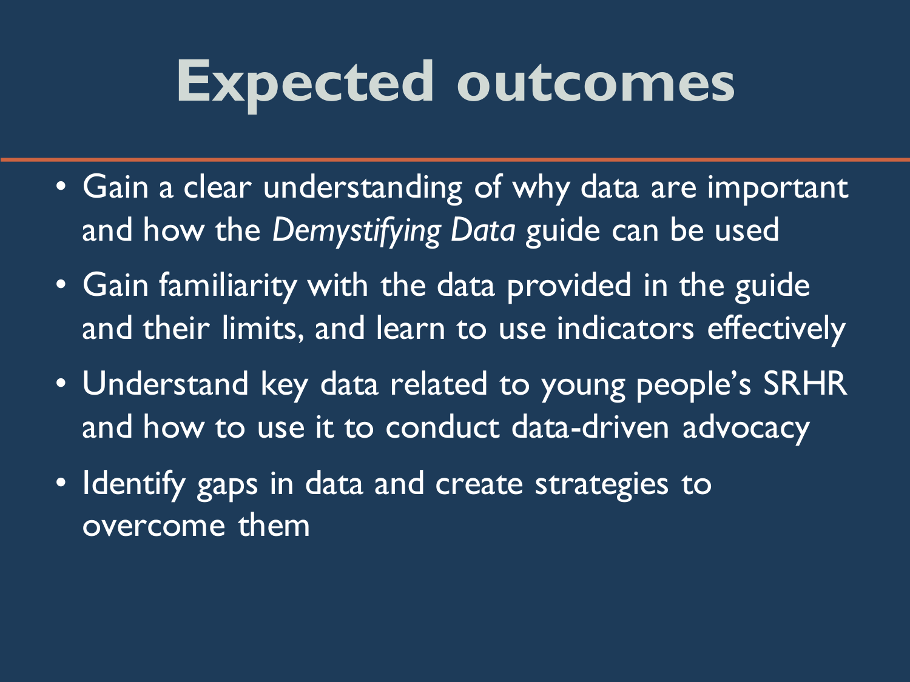# Expected outcomes

- Gain a clear understanding of why data are important and how the *Demystifying Data* guide can be used
- Gain familiarity with the data provided in the guide and their limits, and learn to use indicators effectively
- Understand key data related to young people's SRHR and how to use it to conduct data-driven advocacy
- Identify gaps in data and create strategies to overcome them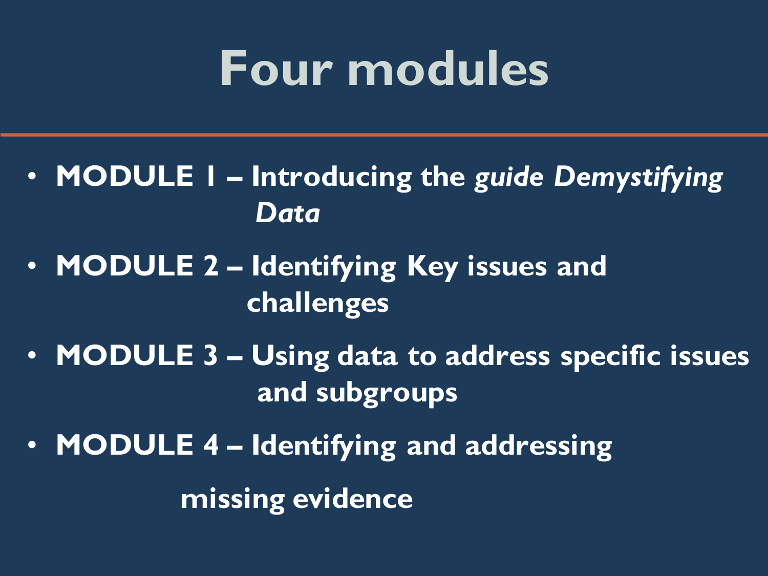# Four modules

- **MODULE 1 – Introducing the *guide Demystifying Data***
- **MODULE 2 – Identifying Key issues and challenges**
- **MODULE 3 – Using data to address specific issues and subgroups**
- **MODULE 4 – Identifying and addressing missing evidence**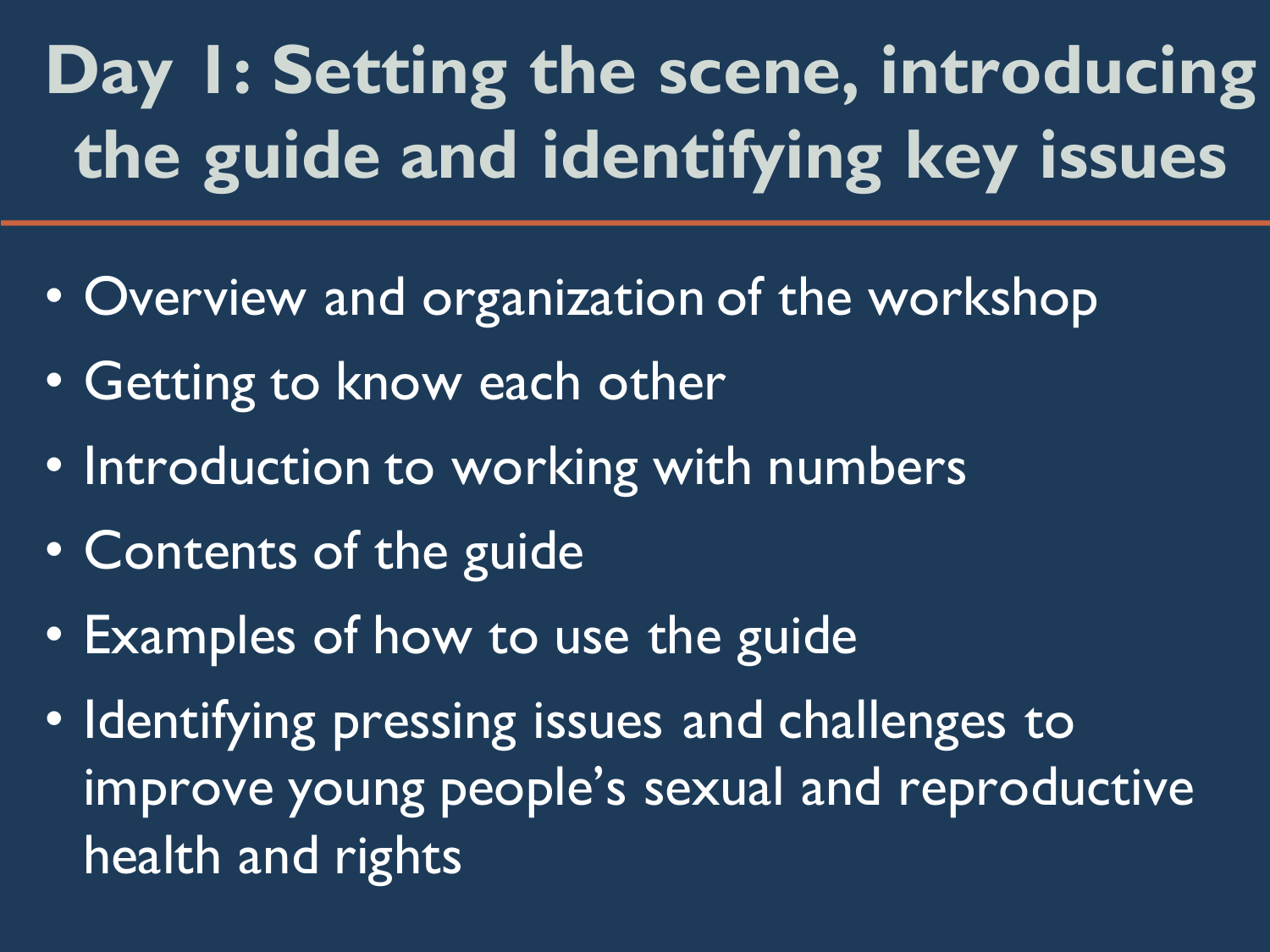# Day 1: Setting the scene, introducing the guide and identifying key issues

- Overview and organization of the workshop
- Getting to know each other
- Introduction to working with numbers
- Contents of the guide
- Examples of how to use the guide
- Identifying pressing issues and challenges to improve young people's sexual and reproductive health and rights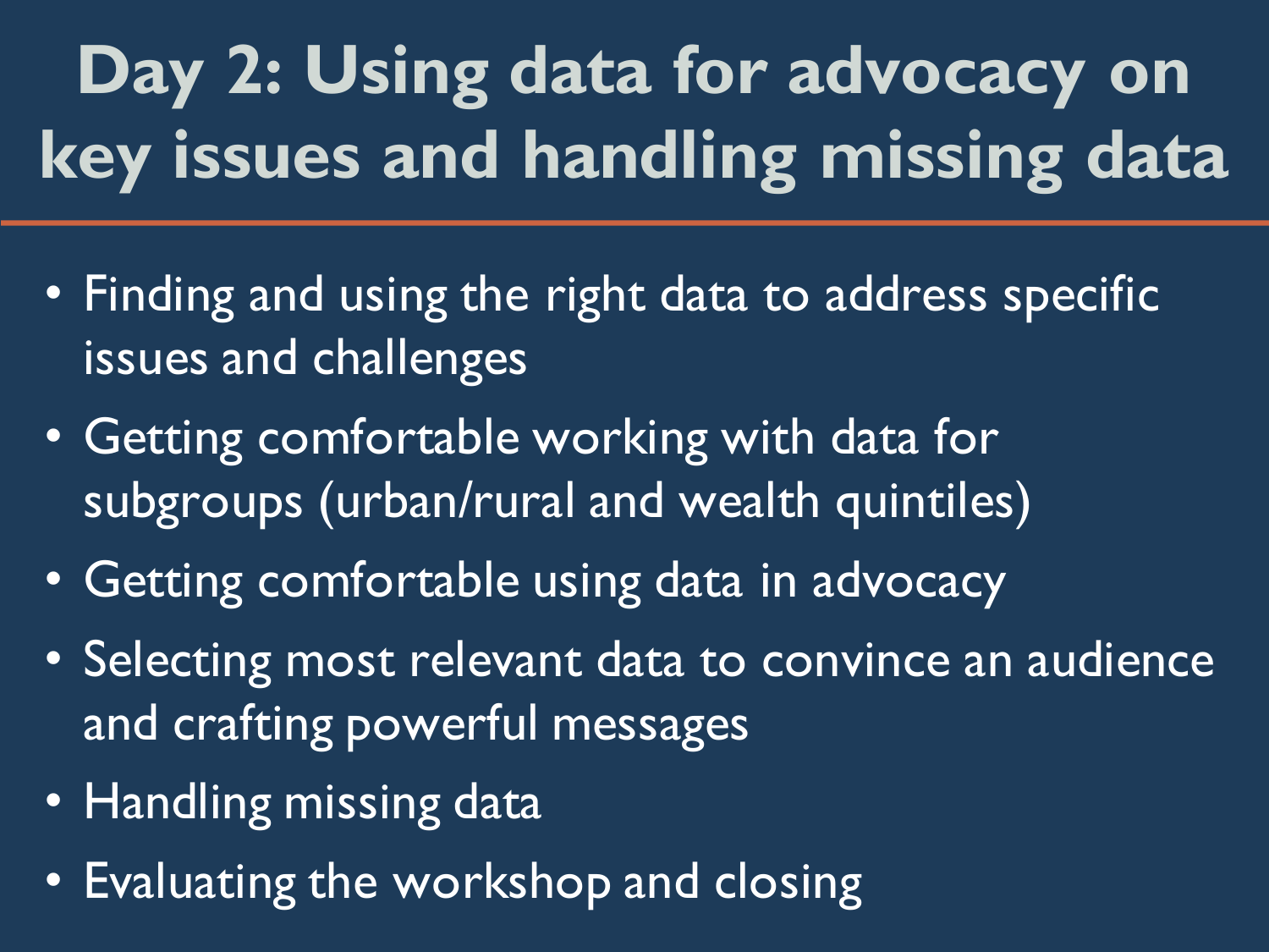# Day 2: Using data for advocacy on key issues and handling missing data

- Finding and using the right data to address specific issues and challenges
- Getting comfortable working with data for subgroups (urban/rural and wealth quintiles)
- Getting comfortable using data in advocacy
- Selecting most relevant data to convince an audience and crafting powerful messages
- Handling missing data
- Evaluating the workshop and closing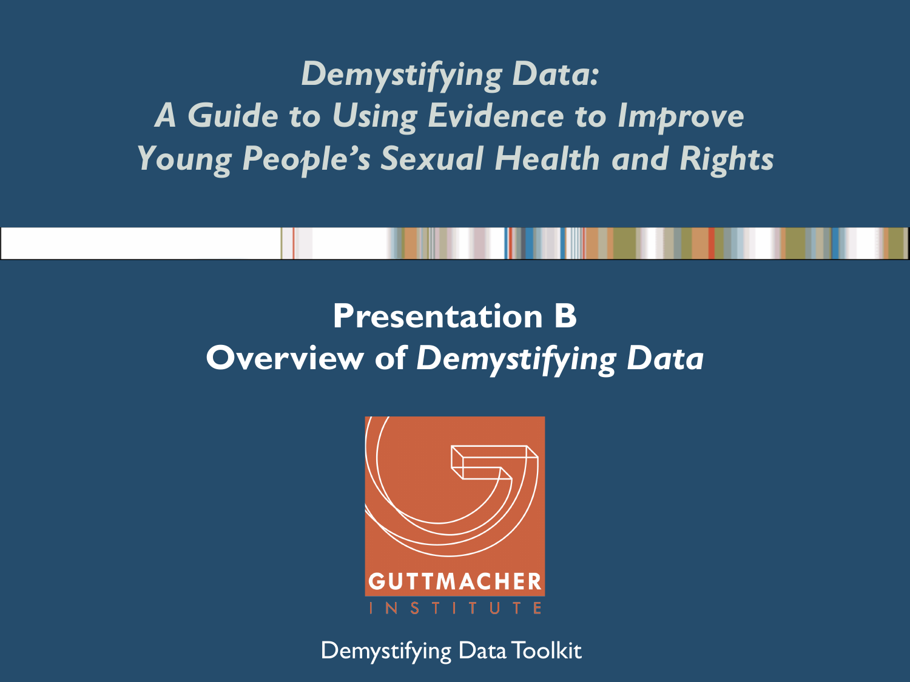# *Demystifying Data: A Guide to Using Evidence to Improve Young People's Sexual Health and Rights*

## Presentation B
## Overview of *Demystifying Data*

GUTTMACHER INSTITUTE

Demystifying Data Toolkit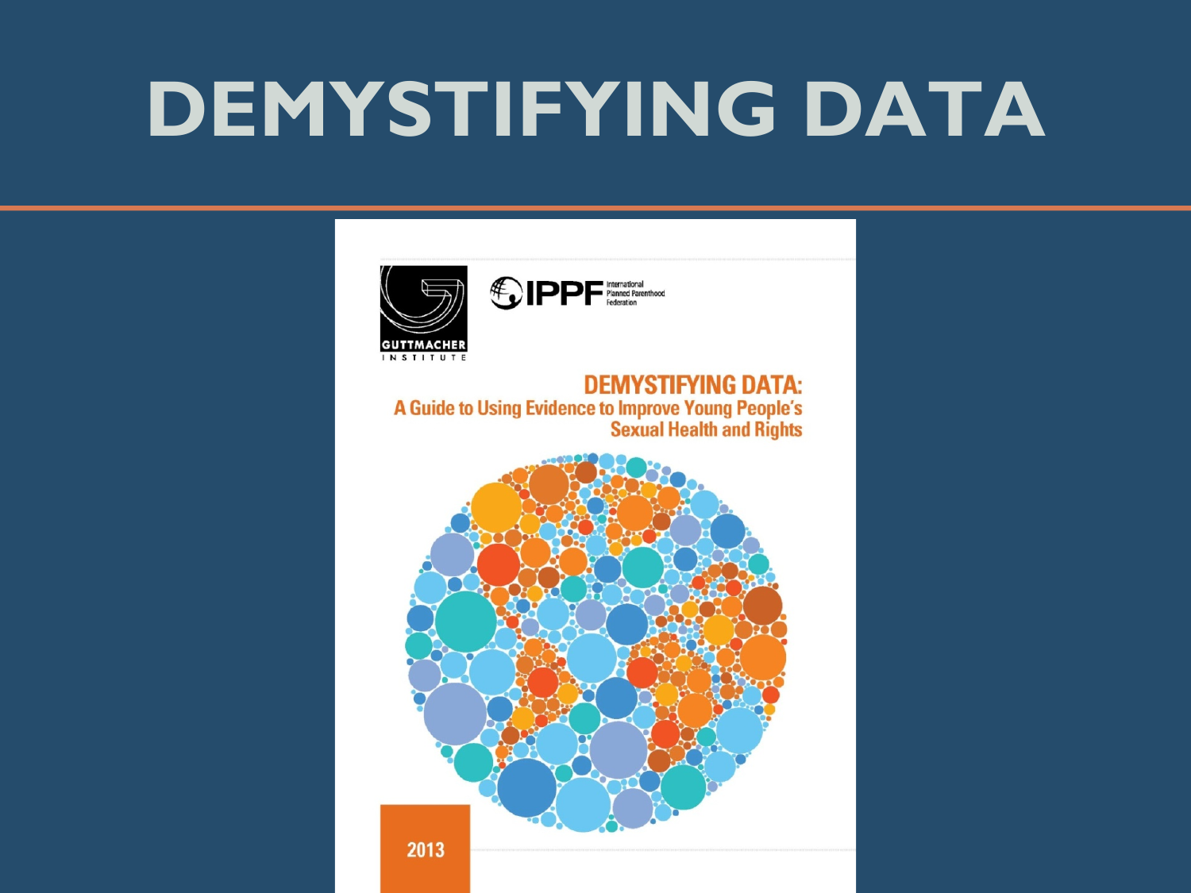# DEMYSTIFYING DATA

GUTTMACHER INSTITUTE

IPPF International Planned Parenthood Federation

## DEMYSTIFYING DATA:

A Guide to Using Evidence to Improve Young People's Sexual Health and Rights

2013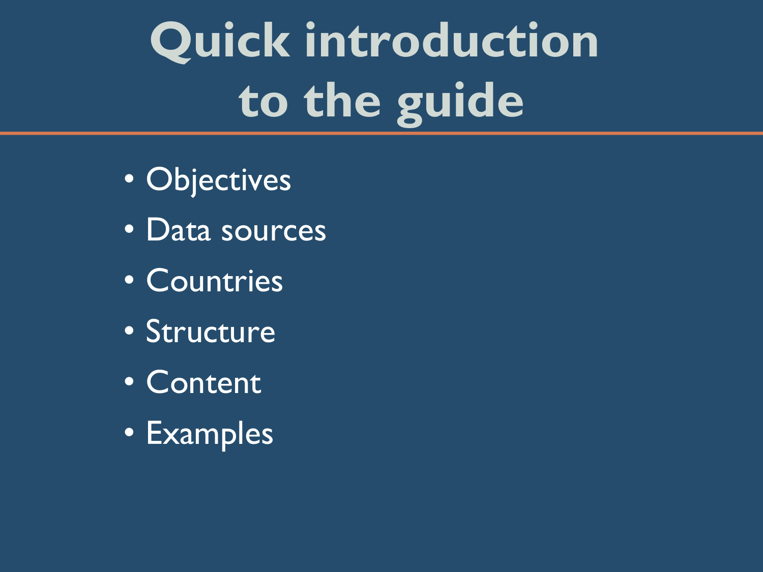# Quick introduction to the guide

- Objectives
- Data sources
- Countries
- Structure
- Content
- Examples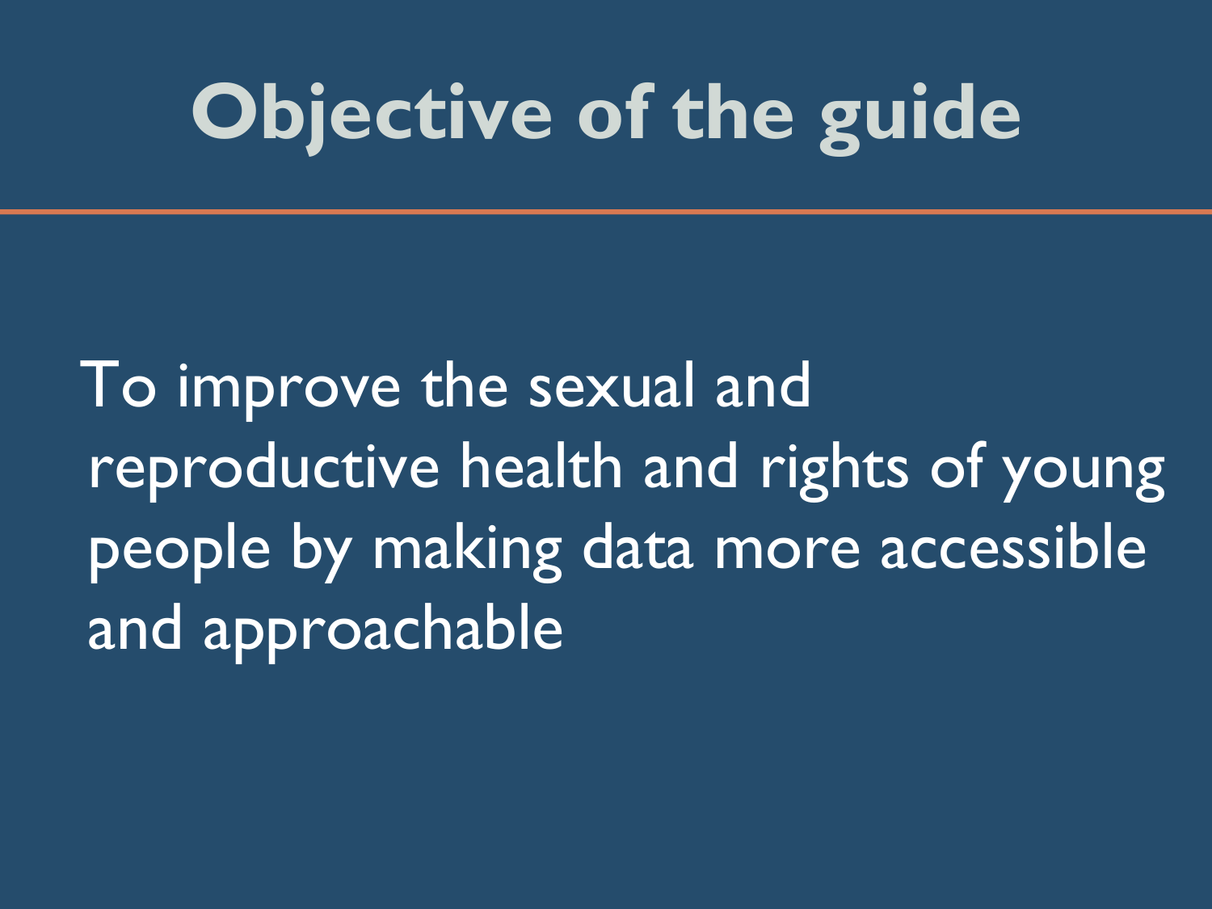# Objective of the guide

To improve the sexual and reproductive health and rights of young people by making data more accessible and approachable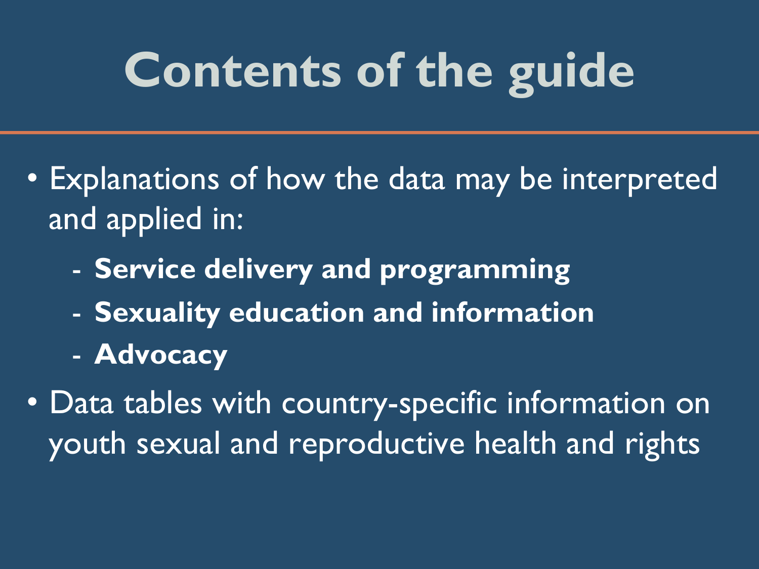# Contents of the guide

- Explanations of how the data may be interpreted and applied in:
  - **Service delivery and programming**
  - **Sexuality education and information**
  - **Advocacy**
- Data tables with country-specific information on youth sexual and reproductive health and rights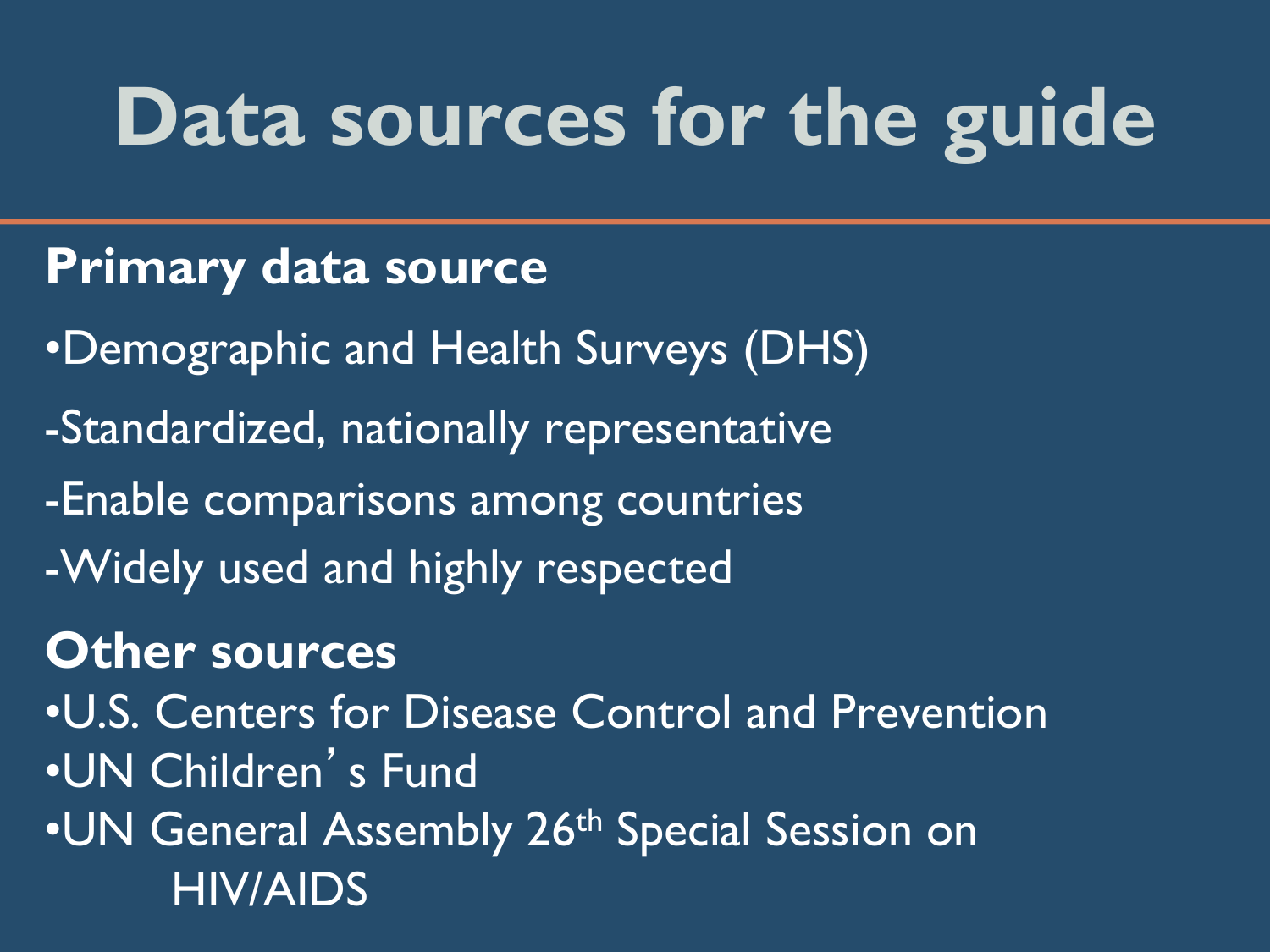# Data sources for the guide

## Primary data source

- Demographic and Health Surveys (DHS)

-Standardized, nationally representative

-Enable comparisons among countries

-Widely used and highly respected

## Other sources

- U.S. Centers for Disease Control and Prevention
- UN Children's Fund
- UN General Assembly 26th Special Session on HIV/AIDS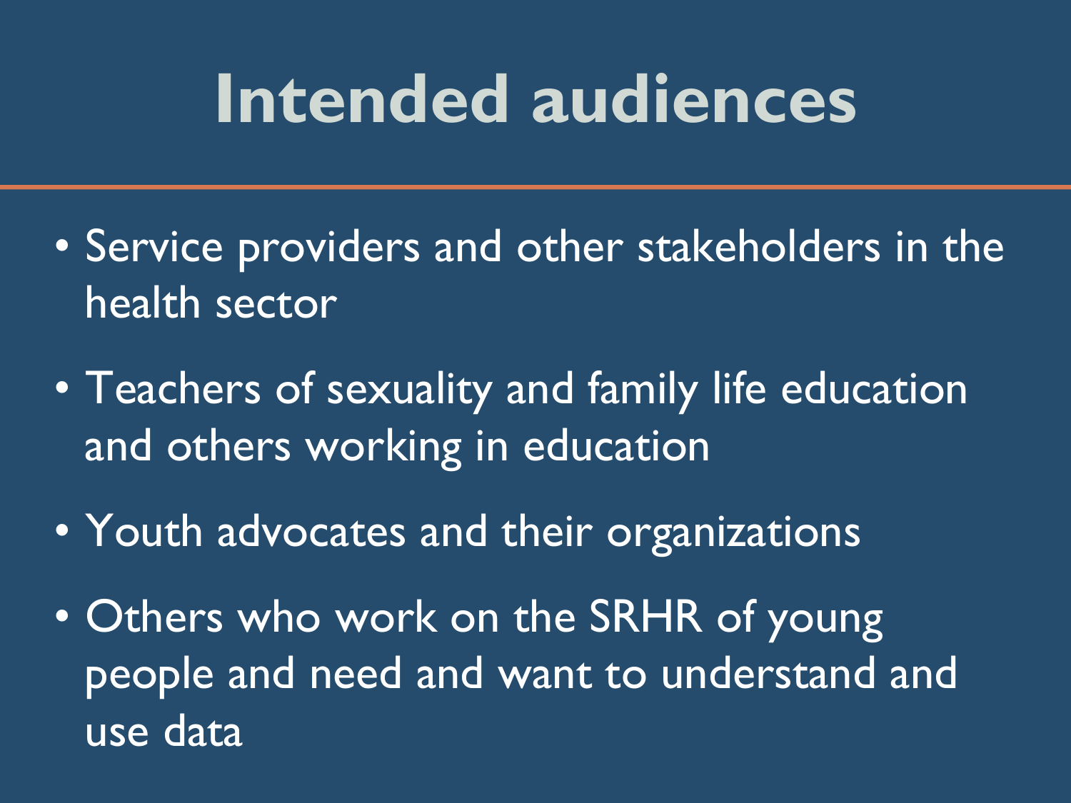# Intended audiences

- Service providers and other stakeholders in the health sector
- Teachers of sexuality and family life education and others working in education
- Youth advocates and their organizations
- Others who work on the SRHR of young people and need and want to understand and use data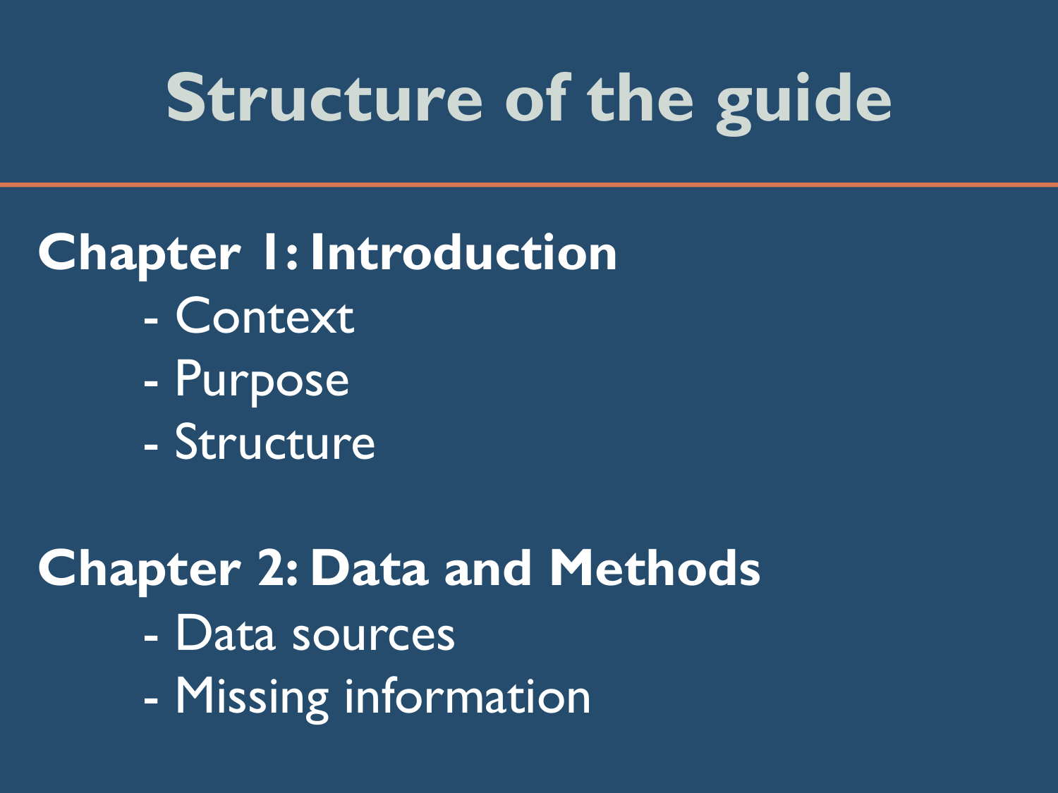# Structure of the guide

**Chapter 1: Introduction**

- Context
- Purpose
- Structure

**Chapter 2: Data and Methods**

- Data sources
- Missing information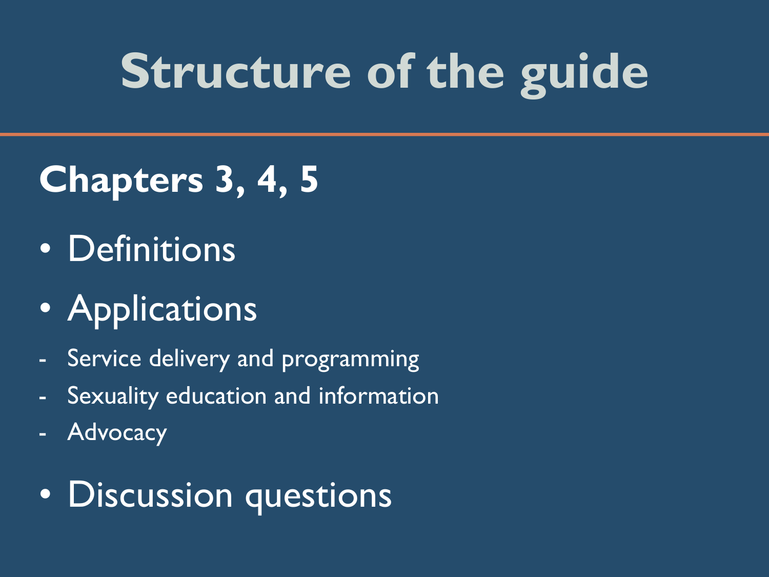# Structure of the guide

## Chapters 3, 4, 5

- Definitions
- Applications
  - Service delivery and programming
  - Sexuality education and information
  - Advocacy
- Discussion questions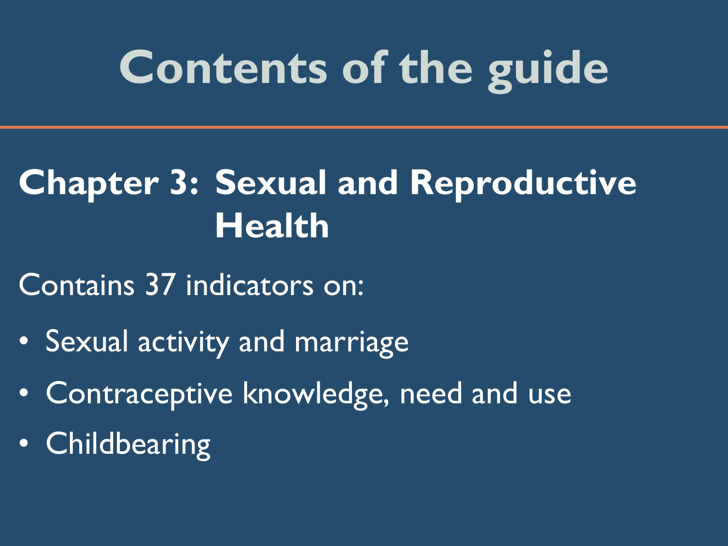# Contents of the guide

## Chapter 3: Sexual and Reproductive Health

Contains 37 indicators on:

- Sexual activity and marriage
- Contraceptive knowledge, need and use
- Childbearing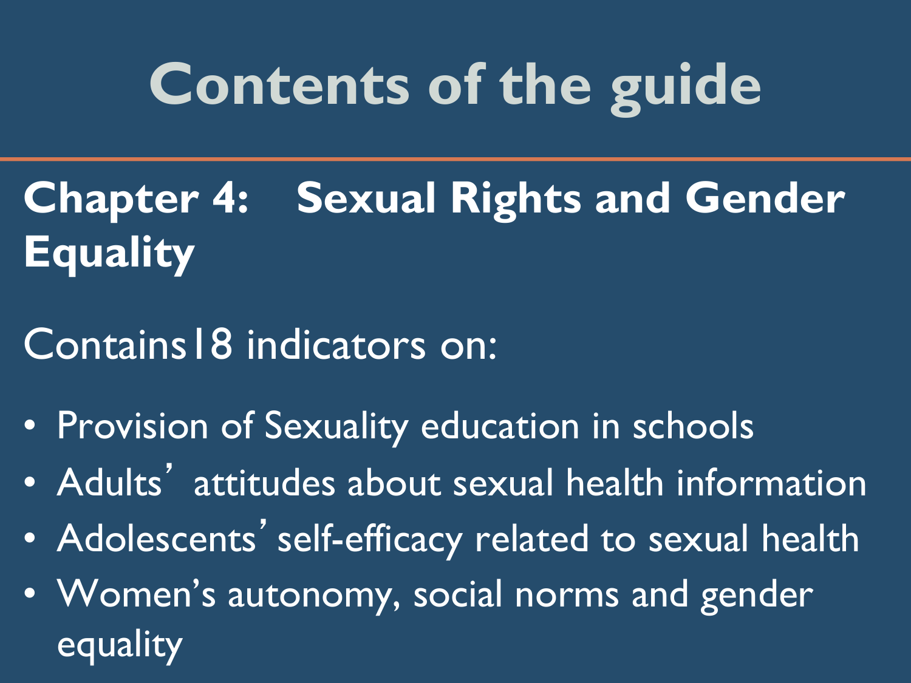# Contents of the guide

## Chapter 4: Sexual Rights and Gender Equality

Contains18 indicators on:

- Provision of Sexuality education in schools
- Adults' attitudes about sexual health information
- Adolescents' self-efficacy related to sexual health
- Women's autonomy, social norms and gender equality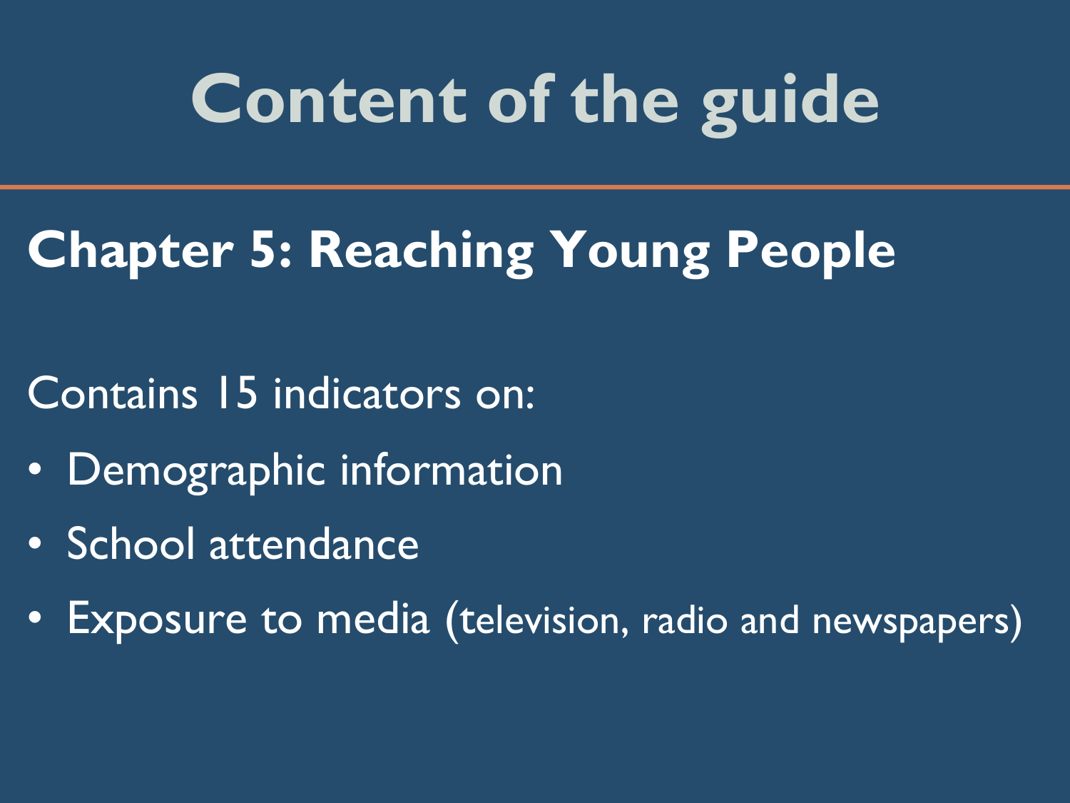# Content of the guide

## Chapter 5: Reaching Young People

Contains 15 indicators on:

- Demographic information
- School attendance
- Exposure to media (television, radio and newspapers)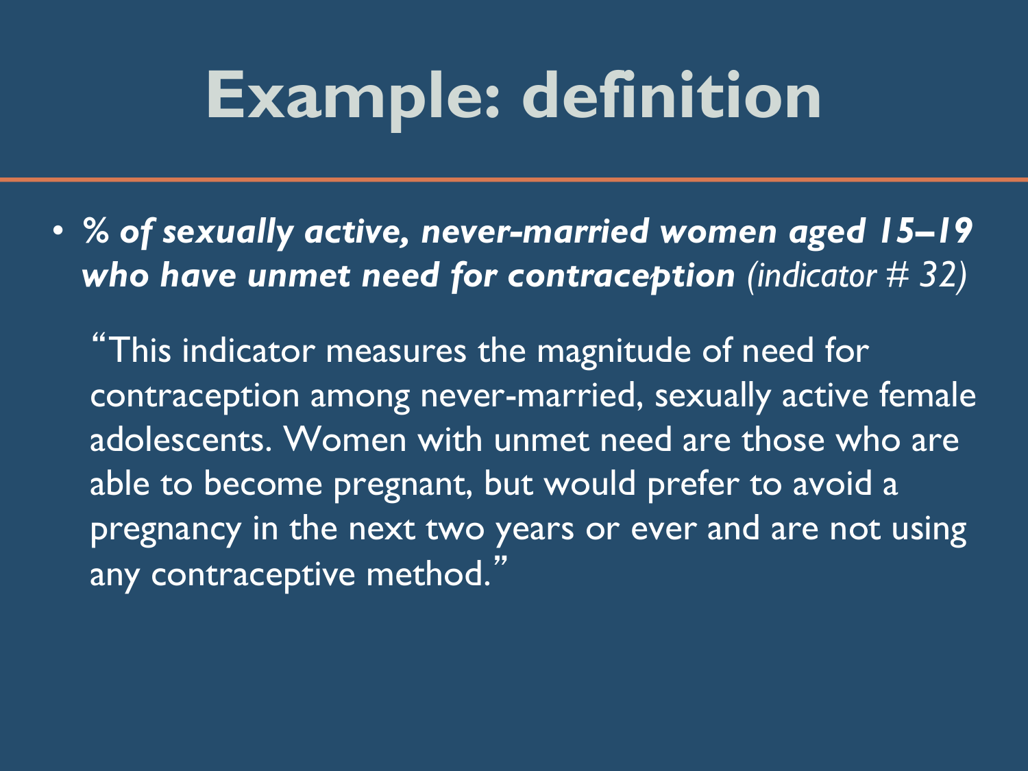# Example: definition

- ***% of sexually active, never-married women aged 15–19 who have unmet need for contraception*** *(indicator # 32)*

  "This indicator measures the magnitude of need for contraception among never-married, sexually active female adolescents. Women with unmet need are those who are able to become pregnant, but would prefer to avoid a pregnancy in the next two years or ever and are not using any contraceptive method."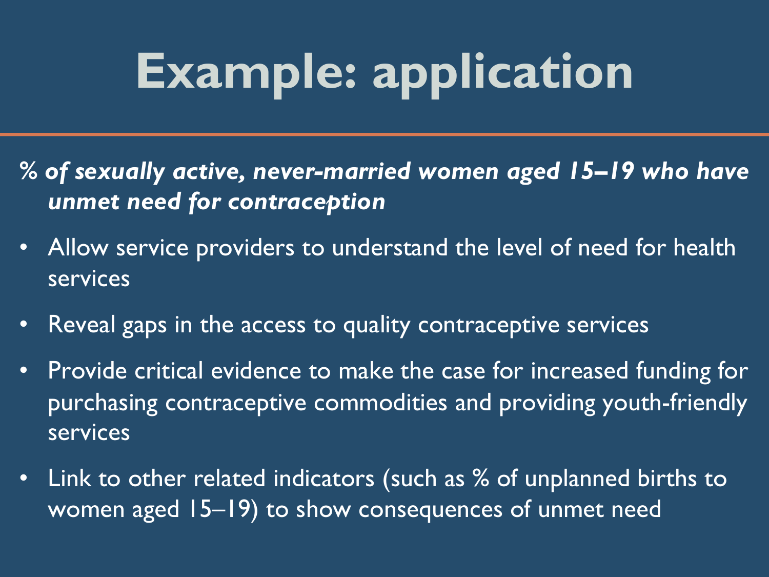# Example: application

***% of sexually active, never-married women aged 15–19 who have unmet need for contraception***

- Allow service providers to understand the level of need for health services
- Reveal gaps in the access to quality contraceptive services
- Provide critical evidence to make the case for increased funding for purchasing contraceptive commodities and providing youth-friendly services
- Link to other related indicators (such as % of unplanned births to women aged 15–19) to show consequences of unmet need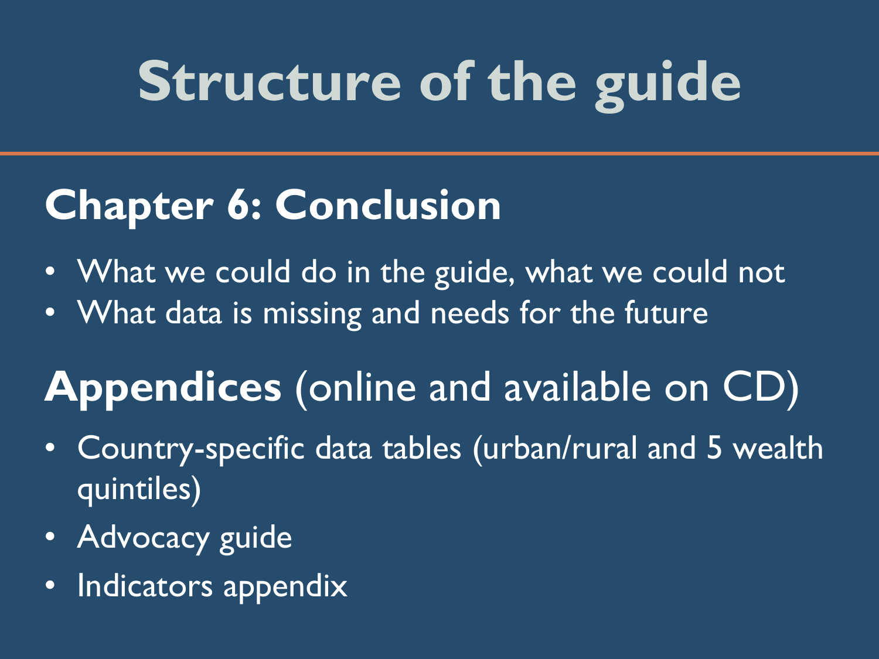# Structure of the guide

## Chapter 6: Conclusion

- What we could do in the guide, what we could not
- What data is missing and needs for the future

## **Appendices** (online and available on CD)

- Country-specific data tables (urban/rural and 5 wealth quintiles)
- Advocacy guide
- Indicators appendix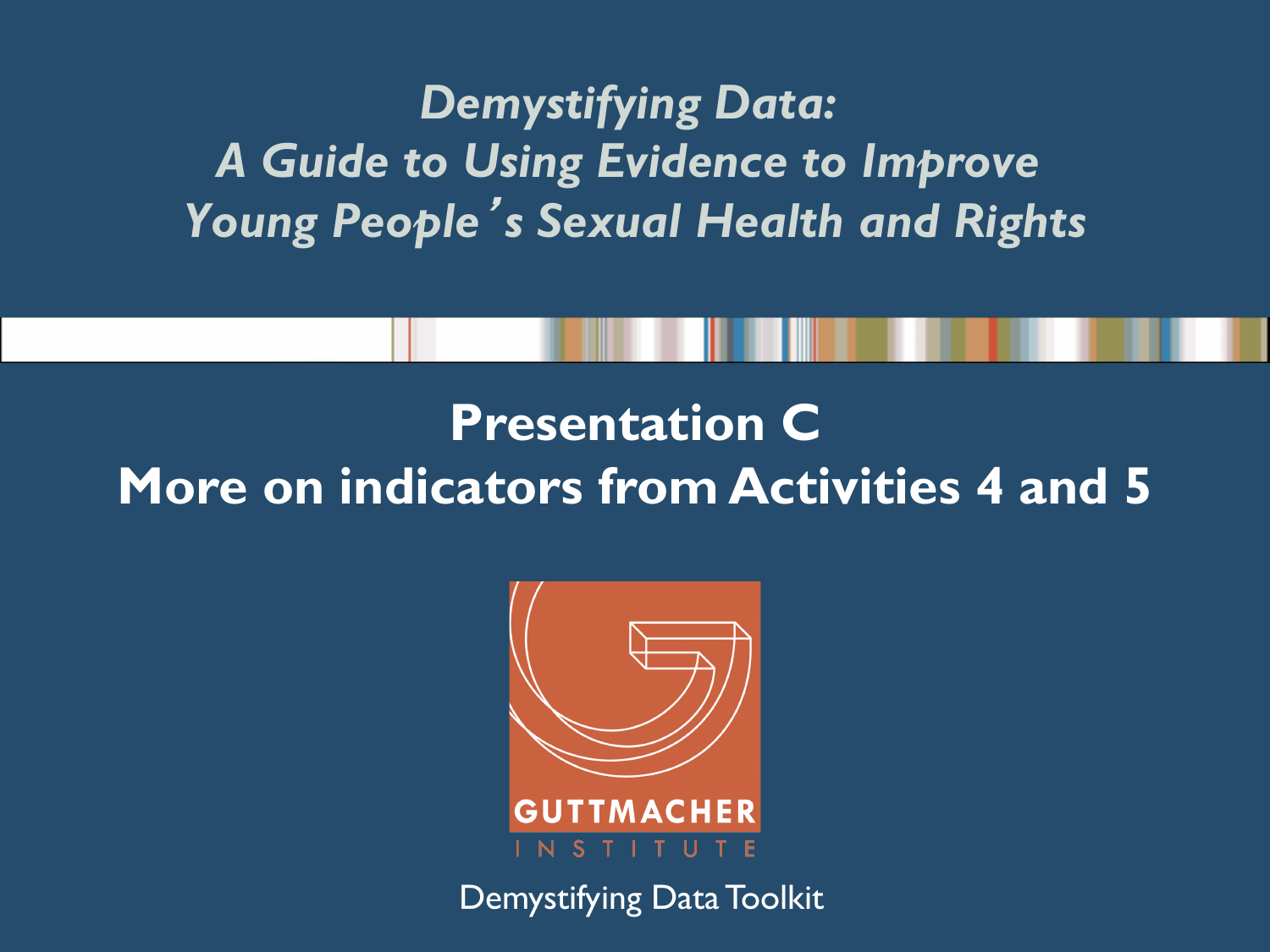*Demystifying Data: A Guide to Using Evidence to Improve Young People's Sexual Health and Rights*

# Presentation C
# More on indicators from Activities 4 and 5

GUTTMACHER INSTITUTE

Demystifying Data Toolkit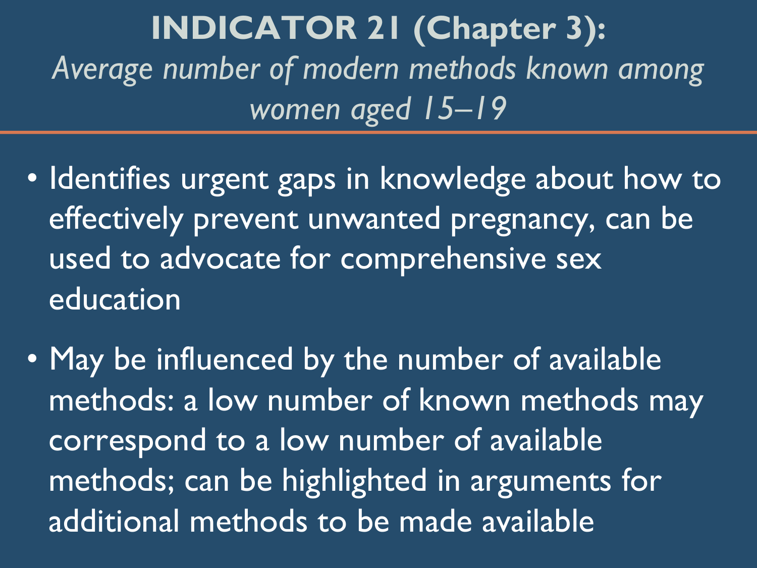# INDICATOR 21 (Chapter 3):

*Average number of modern methods known among women aged 15–19*

- Identifies urgent gaps in knowledge about how to effectively prevent unwanted pregnancy, can be used to advocate for comprehensive sex education
- May be influenced by the number of available methods: a low number of known methods may correspond to a low number of available methods; can be highlighted in arguments for additional methods to be made available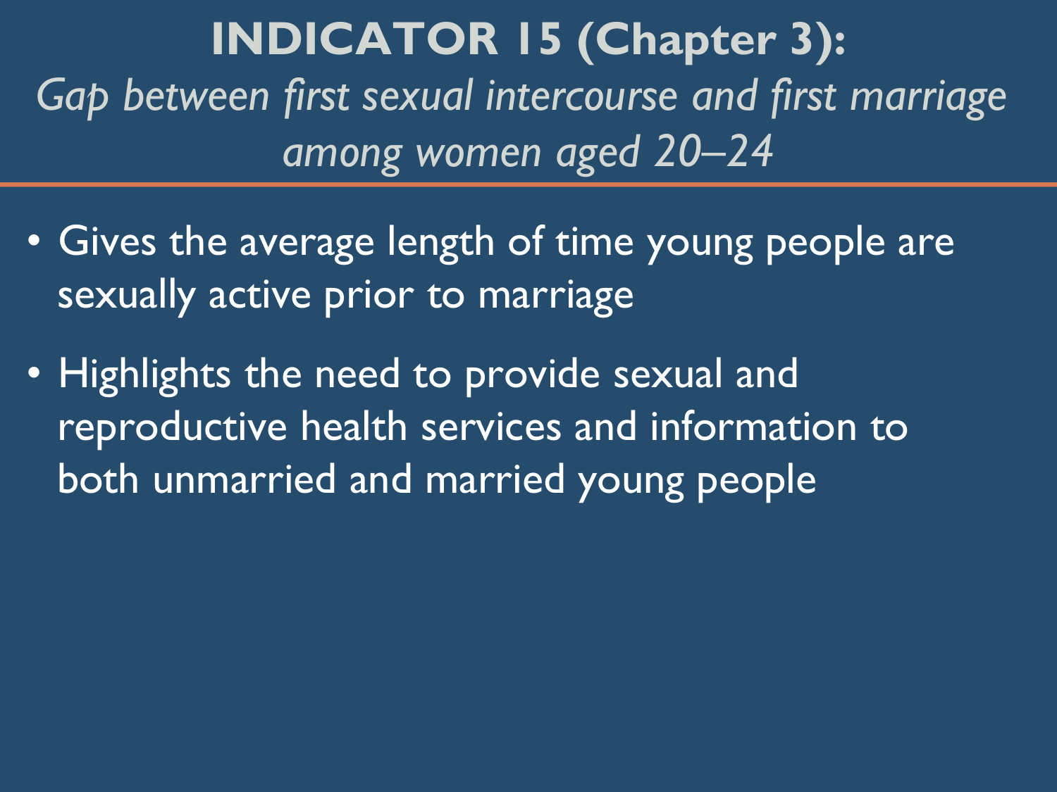# INDICATOR 15 (Chapter 3):

*Gap between first sexual intercourse and first marriage among women aged 20–24*

- Gives the average length of time young people are sexually active prior to marriage
- Highlights the need to provide sexual and reproductive health services and information to both unmarried and married young people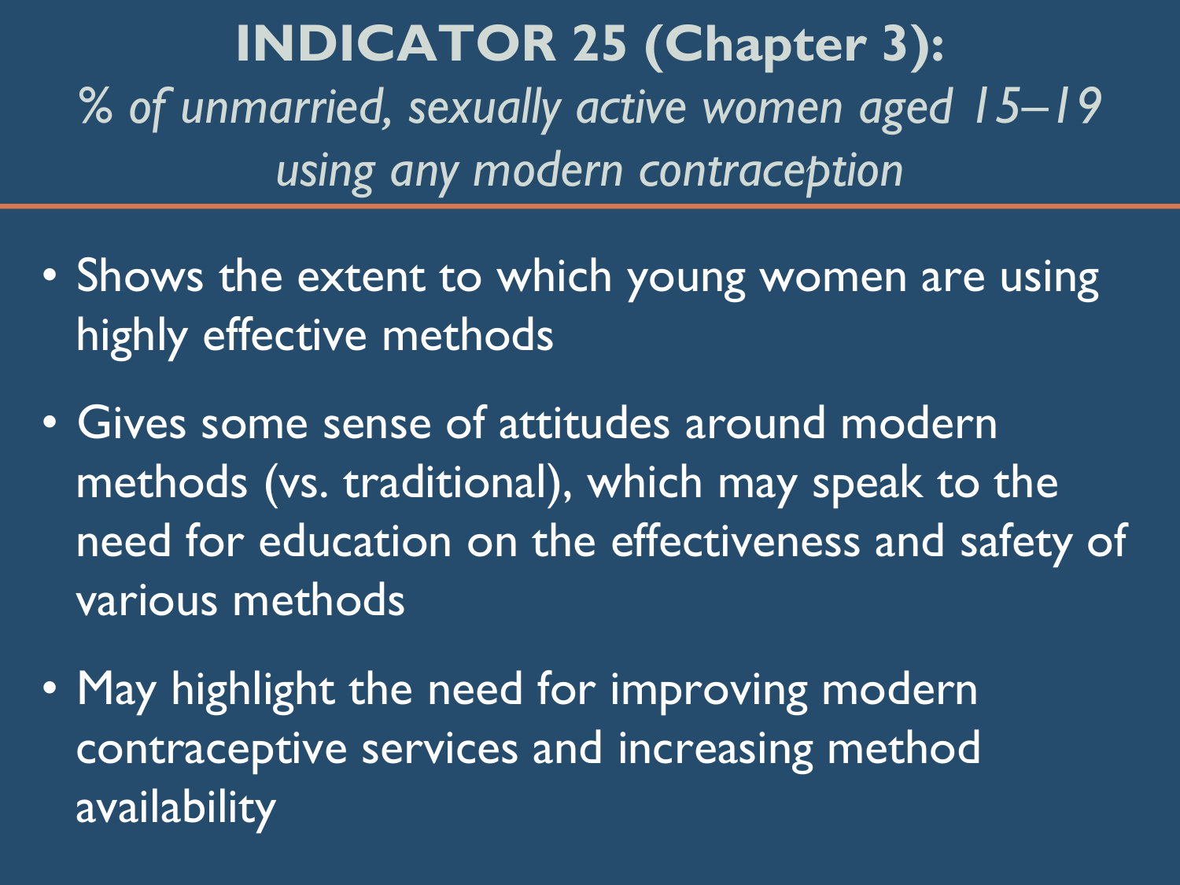# INDICATOR 25 (Chapter 3):

*% of unmarried, sexually active women aged 15–19 using any modern contraception*

- Shows the extent to which young women are using highly effective methods
- Gives some sense of attitudes around modern methods (vs. traditional), which may speak to the need for education on the effectiveness and safety of various methods
- May highlight the need for improving modern contraceptive services and increasing method availability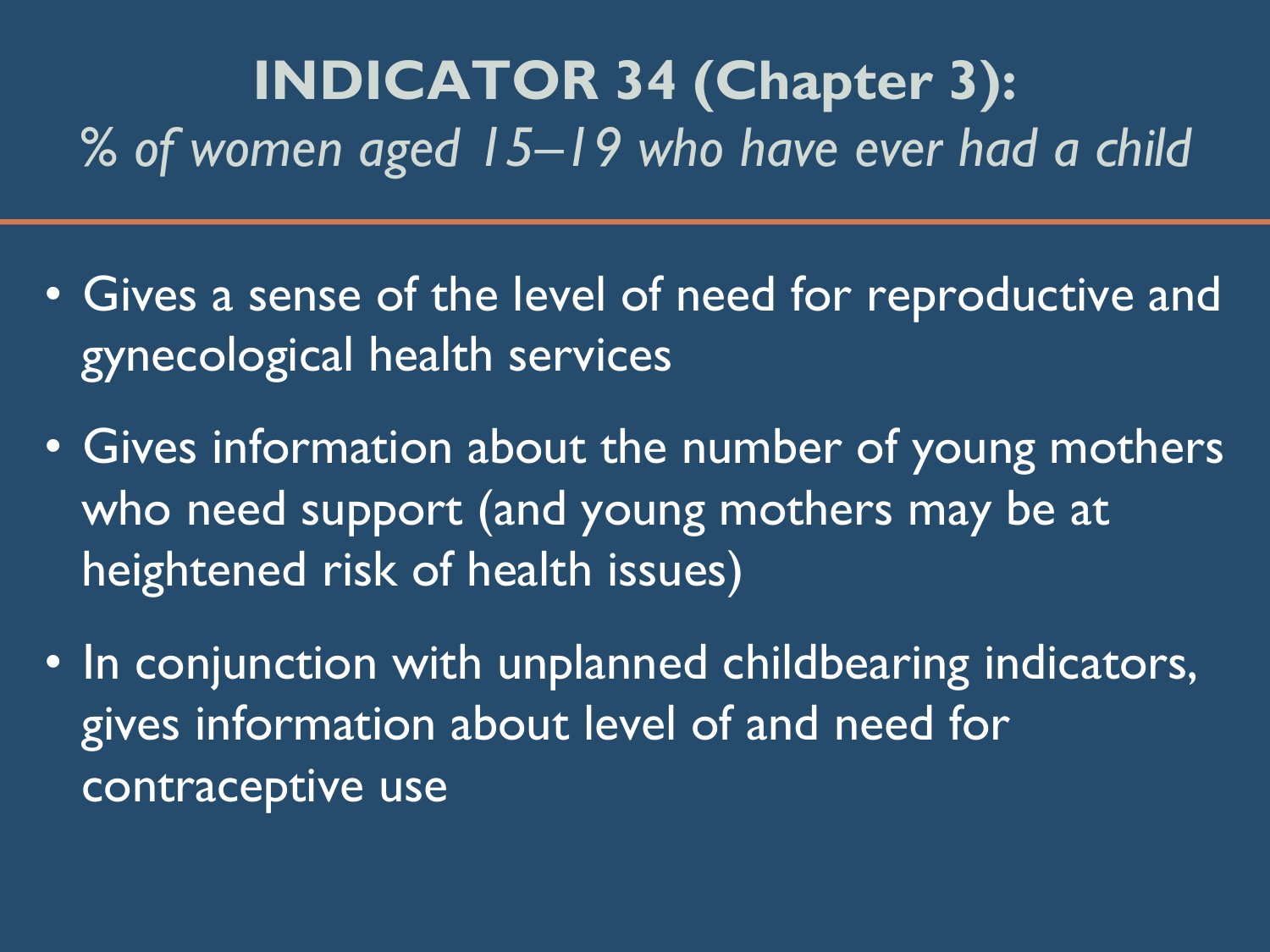# INDICATOR 34 (Chapter 3):

*% of women aged 15–19 who have ever had a child*

- Gives a sense of the level of need for reproductive and gynecological health services
- Gives information about the number of young mothers who need support (and young mothers may be at heightened risk of health issues)
- In conjunction with unplanned childbearing indicators, gives information about level of and need for contraceptive use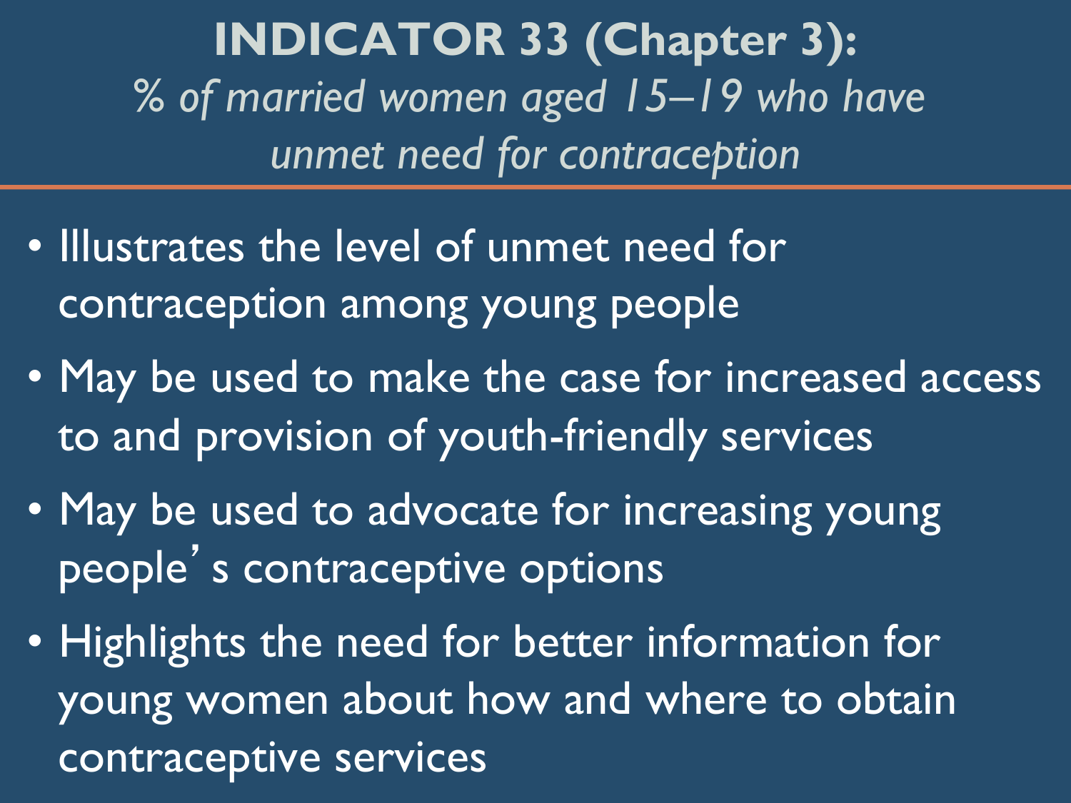# INDICATOR 33 (Chapter 3):

*% of married women aged 15–19 who have unmet need for contraception*

- Illustrates the level of unmet need for contraception among young people
- May be used to make the case for increased access to and provision of youth-friendly services
- May be used to advocate for increasing young people's contraceptive options
- Highlights the need for better information for young women about how and where to obtain contraceptive services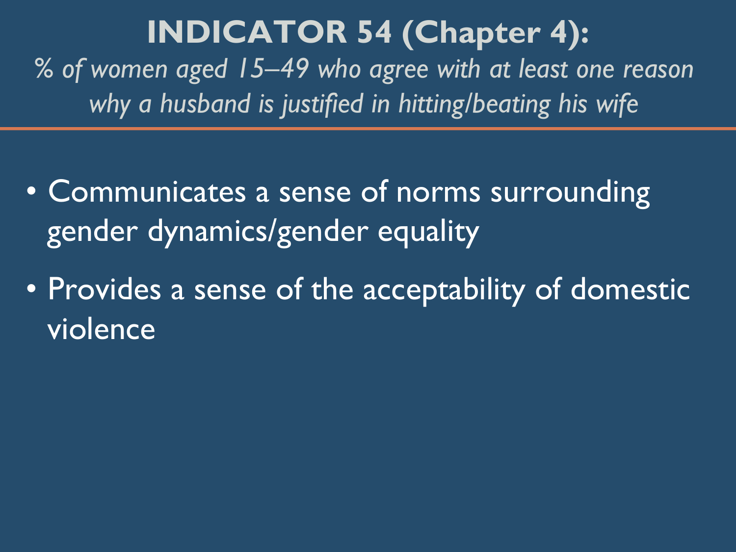# INDICATOR 54 (Chapter 4):

*% of women aged 15–49 who agree with at least one reason why a husband is justified in hitting/beating his wife*

- Communicates a sense of norms surrounding gender dynamics/gender equality
- Provides a sense of the acceptability of domestic violence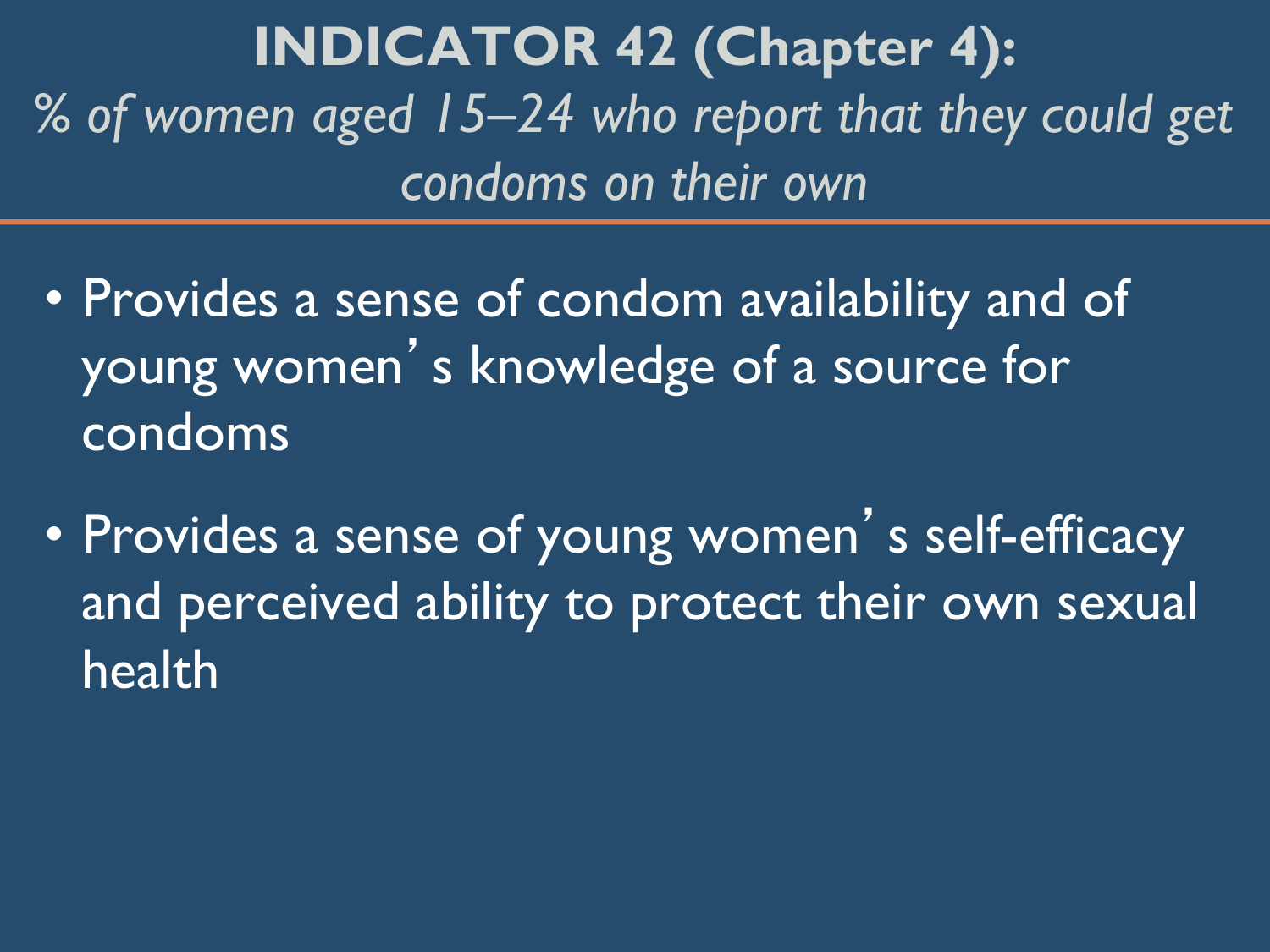# INDICATOR 42 (Chapter 4):

*% of women aged 15–24 who report that they could get condoms on their own*

- Provides a sense of condom availability and of young women's knowledge of a source for condoms
- Provides a sense of young women's self-efficacy and perceived ability to protect their own sexual health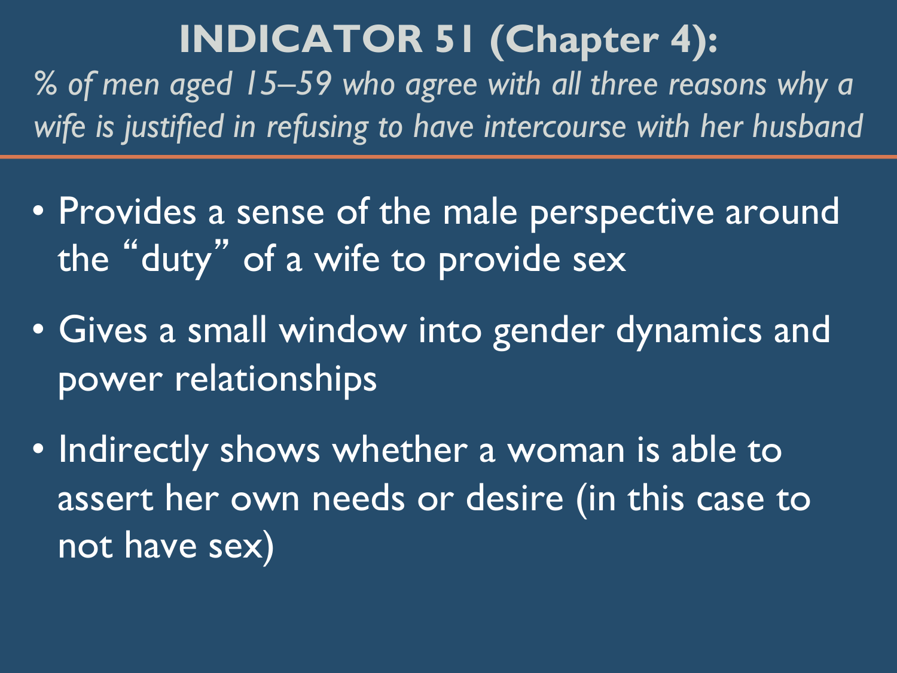# INDICATOR 51 (Chapter 4):

*% of men aged 15–59 who agree with all three reasons why a wife is justified in refusing to have intercourse with her husband*

- Provides a sense of the male perspective around the "duty" of a wife to provide sex
- Gives a small window into gender dynamics and power relationships
- Indirectly shows whether a woman is able to assert her own needs or desire (in this case to not have sex)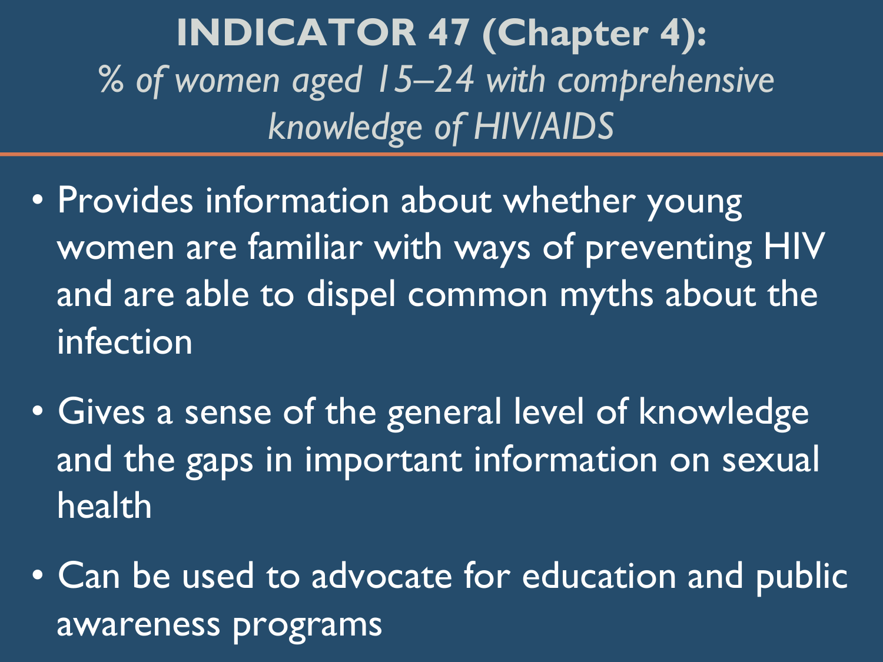# INDICATOR 47 (Chapter 4):

*% of women aged 15–24 with comprehensive knowledge of HIV/AIDS*

- Provides information about whether young women are familiar with ways of preventing HIV and are able to dispel common myths about the infection
- Gives a sense of the general level of knowledge and the gaps in important information on sexual health
- Can be used to advocate for education and public awareness programs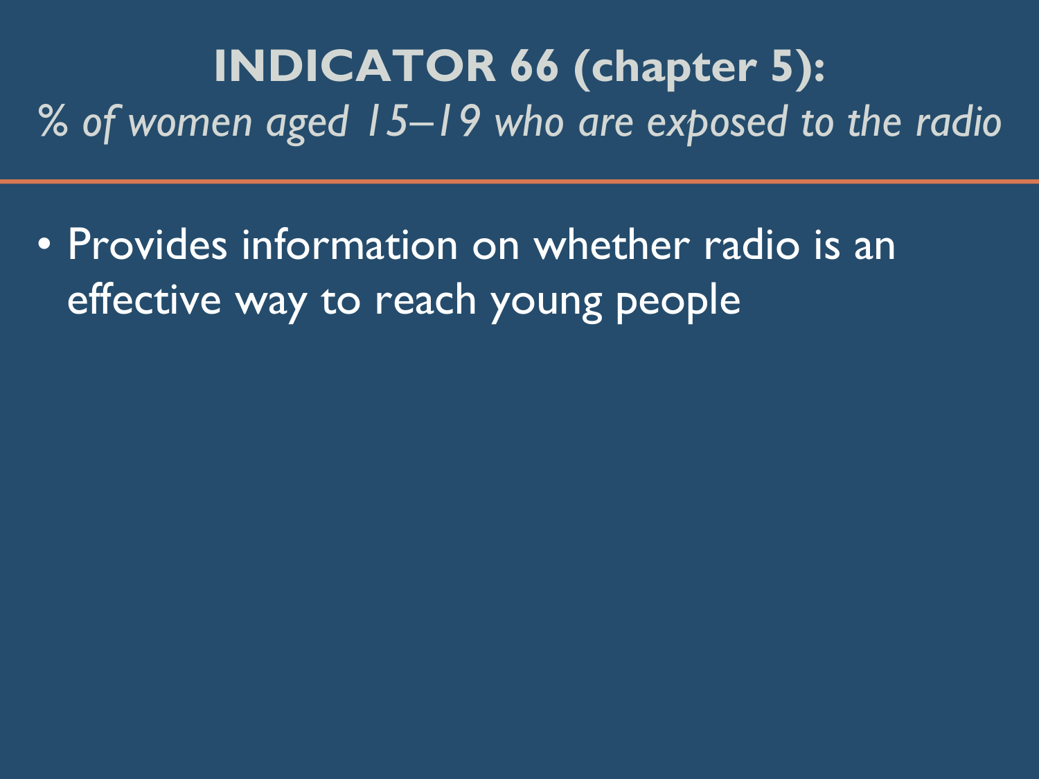# INDICATOR 66 (chapter 5):

*% of women aged 15–19 who are exposed to the radio*

- Provides information on whether radio is an effective way to reach young people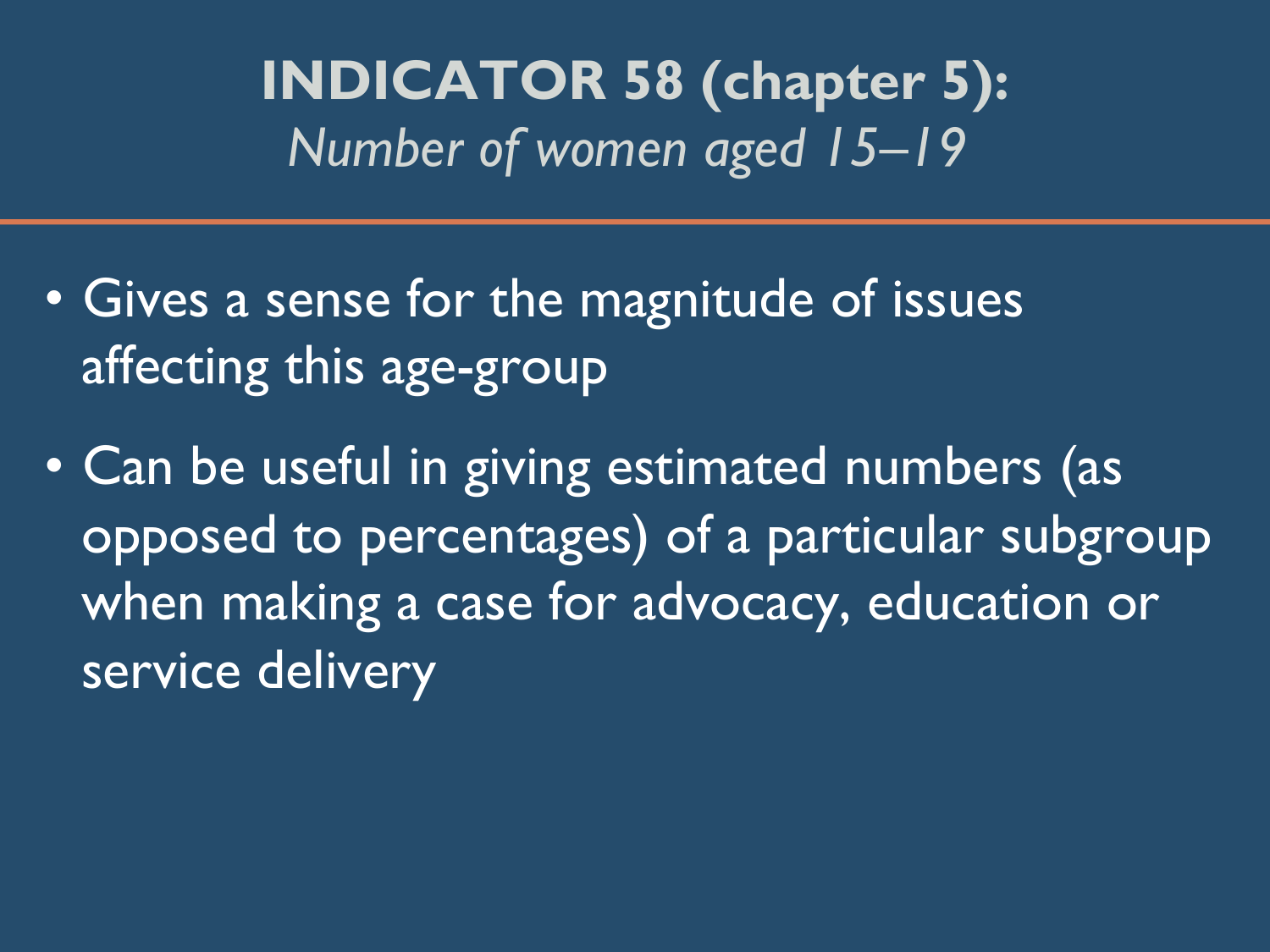# **INDICATOR 58 (chapter 5):** *Number of women aged 15–19*

- Gives a sense for the magnitude of issues affecting this age-group
- Can be useful in giving estimated numbers (as opposed to percentages) of a particular subgroup when making a case for advocacy, education or service delivery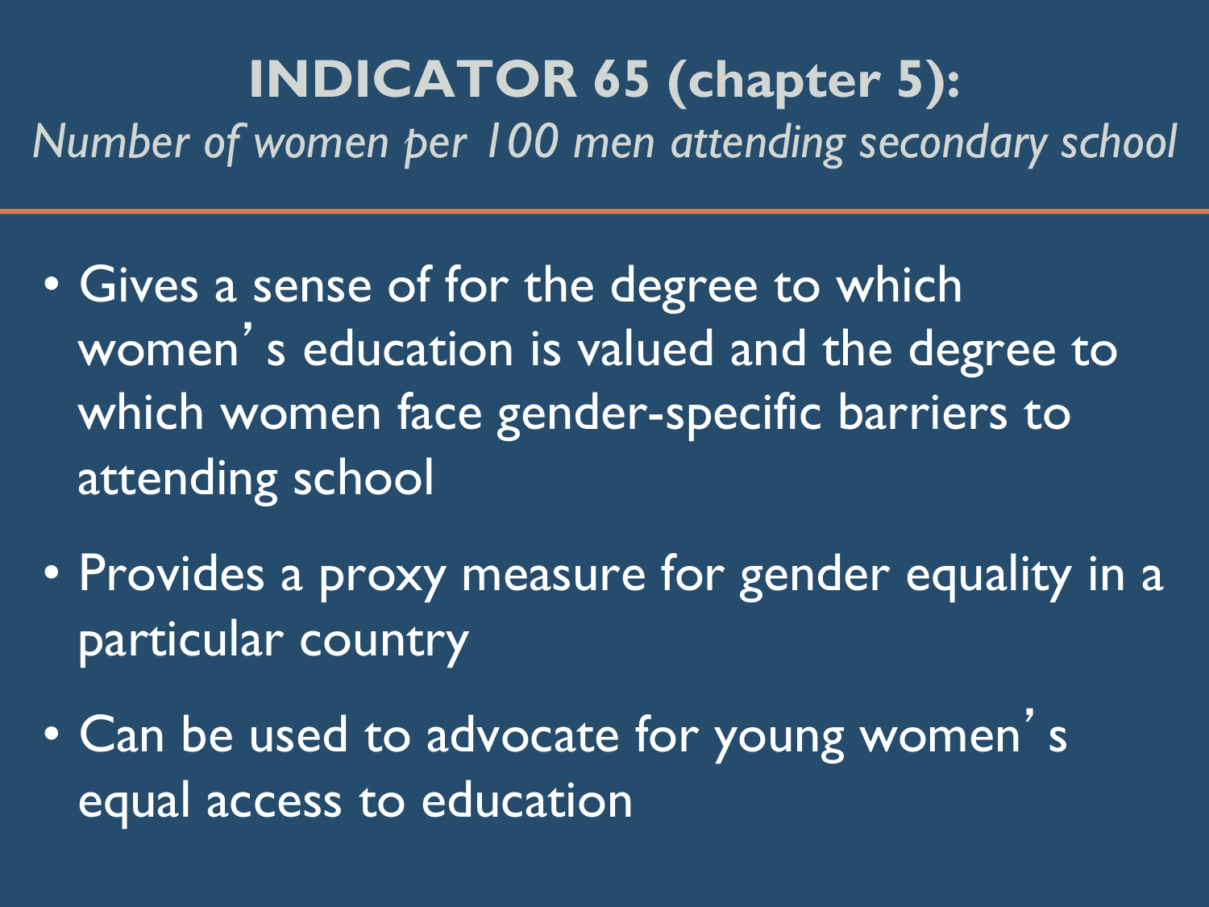# INDICATOR 65 (chapter 5):

*Number of women per 100 men attending secondary school*

- Gives a sense of for the degree to which women's education is valued and the degree to which women face gender-specific barriers to attending school
- Provides a proxy measure for gender equality in a particular country
- Can be used to advocate for young women's equal access to education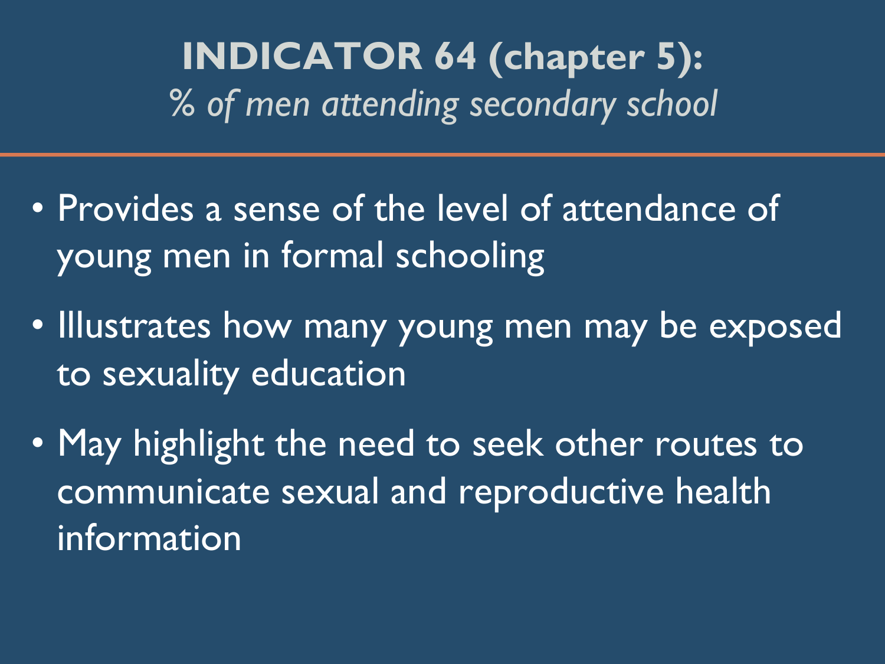# INDICATOR 64 (chapter 5):

*% of men attending secondary school*

- Provides a sense of the level of attendance of young men in formal schooling
- Illustrates how many young men may be exposed to sexuality education
- May highlight the need to seek other routes to communicate sexual and reproductive health information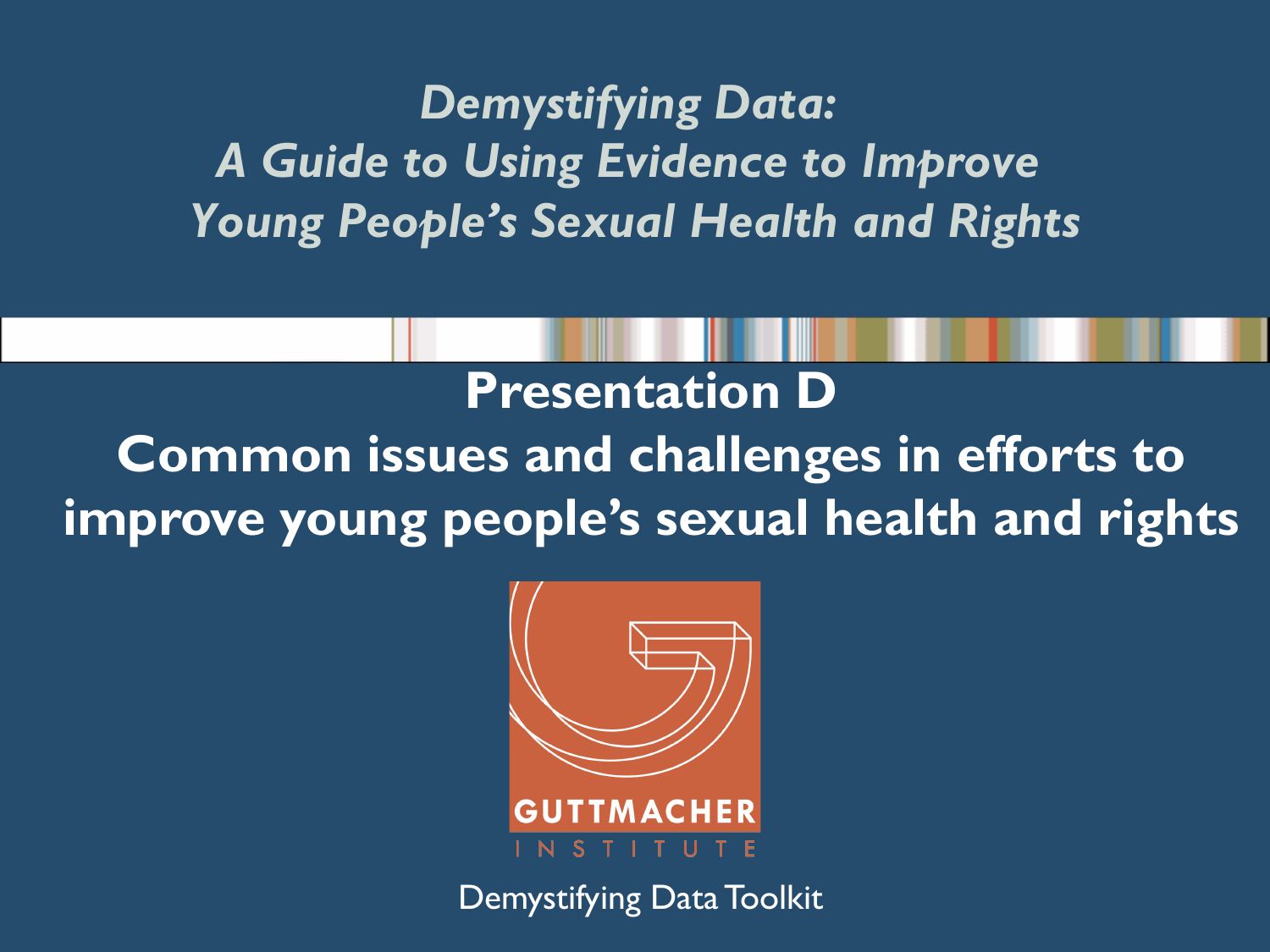*Demystifying Data:*
*A Guide to Using Evidence to Improve Young People's Sexual Health and Rights*

# Presentation D
# Common issues and challenges in efforts to improve young people's sexual health and rights

GUTTMACHER INSTITUTE

Demystifying Data Toolkit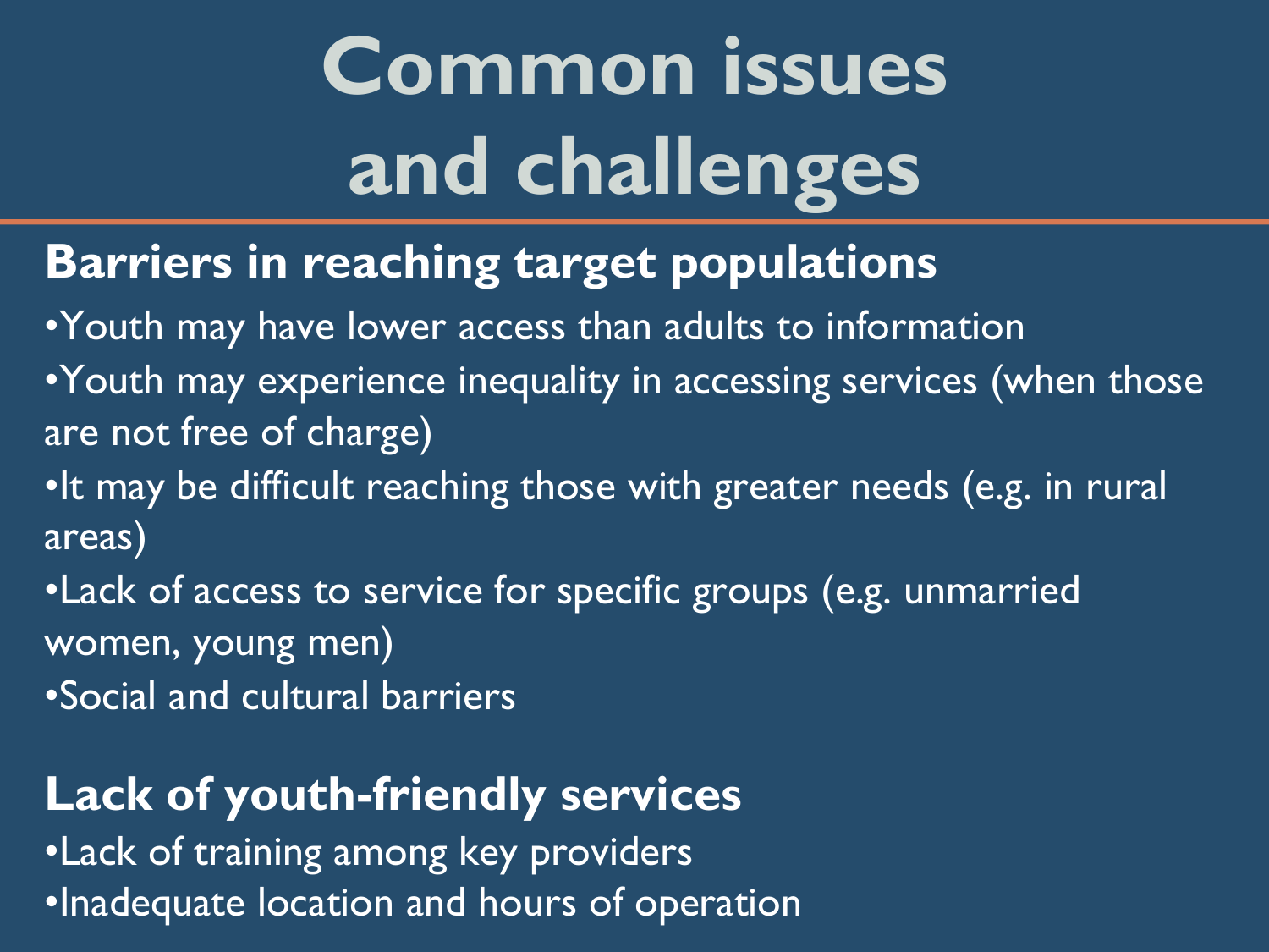# Common issues and challenges

## Barriers in reaching target populations

- Youth may have lower access than adults to information
- Youth may experience inequality in accessing services (when those are not free of charge)
- It may be difficult reaching those with greater needs (e.g. in rural areas)
- Lack of access to service for specific groups (e.g. unmarried women, young men)
- Social and cultural barriers

## Lack of youth-friendly services

- Lack of training among key providers
- Inadequate location and hours of operation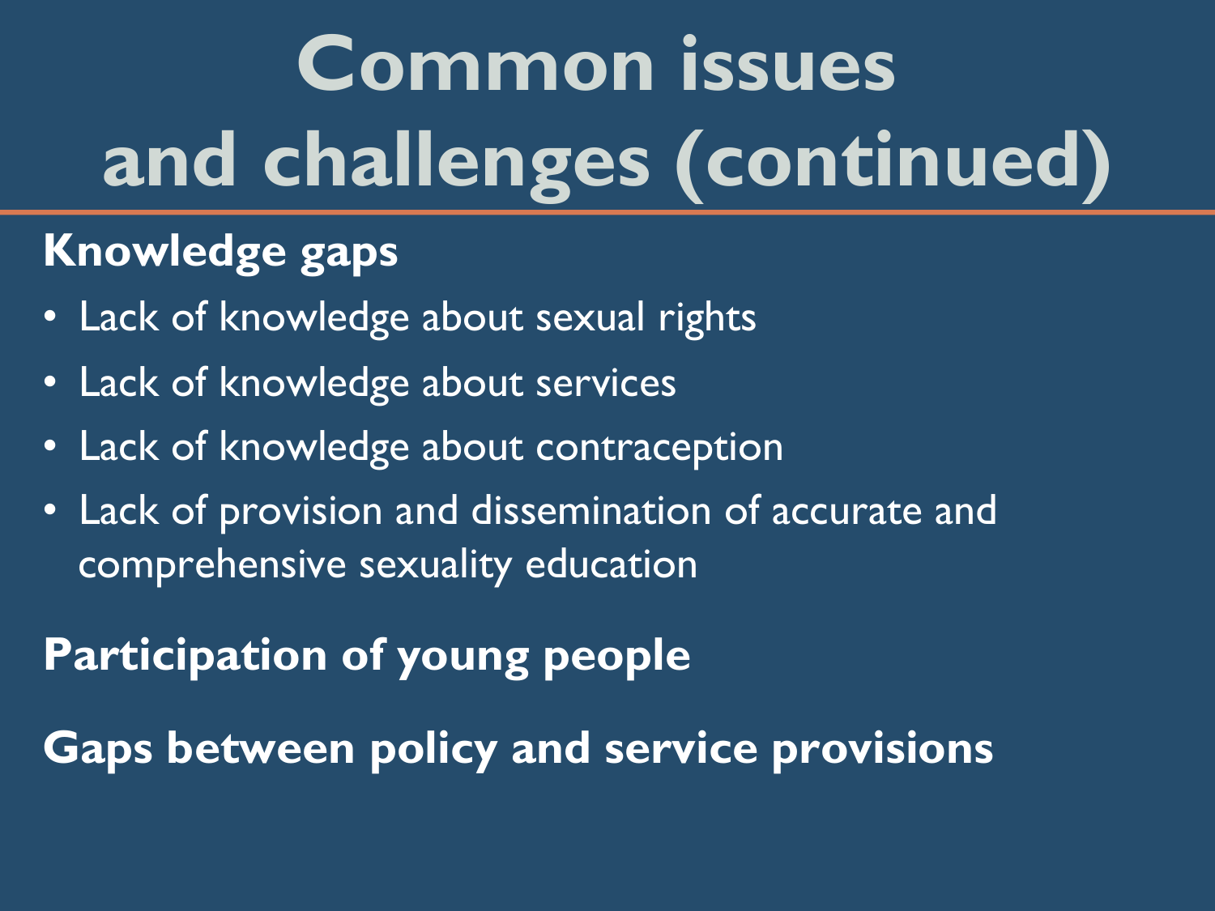# Common issues and challenges (continued)

**Knowledge gaps**

- Lack of knowledge about sexual rights
- Lack of knowledge about services
- Lack of knowledge about contraception
- Lack of provision and dissemination of accurate and comprehensive sexuality education

**Participation of young people**

**Gaps between policy and service provisions**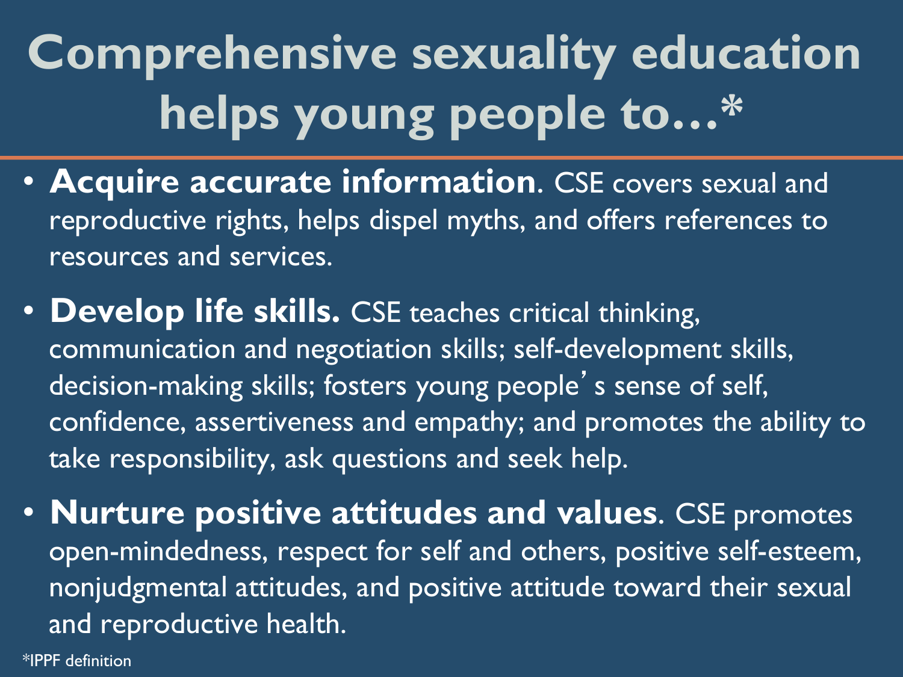# Comprehensive sexuality education helps young people to…*

- **Acquire accurate information**. CSE covers sexual and reproductive rights, helps dispel myths, and offers references to resources and services.
- **Develop life skills.** CSE teaches critical thinking, communication and negotiation skills; self-development skills, decision-making skills; fosters young people's sense of self, confidence, assertiveness and empathy; and promotes the ability to take responsibility, ask questions and seek help.
- **Nurture positive attitudes and values**. CSE promotes open-mindedness, respect for self and others, positive self-esteem, nonjudgmental attitudes, and positive attitude toward their sexual and reproductive health.

*IPPF definition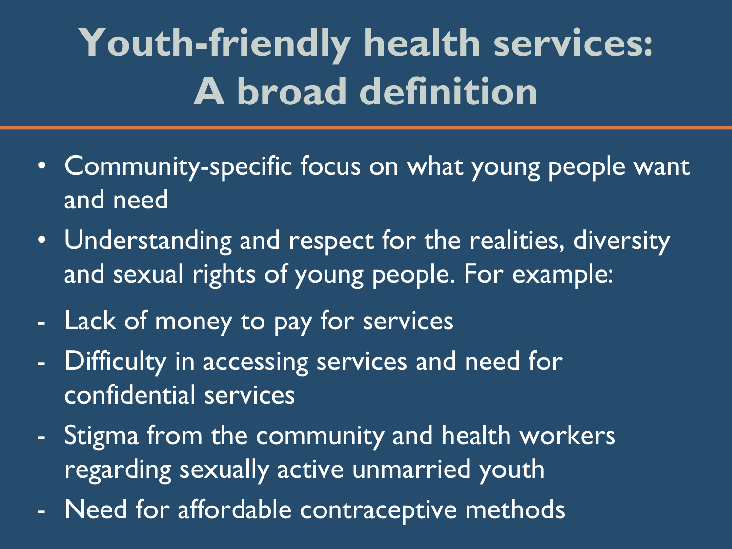# Youth-friendly health services: A broad definition

- Community-specific focus on what young people want and need
- Understanding and respect for the realities, diversity and sexual rights of young people. For example:

- Lack of money to pay for services
- Difficulty in accessing services and need for confidential services
- Stigma from the community and health workers regarding sexually active unmarried youth
- Need for affordable contraceptive methods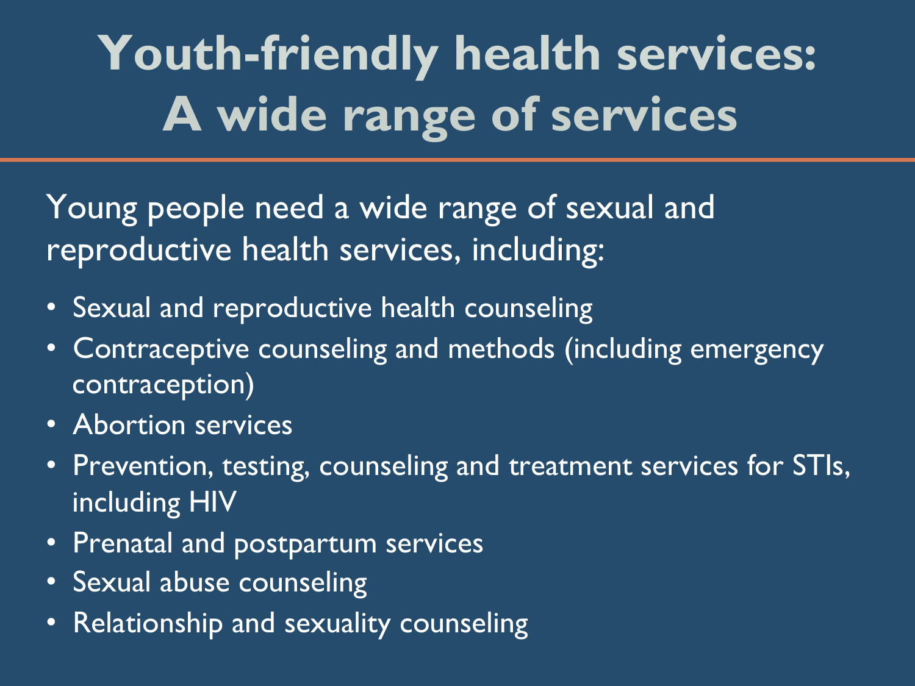# Youth-friendly health services: A wide range of services

Young people need a wide range of sexual and reproductive health services, including:

- Sexual and reproductive health counseling
- Contraceptive counseling and methods (including emergency contraception)
- Abortion services
- Prevention, testing, counseling and treatment services for STIs, including HIV
- Prenatal and postpartum services
- Sexual abuse counseling
- Relationship and sexuality counseling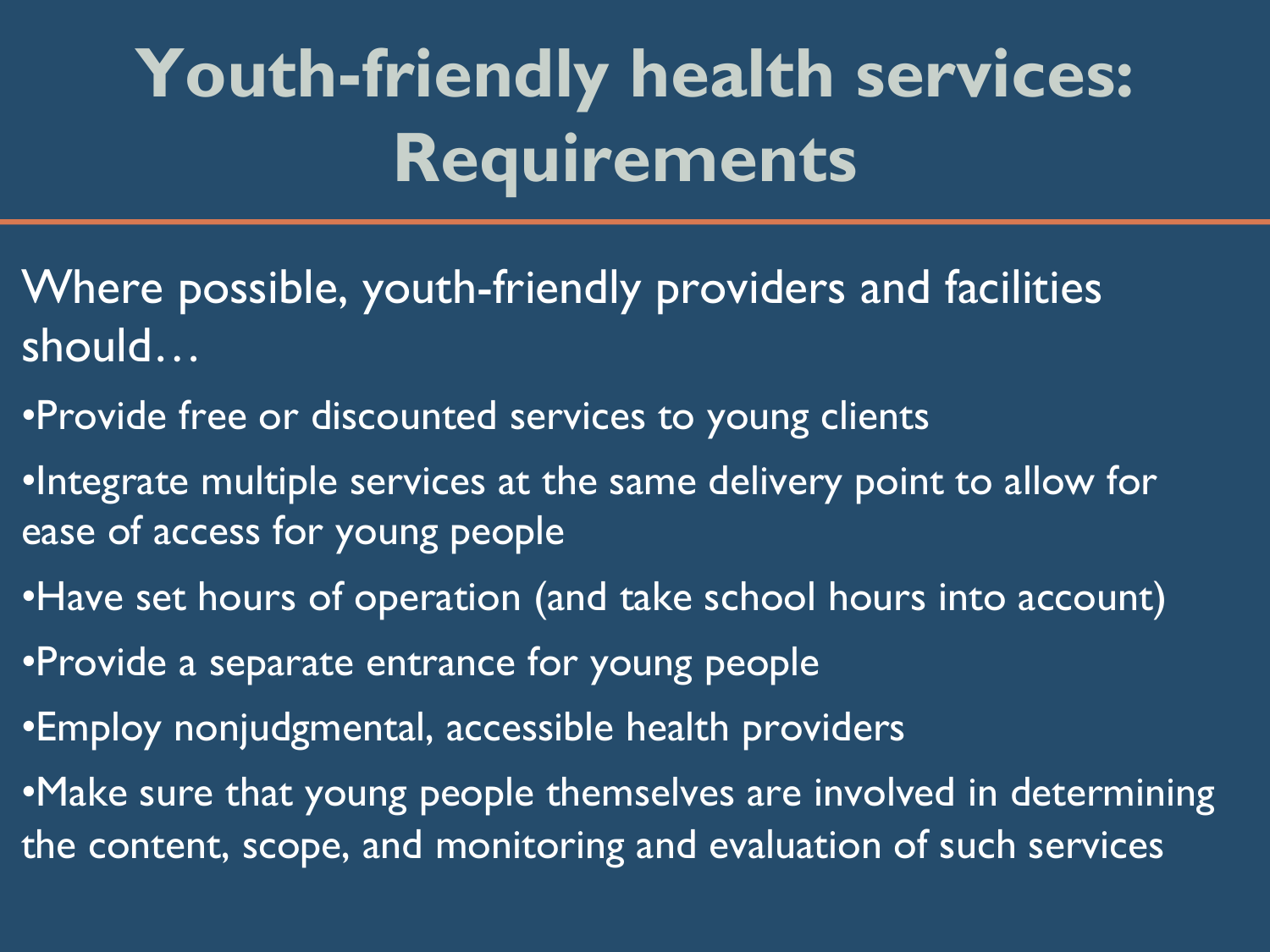# Youth-friendly health services: Requirements

Where possible, youth-friendly providers and facilities should…

- Provide free or discounted services to young clients
- Integrate multiple services at the same delivery point to allow for ease of access for young people
- Have set hours of operation (and take school hours into account)
- Provide a separate entrance for young people
- Employ nonjudgmental, accessible health providers
- Make sure that young people themselves are involved in determining the content, scope, and monitoring and evaluation of such services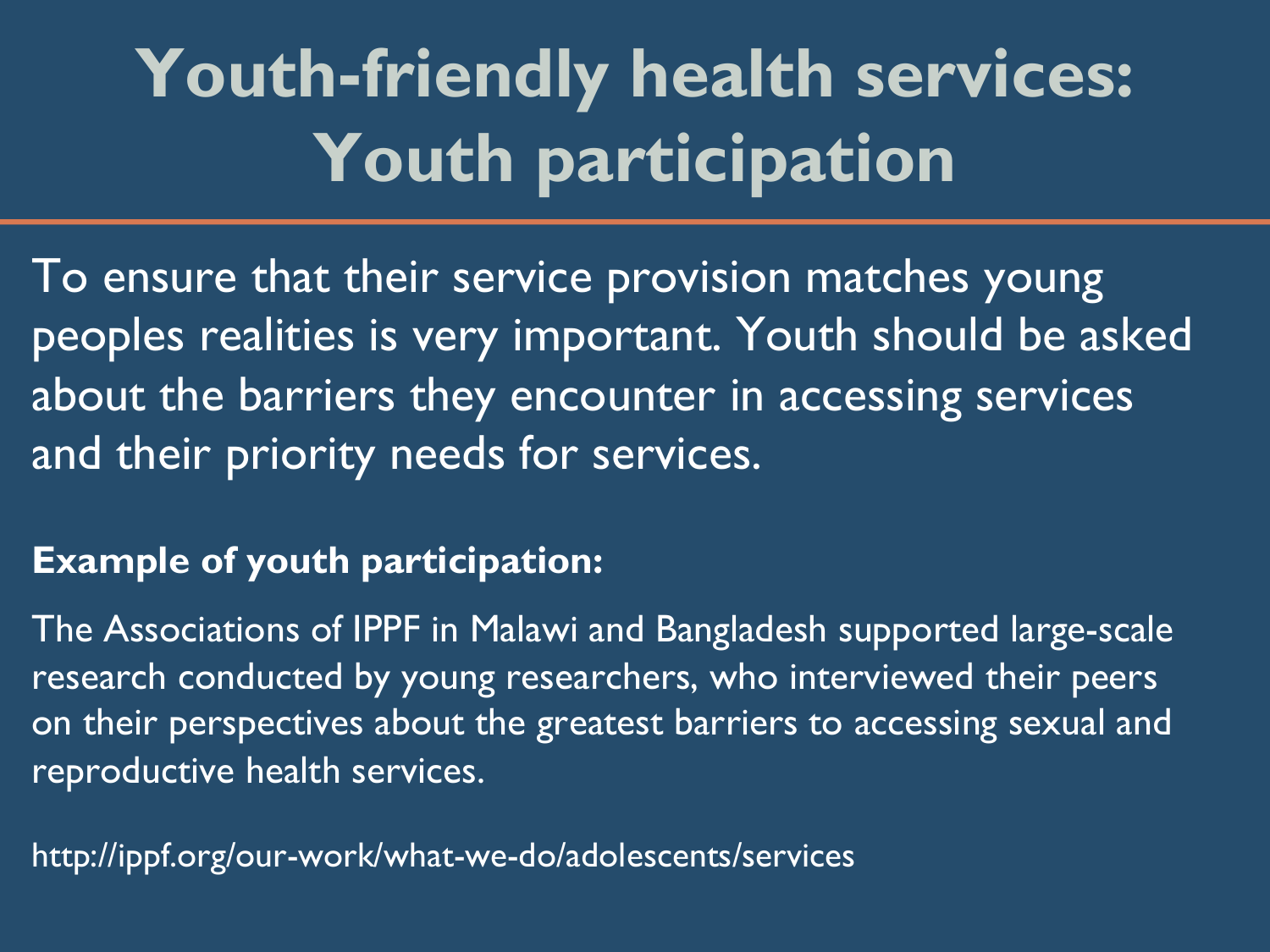# Youth-friendly health services: Youth participation

To ensure that their service provision matches young peoples realities is very important. Youth should be asked about the barriers they encounter in accessing services and their priority needs for services.

**Example of youth participation:**

The Associations of IPPF in Malawi and Bangladesh supported large-scale research conducted by young researchers, who interviewed their peers on their perspectives about the greatest barriers to accessing sexual and reproductive health services.

http://ippf.org/our-work/what-we-do/adolescents/services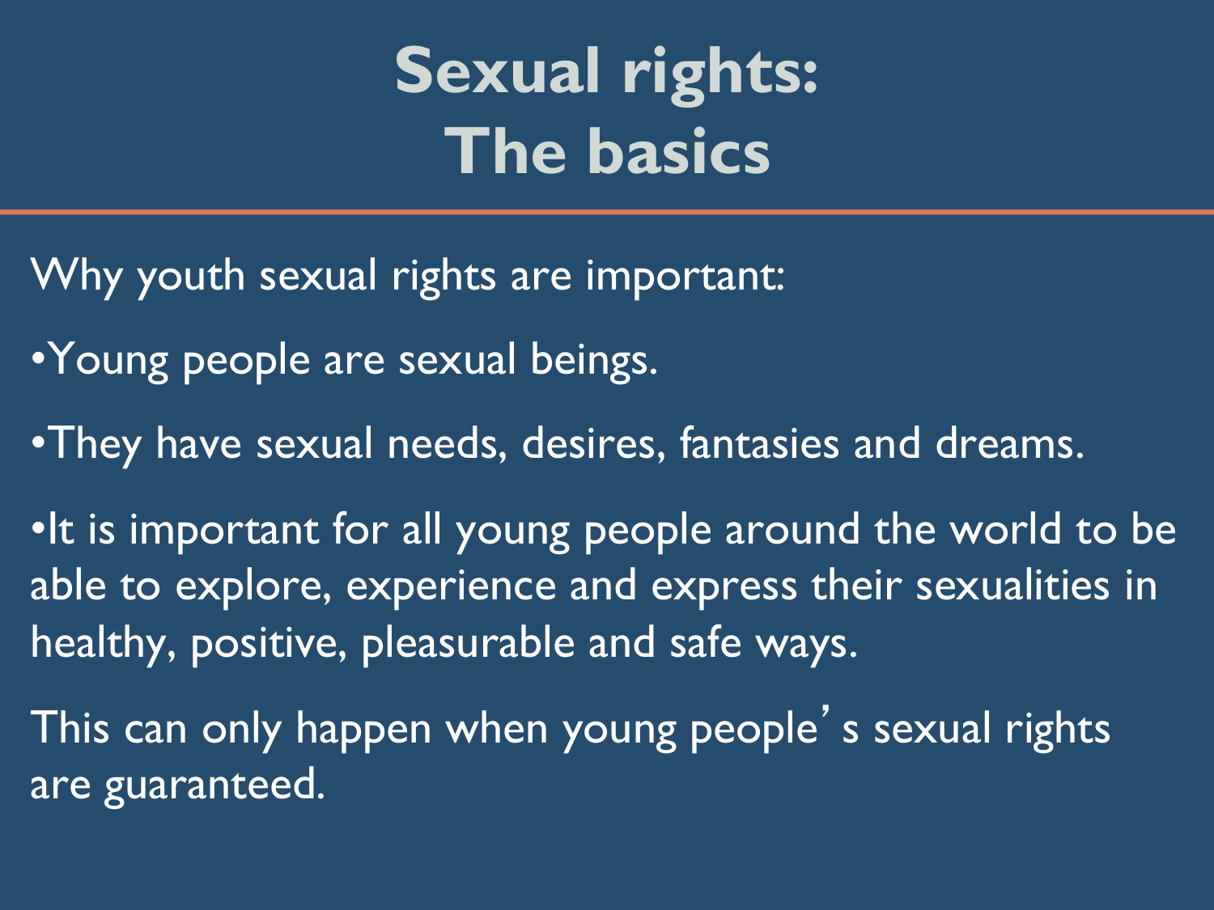# Sexual rights: The basics

Why youth sexual rights are important:

- Young people are sexual beings.
- They have sexual needs, desires, fantasies and dreams.
- It is important for all young people around the world to be able to explore, experience and express their sexualities in healthy, positive, pleasurable and safe ways.

This can only happen when young people's sexual rights are guaranteed.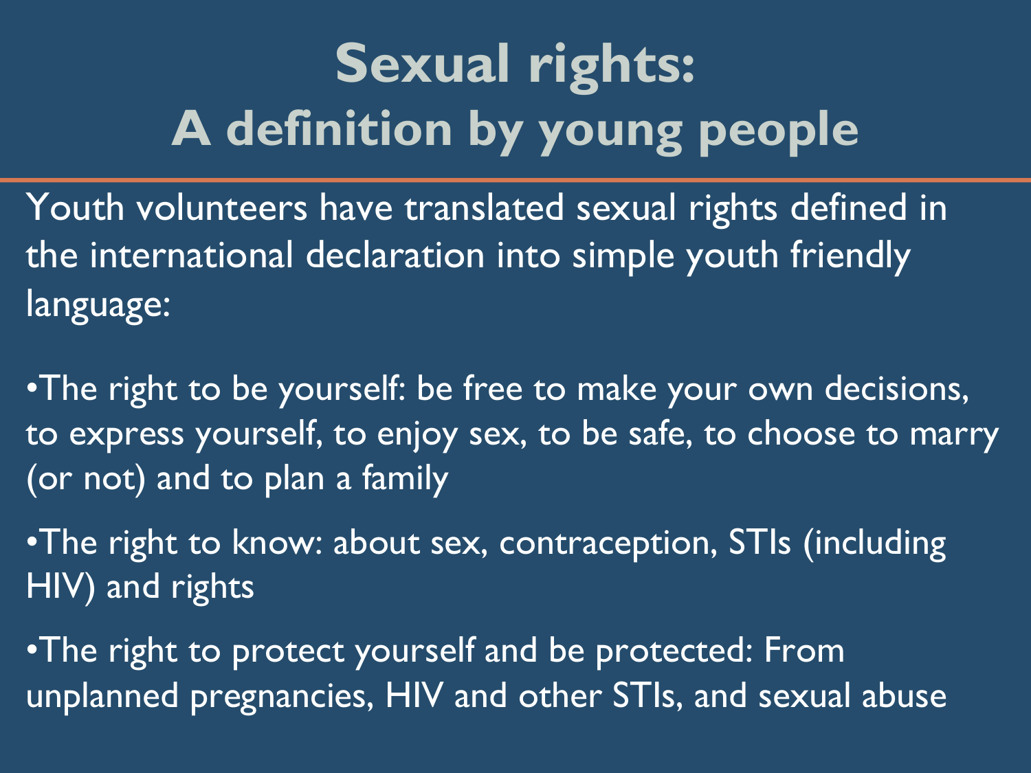# Sexual rights: A definition by young people

Youth volunteers have translated sexual rights defined in the international declaration into simple youth friendly language:

- The right to be yourself: be free to make your own decisions, to express yourself, to enjoy sex, to be safe, to choose to marry (or not) and to plan a family
- The right to know: about sex, contraception, STIs (including HIV) and rights
- The right to protect yourself and be protected: From unplanned pregnancies, HIV and other STIs, and sexual abuse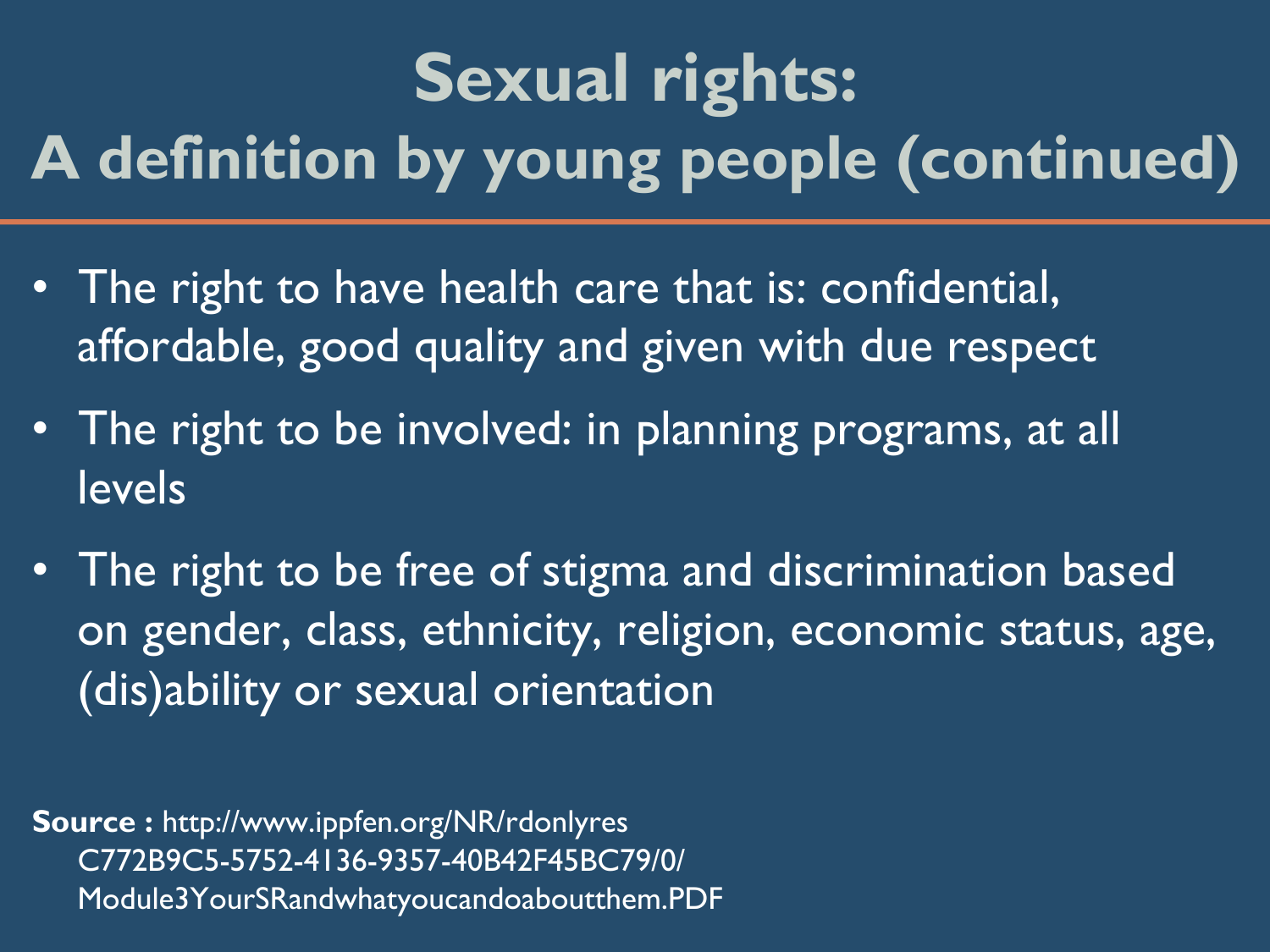# Sexual rights: A definition by young people (continued)

- The right to have health care that is: confidential, affordable, good quality and given with due respect
- The right to be involved: in planning programs, at all levels
- The right to be free of stigma and discrimination based on gender, class, ethnicity, religion, economic status, age, (dis)ability or sexual orientation

**Source :** http://www.ippfen.org/NR/rdonlyres C772B9C5-5752-4136-9357-40B42F45BC79/0/ Module3YourSRandwhatyoucandoaboutthem.PDF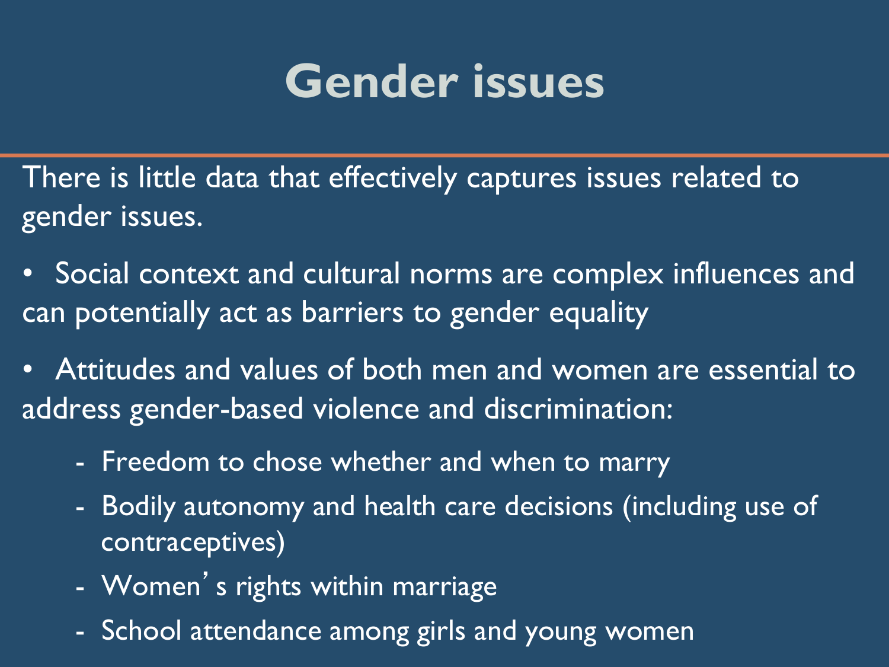# Gender issues

There is little data that effectively captures issues related to gender issues.

- Social context and cultural norms are complex influences and can potentially act as barriers to gender equality
- Attitudes and values of both men and women are essential to address gender-based violence and discrimination:
  - Freedom to chose whether and when to marry
  - Bodily autonomy and health care decisions (including use of contraceptives)
  - Women's rights within marriage
  - School attendance among girls and young women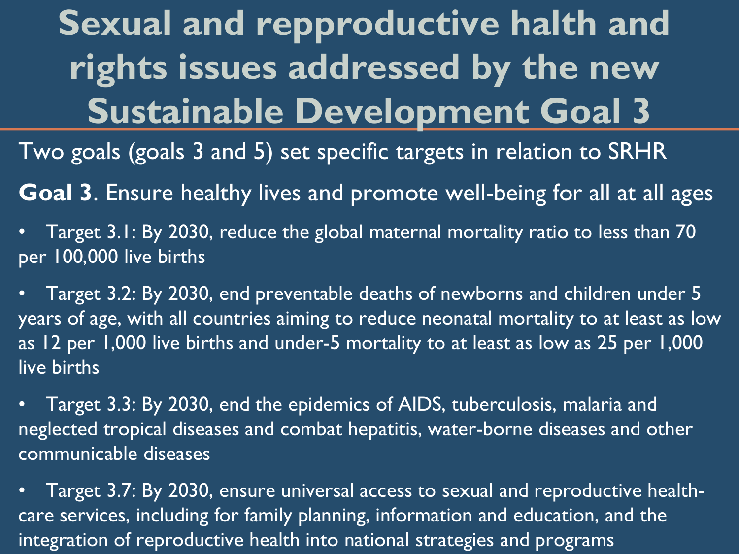# Sexual and repproductive halth and rights issues addressed by the new Sustainable Development Goal 3

Two goals (goals 3 and 5) set specific targets in relation to SRHR

**Goal 3**. Ensure healthy lives and promote well-being for all at all ages

- Target 3.1: By 2030, reduce the global maternal mortality ratio to less than 70 per 100,000 live births
- Target 3.2: By 2030, end preventable deaths of newborns and children under 5 years of age, with all countries aiming to reduce neonatal mortality to at least as low as 12 per 1,000 live births and under-5 mortality to at least as low as 25 per 1,000 live births
- Target 3.3: By 2030, end the epidemics of AIDS, tuberculosis, malaria and neglected tropical diseases and combat hepatitis, water-borne diseases and other communicable diseases
- Target 3.7: By 2030, ensure universal access to sexual and reproductive health-care services, including for family planning, information and education, and the integration of reproductive health into national strategies and programs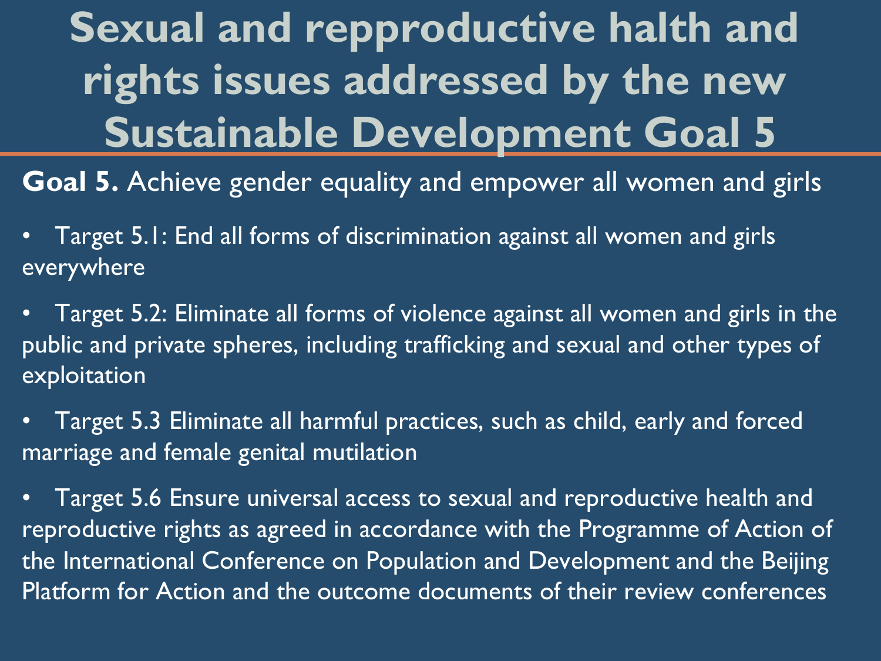# Sexual and repproductive halth and rights issues addressed by the new Sustainable Development Goal 5

**Goal 5.** Achieve gender equality and empower all women and girls

- Target 5.1: End all forms of discrimination against all women and girls everywhere
- Target 5.2: Eliminate all forms of violence against all women and girls in the public and private spheres, including trafficking and sexual and other types of exploitation
- Target 5.3 Eliminate all harmful practices, such as child, early and forced marriage and female genital mutilation
- Target 5.6 Ensure universal access to sexual and reproductive health and reproductive rights as agreed in accordance with the Programme of Action of the International Conference on Population and Development and the Beijing Platform for Action and the outcome documents of their review conferences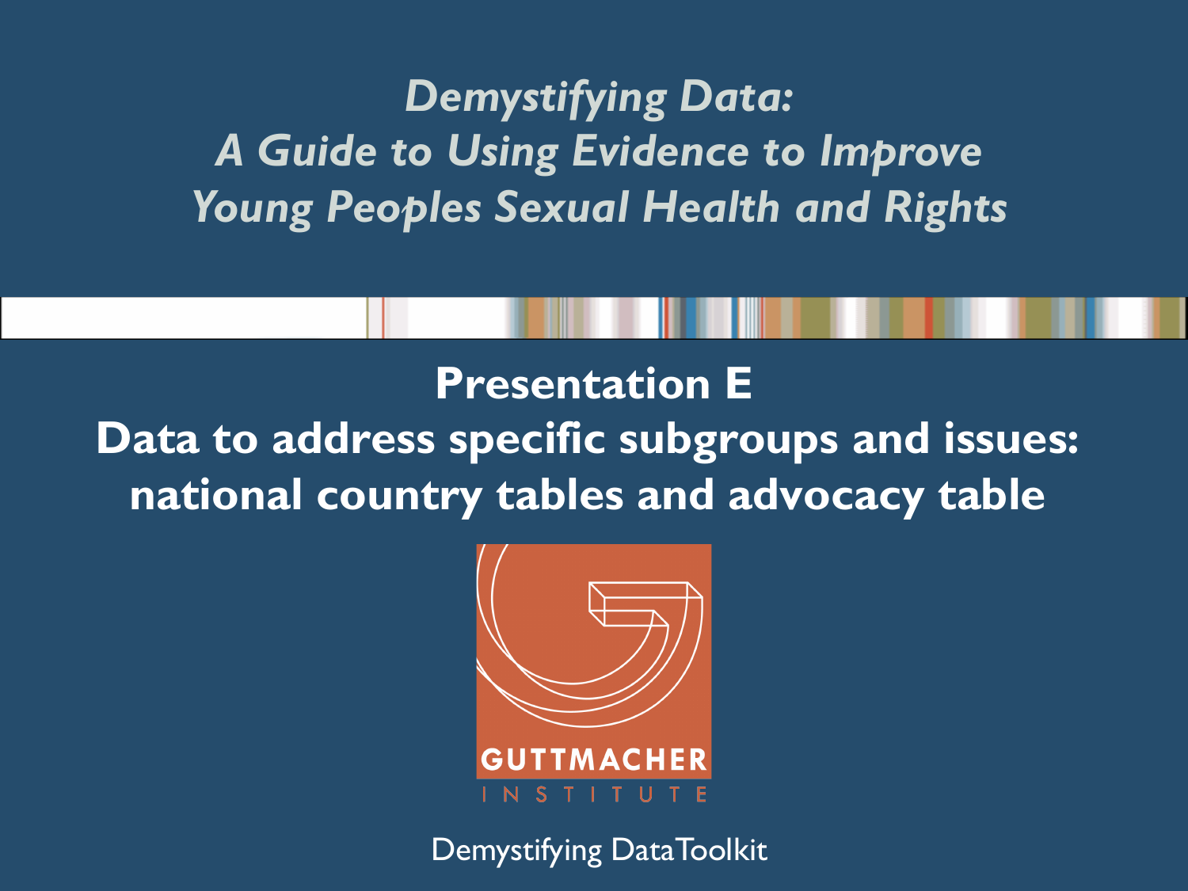*Demystifying Data:*
*A Guide to Using Evidence to Improve Young Peoples Sexual Health and Rights*

# Presentation E
# Data to address specific subgroups and issues: national country tables and advocacy table

GUTTMACHER INSTITUTE

Demystifying Data Toolkit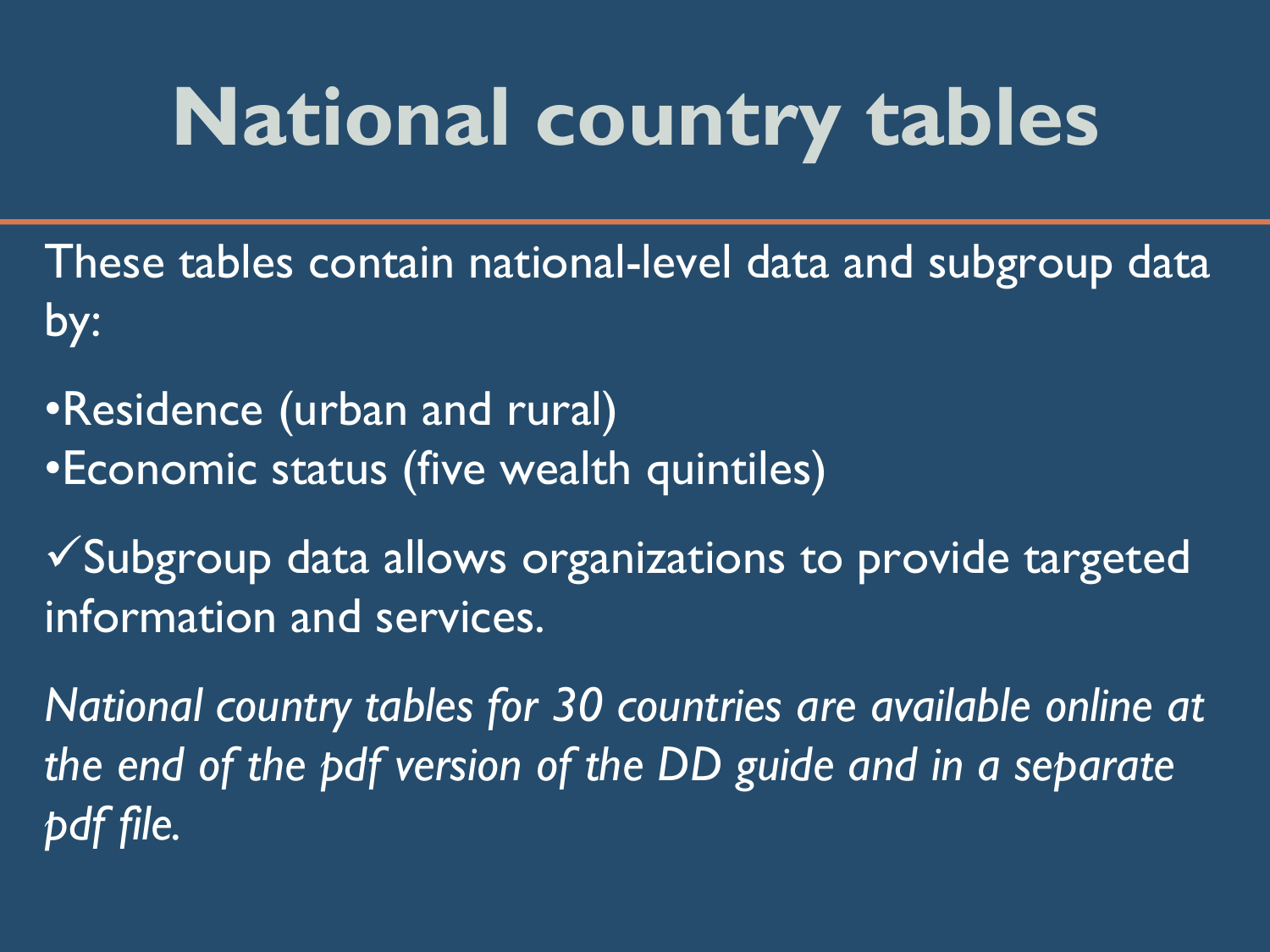# National country tables

These tables contain national-level data and subgroup data by:

- Residence (urban and rural)
- Economic status (five wealth quintiles)

✓Subgroup data allows organizations to provide targeted information and services.

*National country tables for 30 countries are available online at the end of the pdf version of the DD guide and in a separate pdf file.*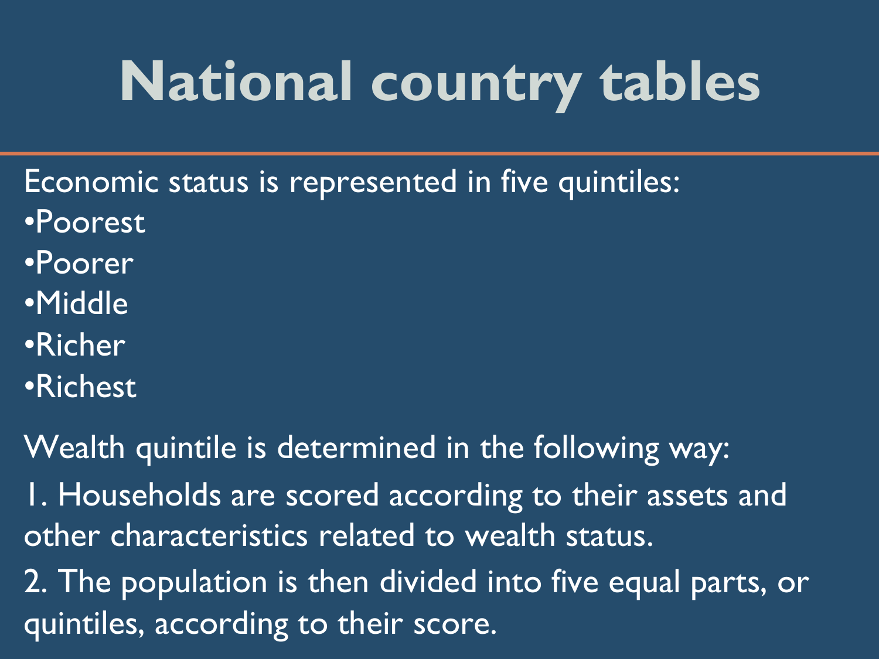# National country tables

Economic status is represented in five quintiles:

- Poorest
- Poorer
- Middle
- Richer
- Richest

Wealth quintile is determined in the following way:

1. Households are scored according to their assets and other characteristics related to wealth status.
2. The population is then divided into five equal parts, or quintiles, according to their score.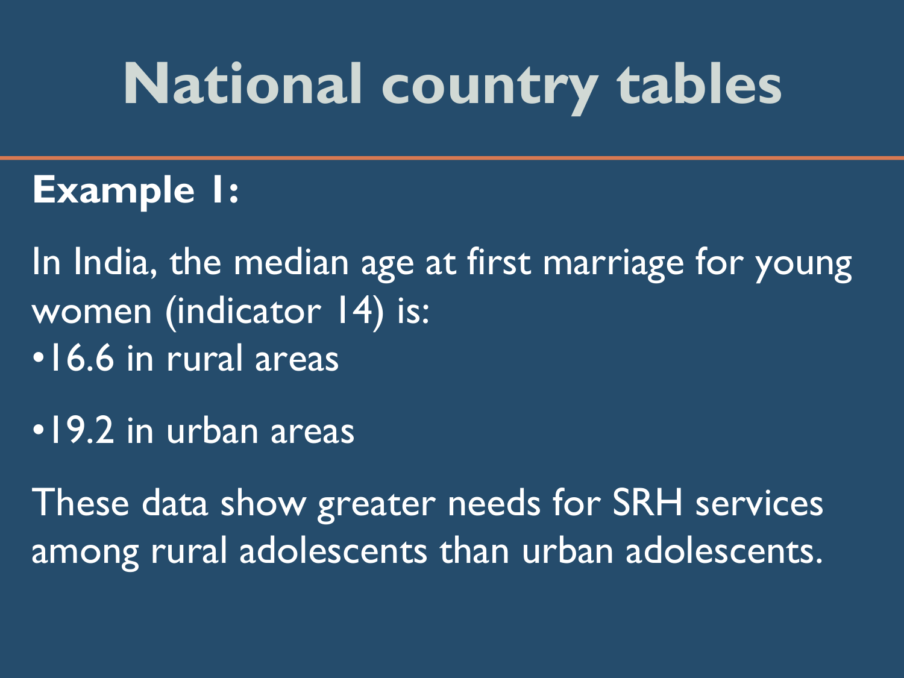# National country tables

**Example 1:**

In India, the median age at first marriage for young women (indicator 14) is:

- 16.6 in rural areas
- 19.2 in urban areas

These data show greater needs for SRH services among rural adolescents than urban adolescents.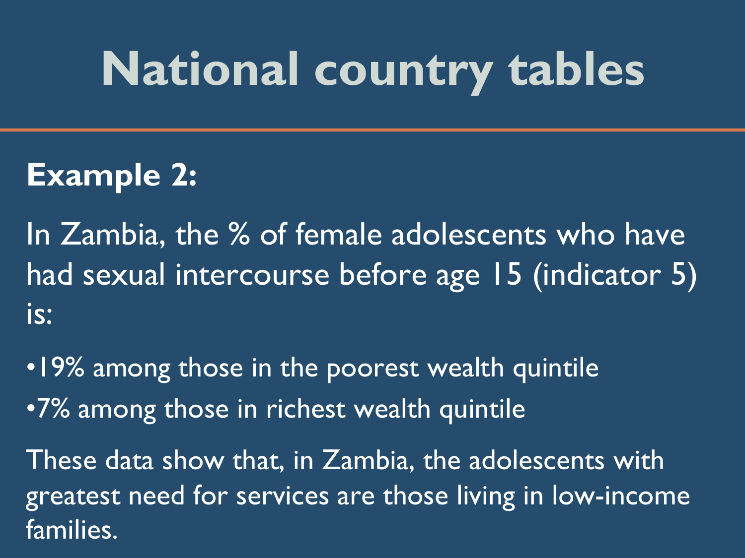# National country tables

**Example 2:**

In Zambia, the % of female adolescents who have had sexual intercourse before age 15 (indicator 5) is:

- 19% among those in the poorest wealth quintile
- 7% among those in richest wealth quintile

These data show that, in Zambia, the adolescents with greatest need for services are those living in low-income families.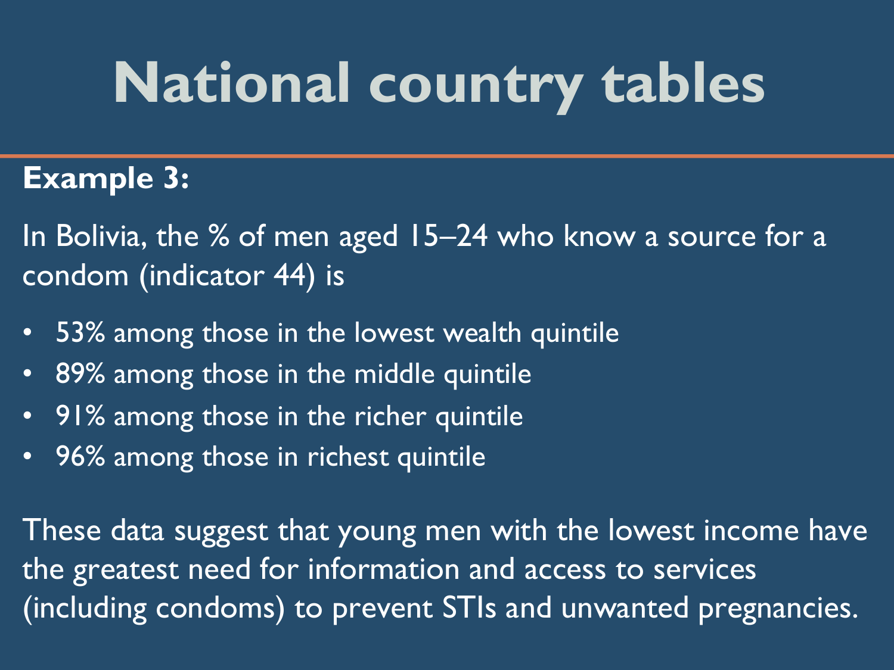# National country tables

**Example 3:**

In Bolivia, the % of men aged 15–24 who know a source for a condom (indicator 44) is

- 53% among those in the lowest wealth quintile
- 89% among those in the middle quintile
- 91% among those in the richer quintile
- 96% among those in richest quintile

These data suggest that young men with the lowest income have the greatest need for information and access to services (including condoms) to prevent STIs and unwanted pregnancies.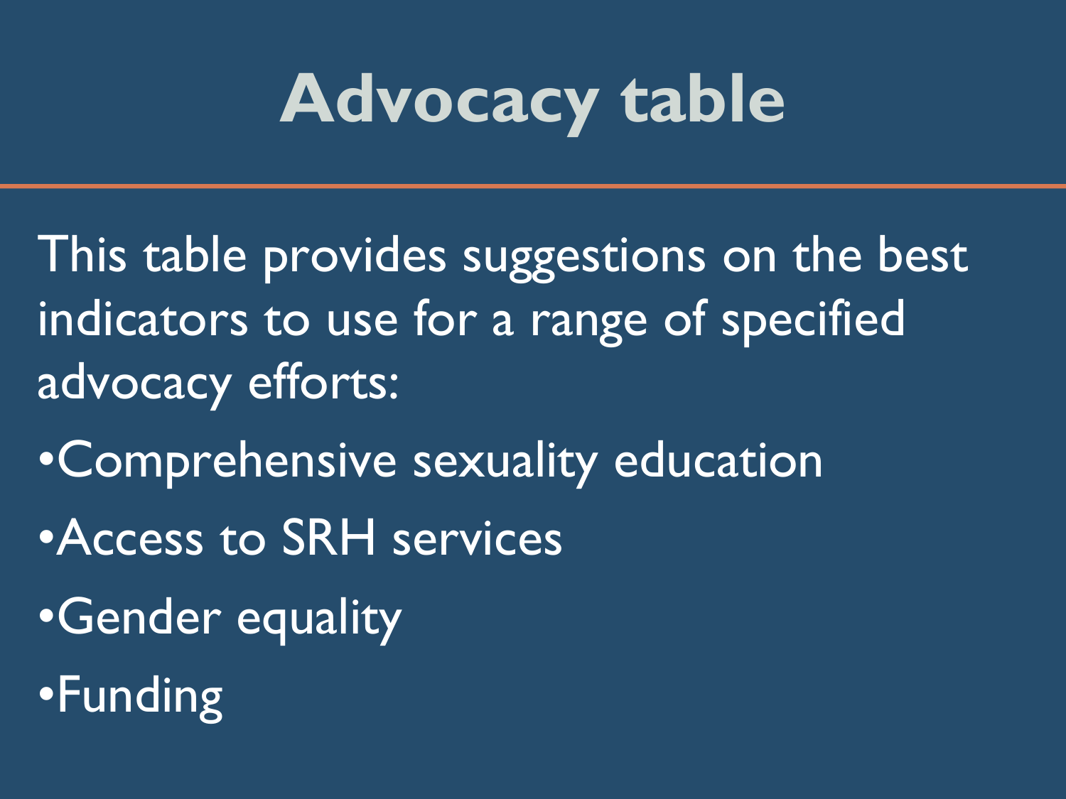# Advocacy table

This table provides suggestions on the best indicators to use for a range of specified advocacy efforts:

- Comprehensive sexuality education
- Access to SRH services
- Gender equality
- Funding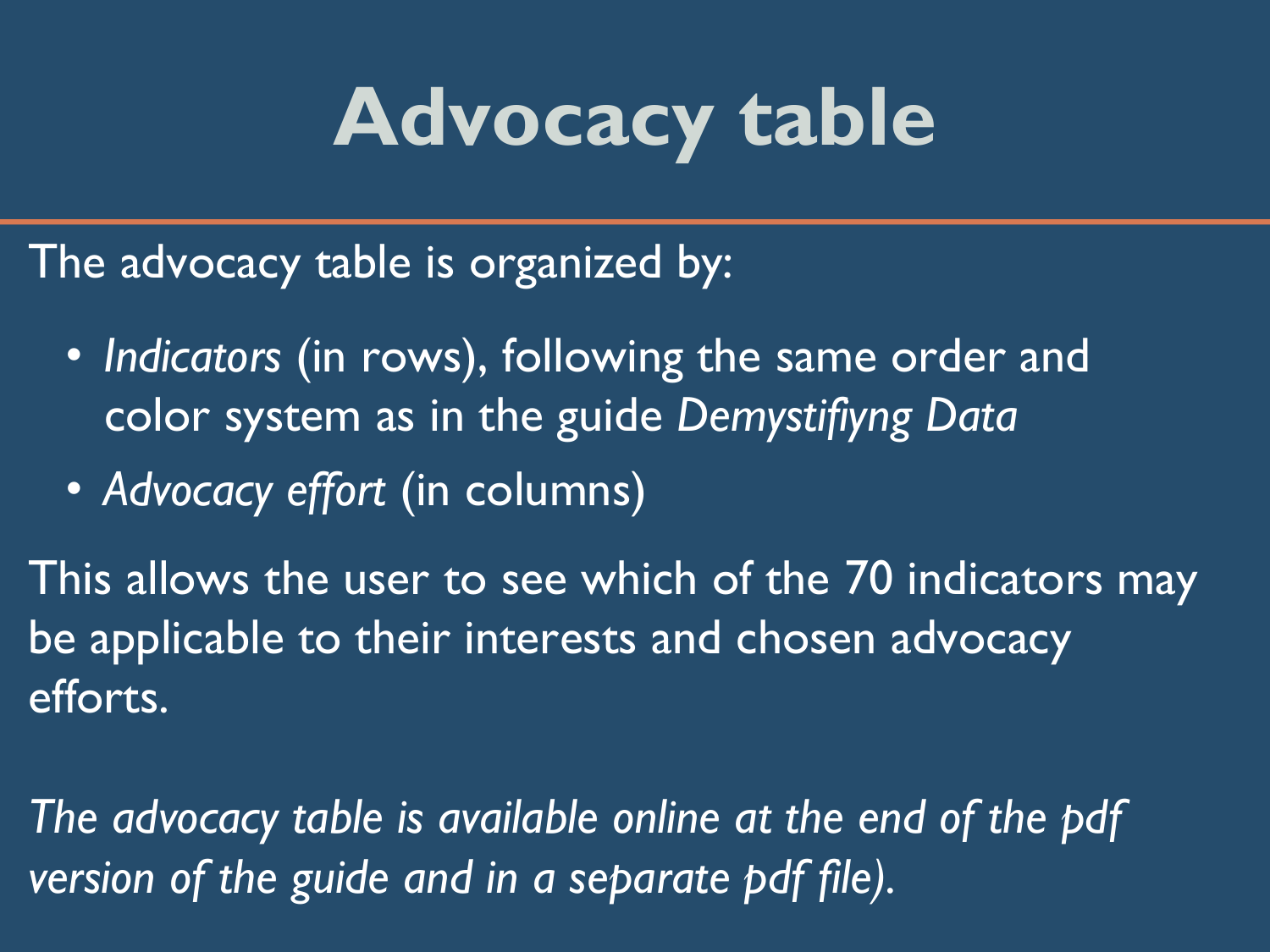# Advocacy table

The advocacy table is organized by:

- *Indicators* (in rows), following the same order and color system as in the guide *Demystifiyng Data*
- *Advocacy effort* (in columns)

This allows the user to see which of the 70 indicators may be applicable to their interests and chosen advocacy efforts.

*The advocacy table is available online at the end of the pdf version of the guide and in a separate pdf file).*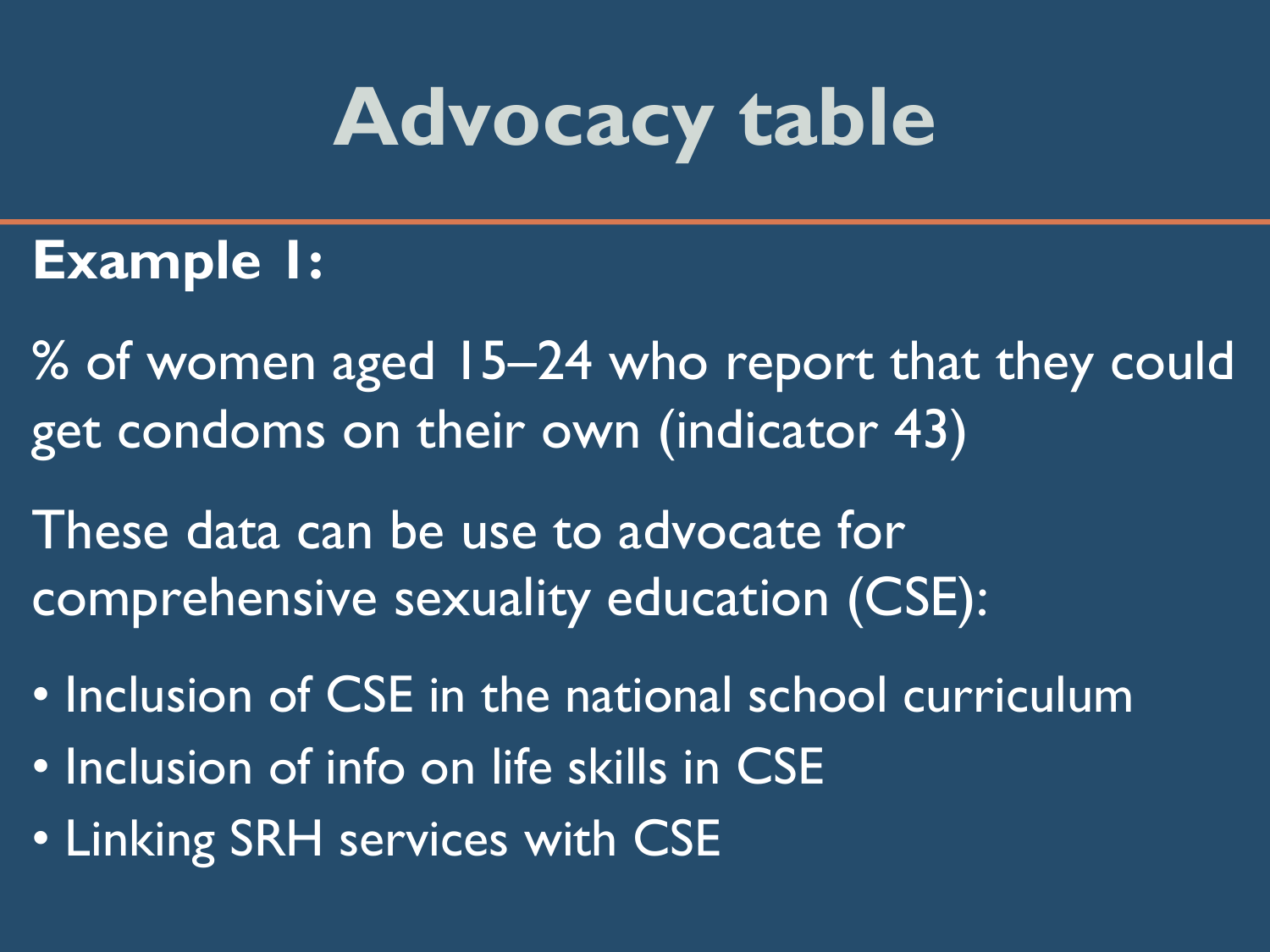# Advocacy table

**Example 1:**

% of women aged 15–24 who report that they could get condoms on their own (indicator 43)

These data can be use to advocate for comprehensive sexuality education (CSE):

- Inclusion of CSE in the national school curriculum
- Inclusion of info on life skills in CSE
- Linking SRH services with CSE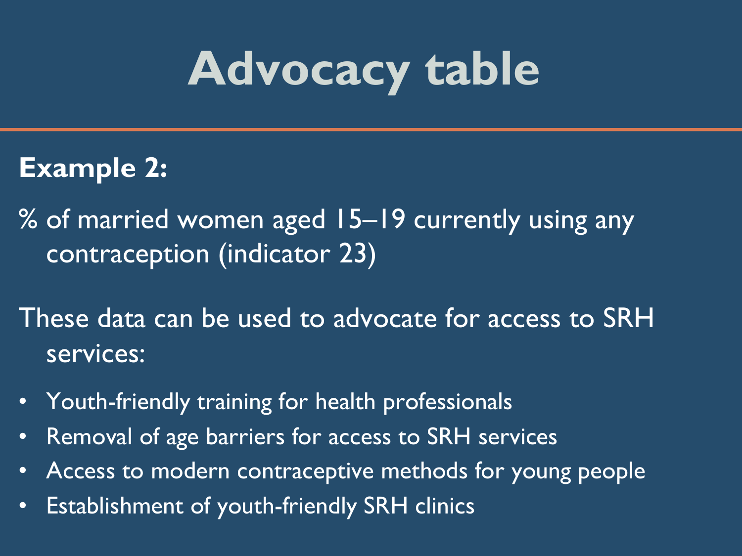# Advocacy table

**Example 2:**

% of married women aged 15–19 currently using any contraception (indicator 23)

These data can be used to advocate for access to SRH services:

- Youth-friendly training for health professionals
- Removal of age barriers for access to SRH services
- Access to modern contraceptive methods for young people
- Establishment of youth-friendly SRH clinics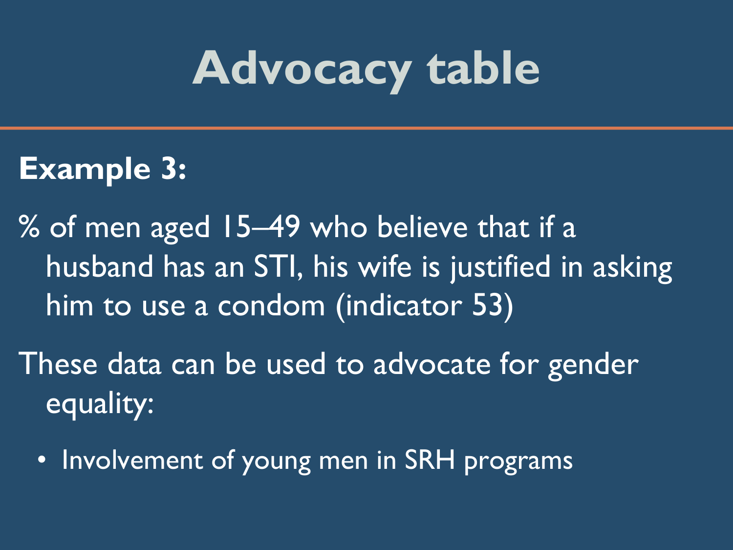# Advocacy table

**Example 3:**

% of men aged 15–49 who believe that if a husband has an STI, his wife is justified in asking him to use a condom (indicator 53)

These data can be used to advocate for gender equality:

- Involvement of young men in SRH programs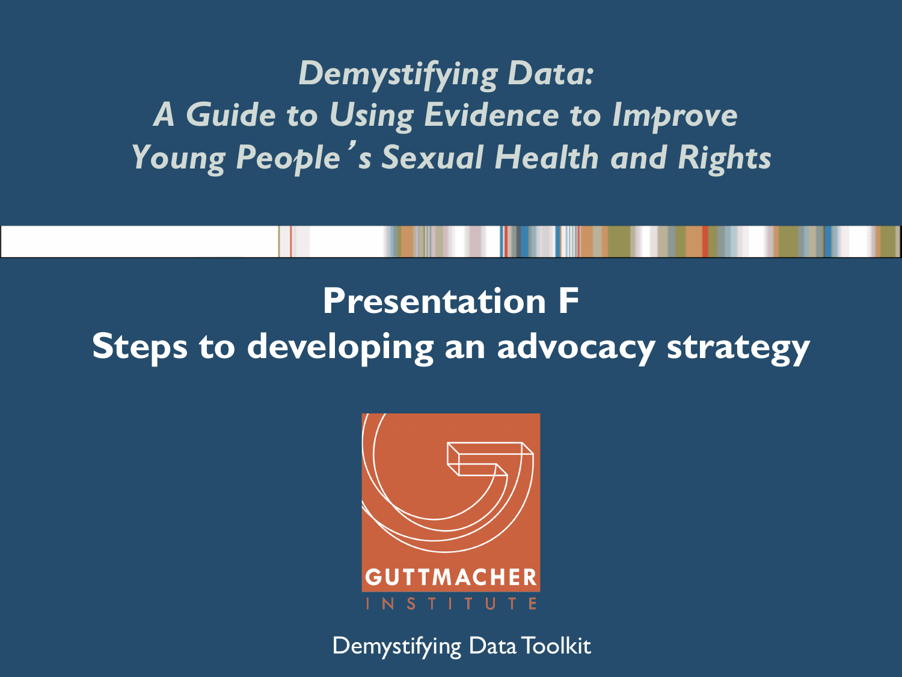*Demystifying Data: A Guide to Using Evidence to Improve Young People's Sexual Health and Rights*

# Presentation F
# Steps to developing an advocacy strategy

GUTTMACHER INSTITUTE

Demystifying Data Toolkit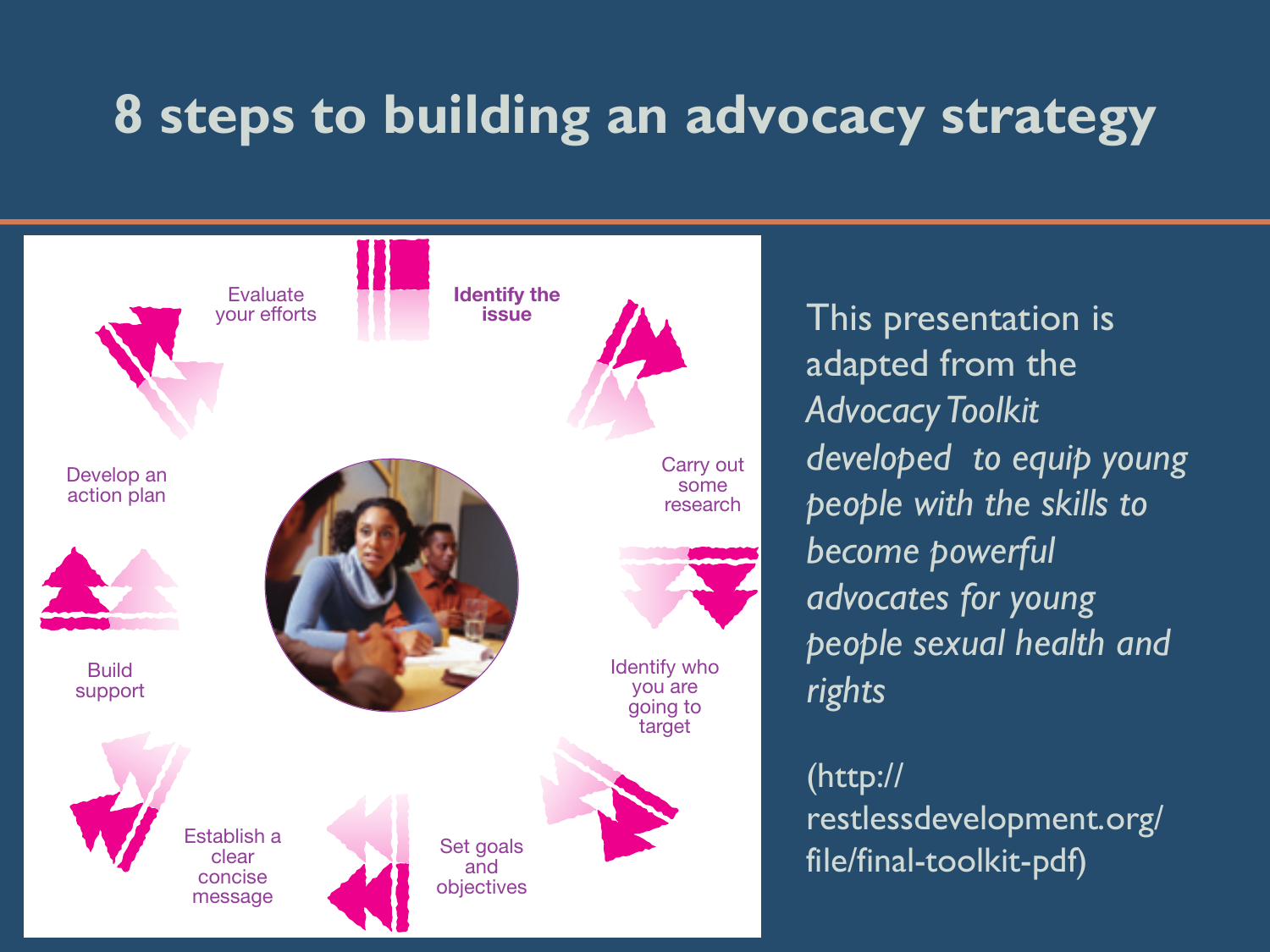# 8 steps to building an advocacy strategy

- Identify the issue
- Carry out some research
- Identify who you are going to target
- Set goals and objectives
- Establish a clear concise message
- Build support
- Develop an action plan
- Evaluate your efforts

This presentation is adapted from the *Advocacy Toolkit developed to equip young people with the skills to become powerful advocates for young people sexual health and rights*

(http://restlessdevelopment.org/file/final-toolkit-pdf)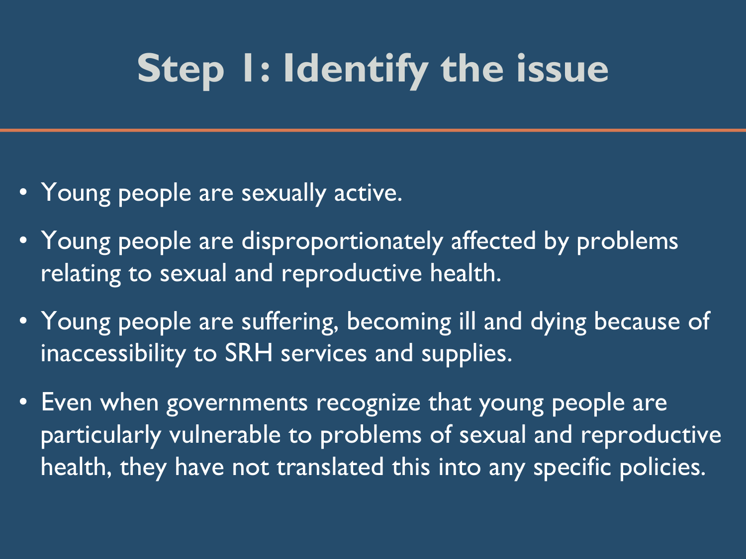# Step 1: Identify the issue

- Young people are sexually active.
- Young people are disproportionately affected by problems relating to sexual and reproductive health.
- Young people are suffering, becoming ill and dying because of inaccessibility to SRH services and supplies.
- Even when governments recognize that young people are particularly vulnerable to problems of sexual and reproductive health, they have not translated this into any specific policies.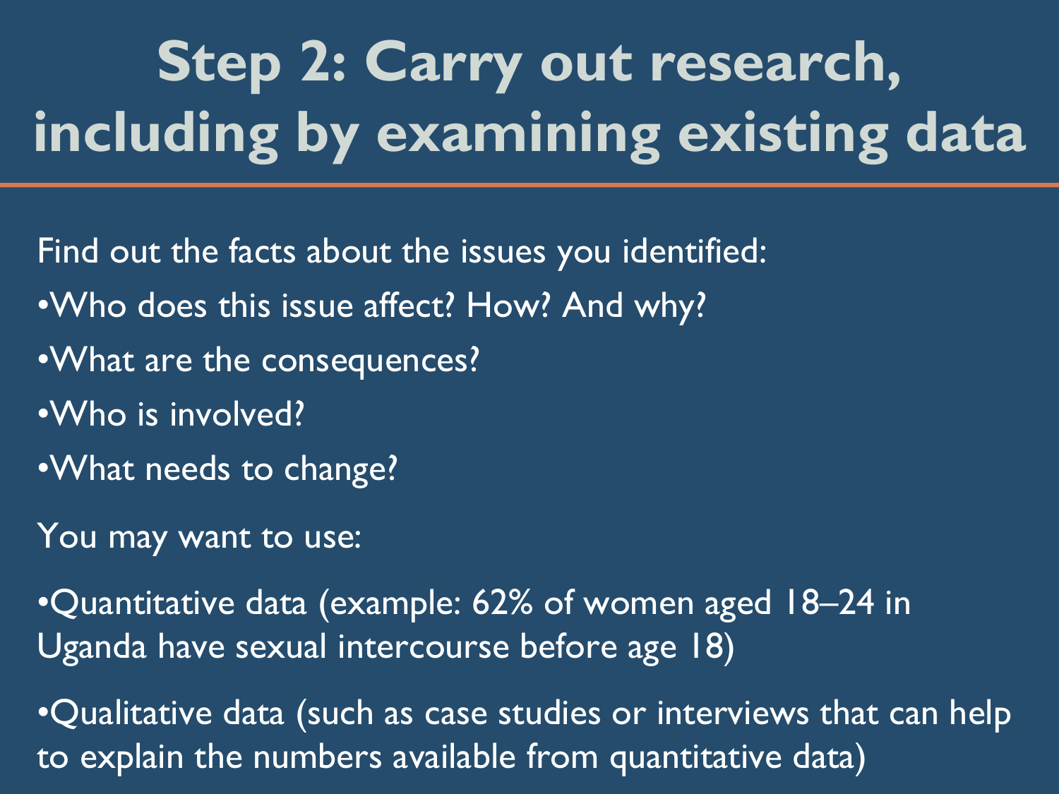# Step 2: Carry out research, including by examining existing data

Find out the facts about the issues you identified:

- Who does this issue affect? How? And why?
- What are the consequences?
- Who is involved?
- What needs to change?

You may want to use:

- Quantitative data (example: 62% of women aged 18–24 in Uganda have sexual intercourse before age 18)
- Qualitative data (such as case studies or interviews that can help to explain the numbers available from quantitative data)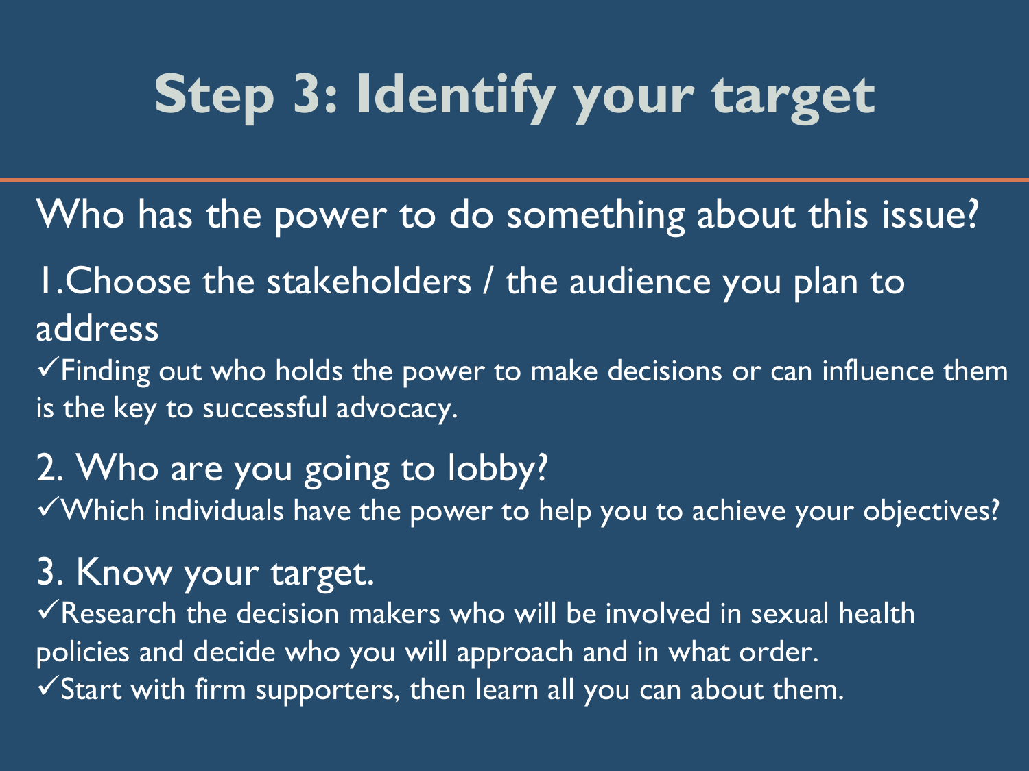# Step 3: Identify your target

Who has the power to do something about this issue?

1. Choose the stakeholders / the audience you plan to address
   - ✓Finding out who holds the power to make decisions or can influence them is the key to successful advocacy.
2. Who are you going to lobby?
   - ✓Which individuals have the power to help you to achieve your objectives?
3. Know your target.
   - ✓Research the decision makers who will be involved in sexual health policies and decide who you will approach and in what order.
   - ✓Start with firm supporters, then learn all you can about them.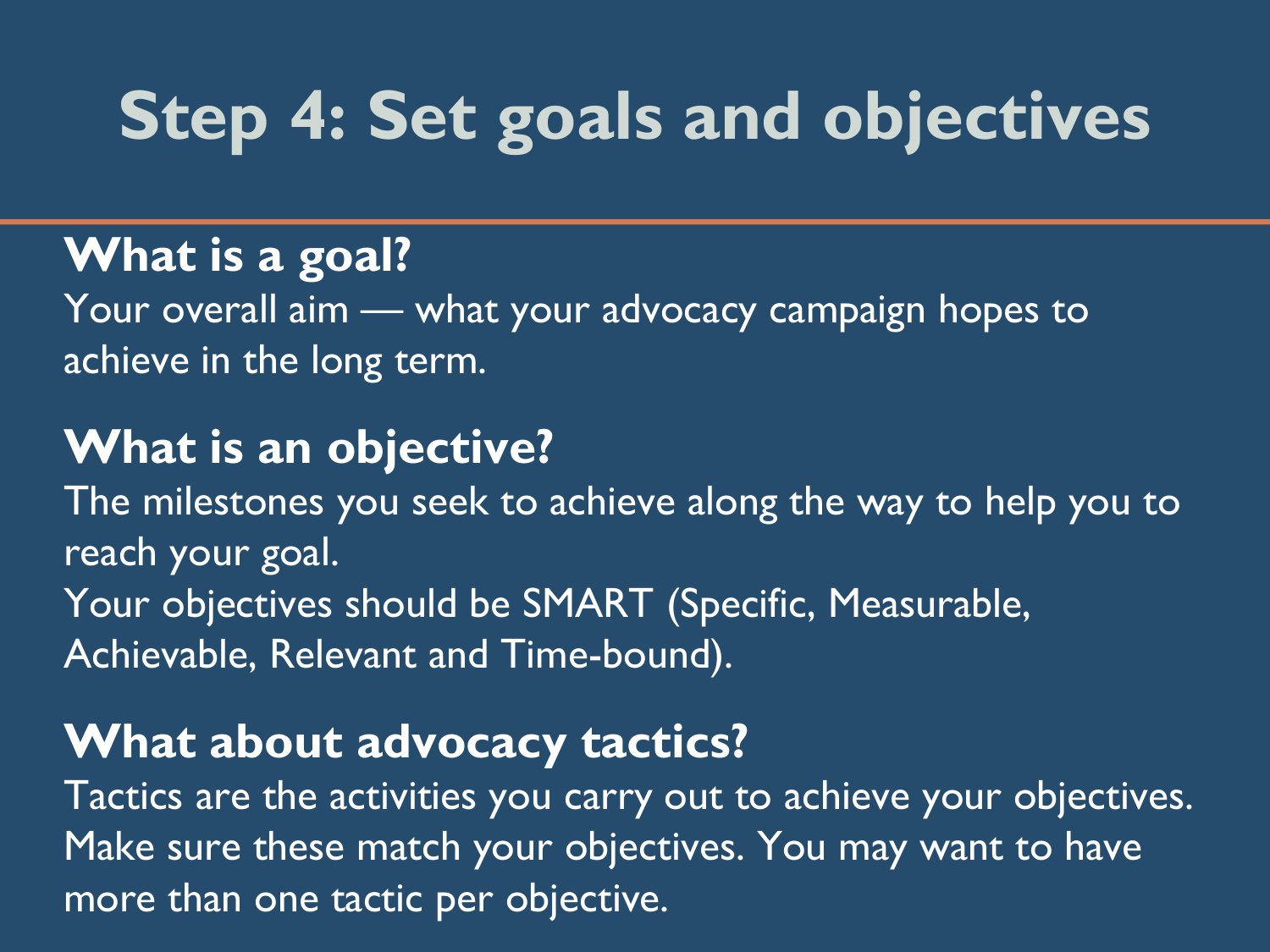# Step 4: Set goals and objectives

## What is a goal?

Your overall aim — what your advocacy campaign hopes to achieve in the long term.

## What is an objective?

The milestones you seek to achieve along the way to help you to reach your goal.

Your objectives should be SMART (Specific, Measurable, Achievable, Relevant and Time-bound).

## What about advocacy tactics?

Tactics are the activities you carry out to achieve your objectives. Make sure these match your objectives. You may want to have more than one tactic per objective.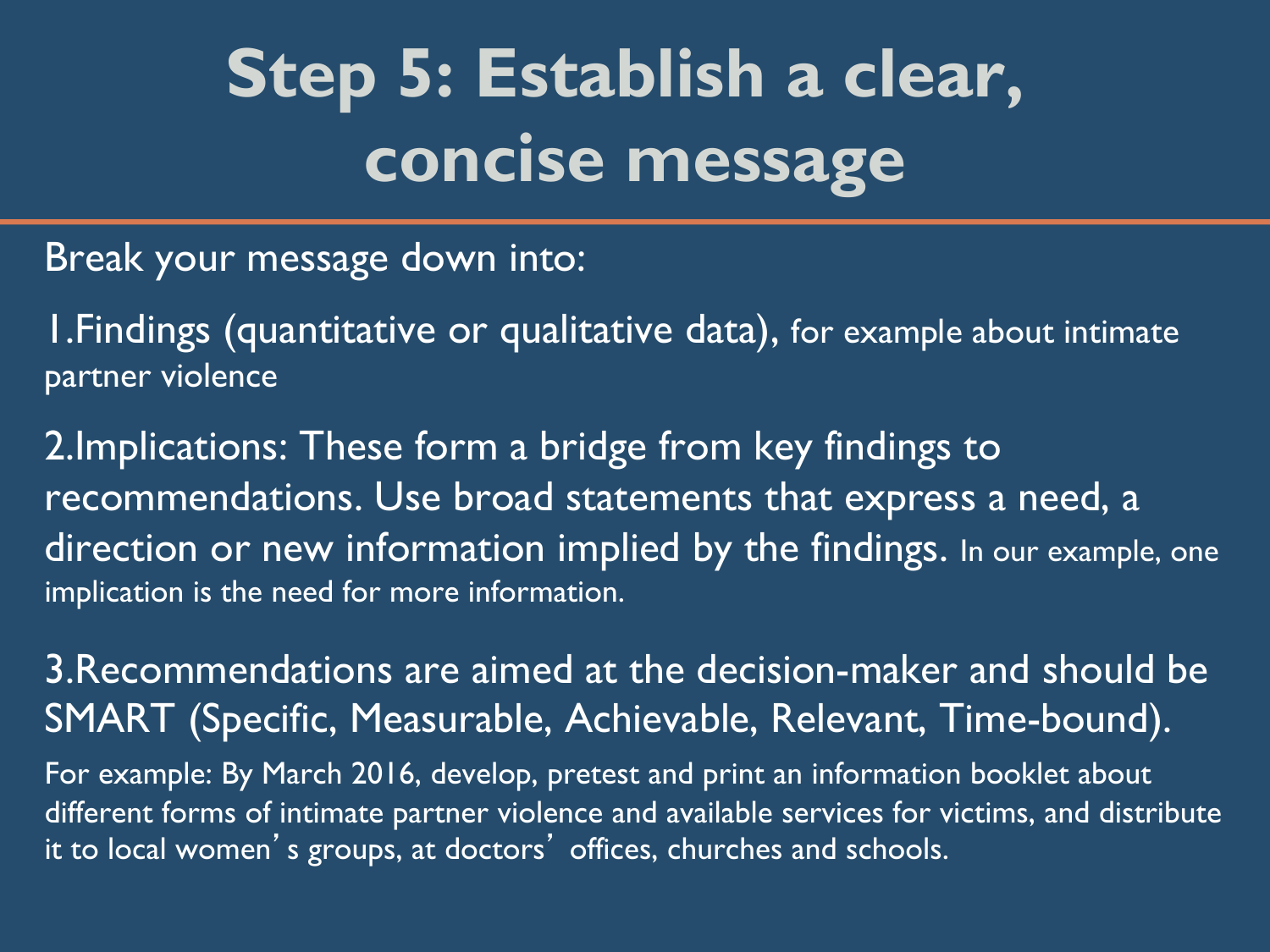# Step 5: Establish a clear, concise message

Break your message down into:

1. Findings (quantitative or qualitative data), for example about intimate partner violence

2. Implications: These form a bridge from key findings to recommendations. Use broad statements that express a need, a direction or new information implied by the findings. In our example, one implication is the need for more information.

3. Recommendations are aimed at the decision-maker and should be SMART (Specific, Measurable, Achievable, Relevant, Time-bound).

For example: By March 2016, develop, pretest and print an information booklet about different forms of intimate partner violence and available services for victims, and distribute it to local women's groups, at doctors' offices, churches and schools.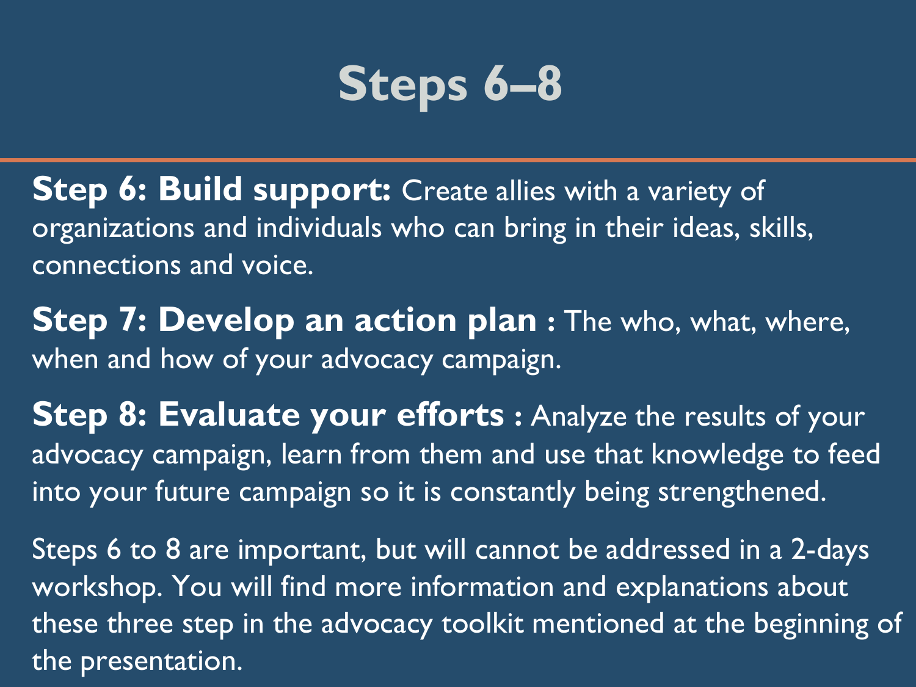# Steps 6–8

**Step 6: Build support:** Create allies with a variety of organizations and individuals who can bring in their ideas, skills, connections and voice.

**Step 7: Develop an action plan :** The who, what, where, when and how of your advocacy campaign.

**Step 8: Evaluate your efforts :** Analyze the results of your advocacy campaign, learn from them and use that knowledge to feed into your future campaign so it is constantly being strengthened.

Steps 6 to 8 are important, but will cannot be addressed in a 2-days workshop. You will find more information and explanations about these three step in the advocacy toolkit mentioned at the beginning of the presentation.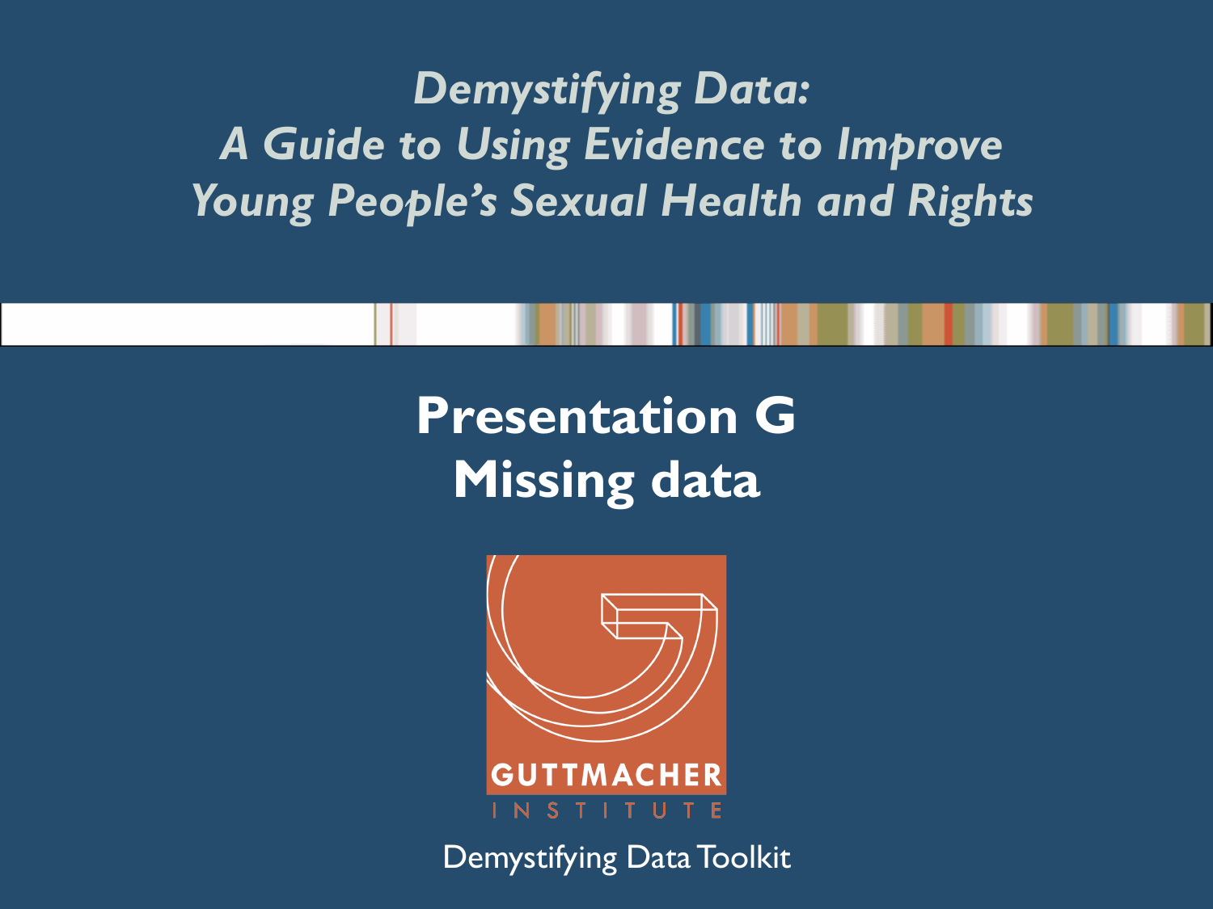*Demystifying Data:*
*A Guide to Using Evidence to Improve Young People's Sexual Health and Rights*

# Presentation G
# Missing data

GUTTMACHER INSTITUTE

Demystifying Data Toolkit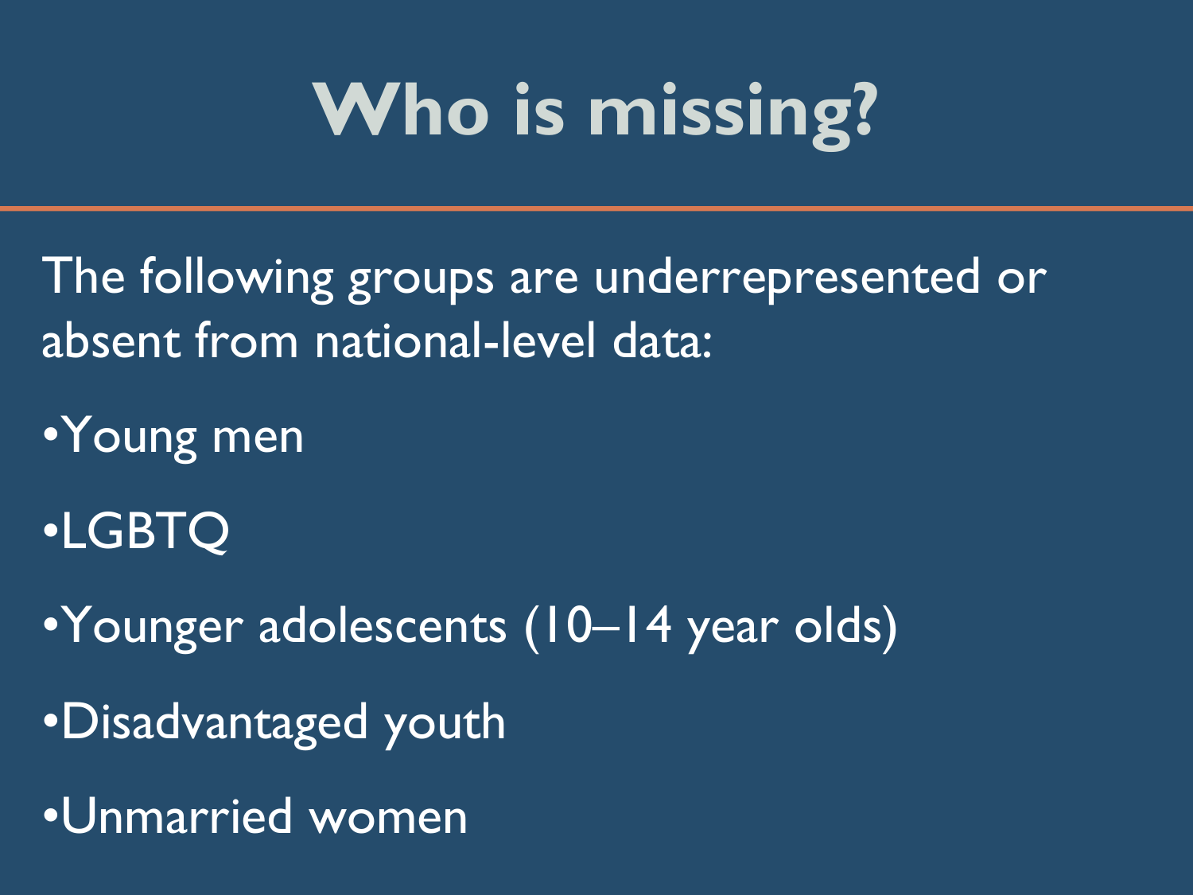# Who is missing?

The following groups are underrepresented or absent from national-level data:

- Young men
- LGBTQ
- Younger adolescents (10–14 year olds)
- Disadvantaged youth
- Unmarried women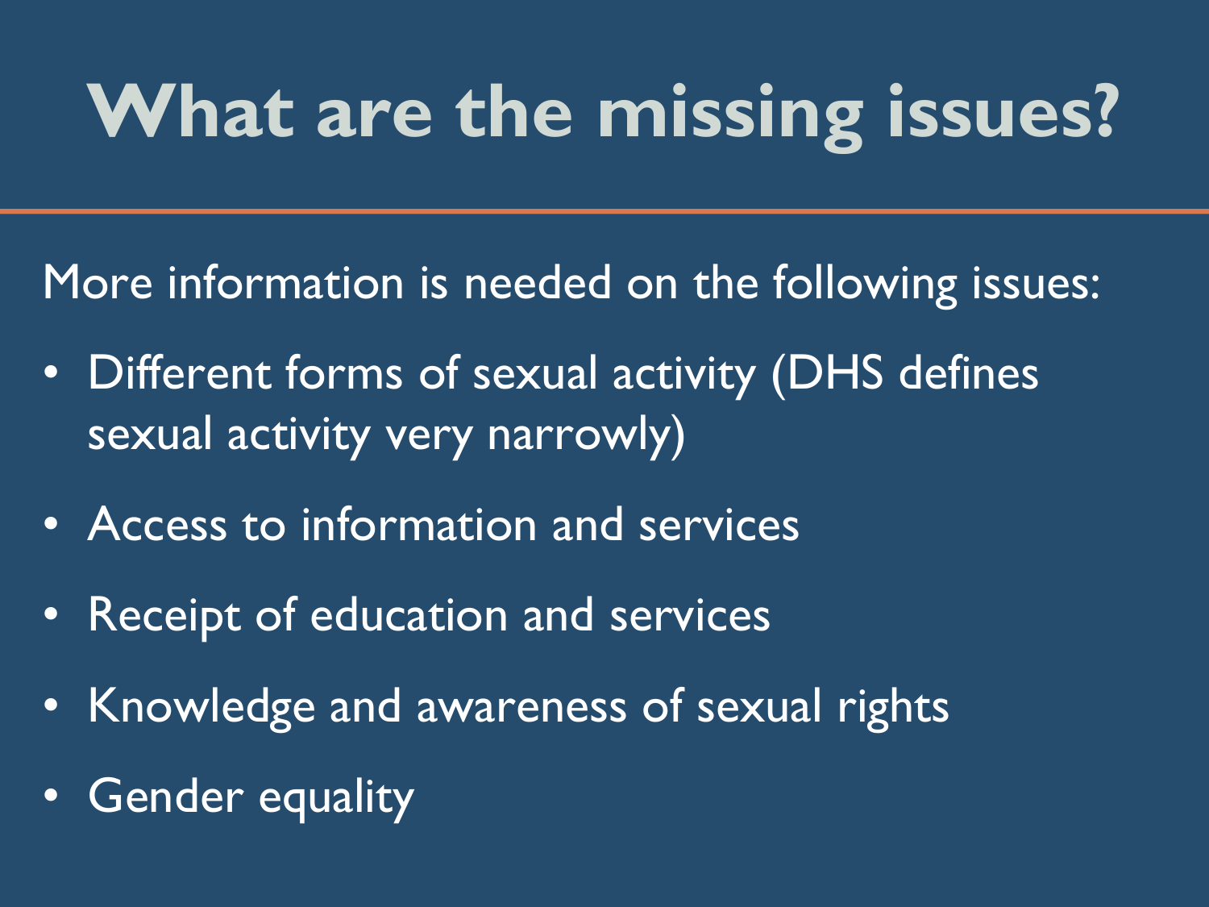# What are the missing issues?

More information is needed on the following issues:

- Different forms of sexual activity (DHS defines sexual activity very narrowly)
- Access to information and services
- Receipt of education and services
- Knowledge and awareness of sexual rights
- Gender equality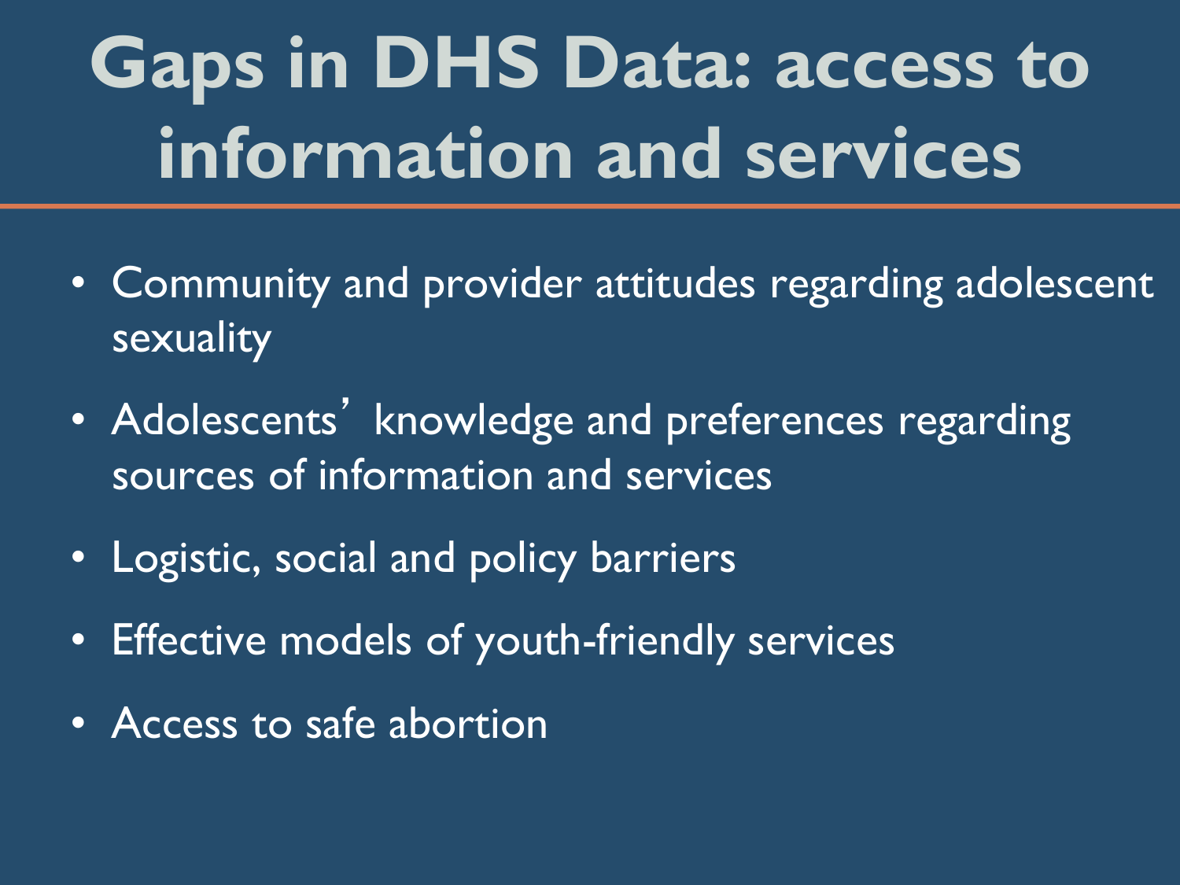# Gaps in DHS Data: access to information and services

- Community and provider attitudes regarding adolescent sexuality
- Adolescents' knowledge and preferences regarding sources of information and services
- Logistic, social and policy barriers
- Effective models of youth-friendly services
- Access to safe abortion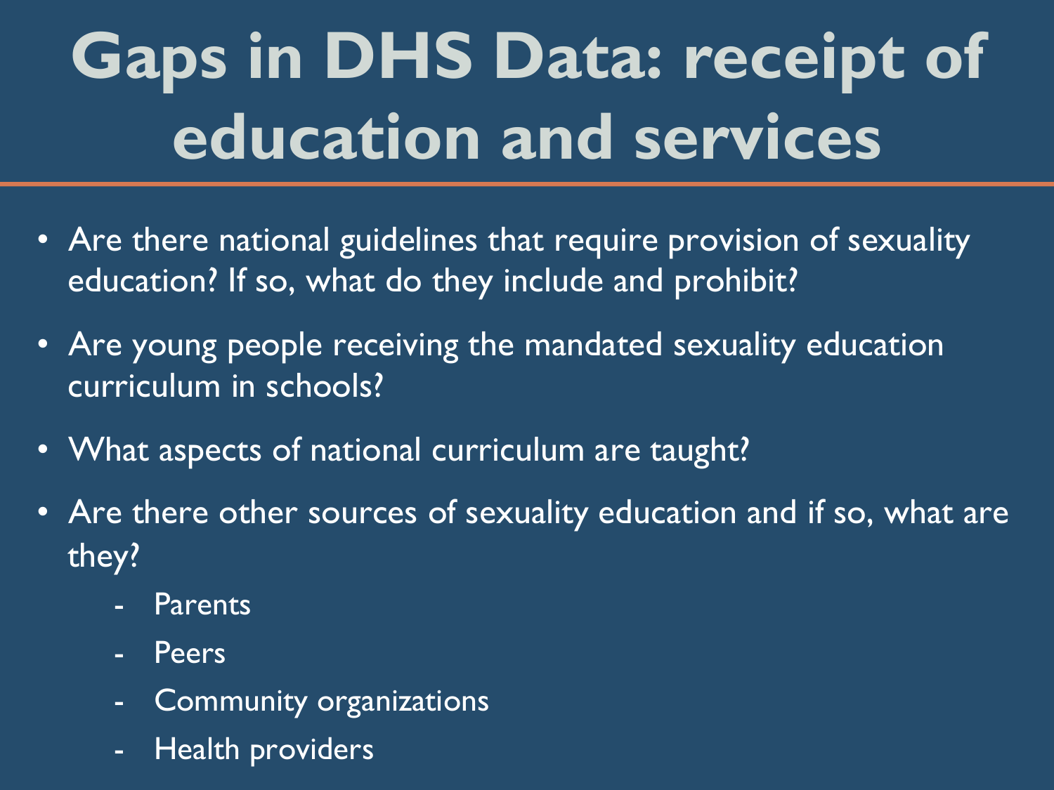# Gaps in DHS Data: receipt of education and services

- Are there national guidelines that require provision of sexuality education? If so, what do they include and prohibit?
- Are young people receiving the mandated sexuality education curriculum in schools?
- What aspects of national curriculum are taught?
- Are there other sources of sexuality education and if so, what are they?
  - Parents
  - Peers
  - Community organizations
  - Health providers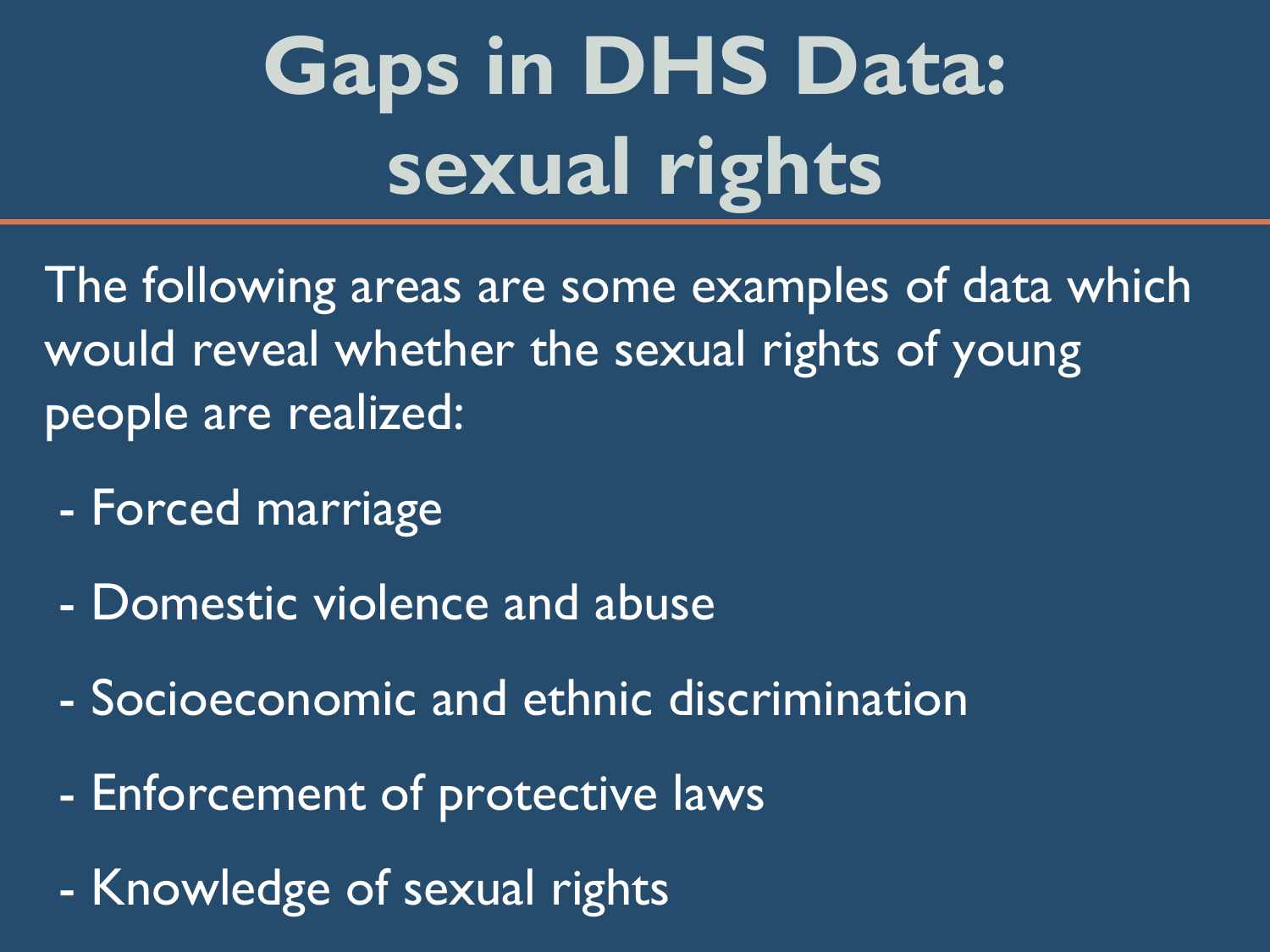# Gaps in DHS Data: sexual rights

The following areas are some examples of data which would reveal whether the sexual rights of young people are realized:

- Forced marriage
- Domestic violence and abuse
- Socioeconomic and ethnic discrimination
- Enforcement of protective laws
- Knowledge of sexual rights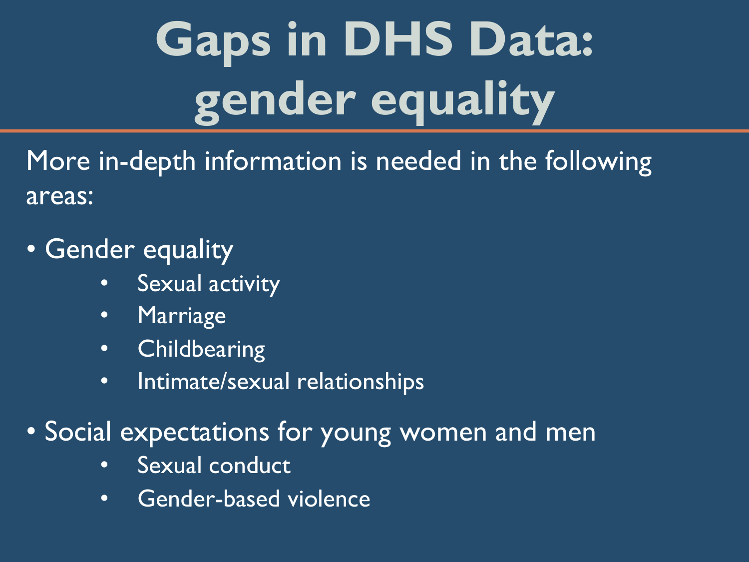# Gaps in DHS Data: gender equality

More in-depth information is needed in the following areas:

- Gender equality
  - Sexual activity
  - Marriage
  - Childbearing
  - Intimate/sexual relationships
- Social expectations for young women and men
  - Sexual conduct
  - Gender-based violence